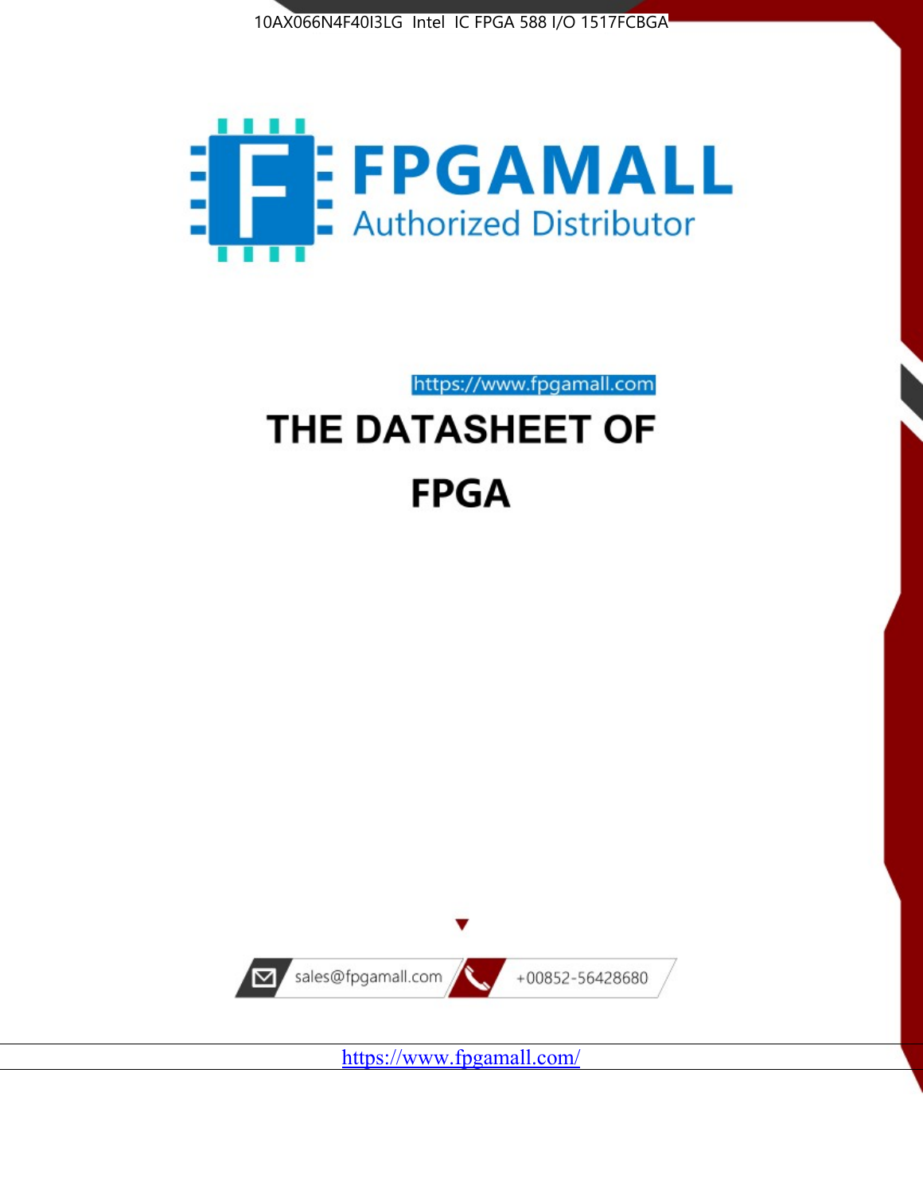10AX066N4F40I3LG Intel IC FPGA 588 I/O 1517FCBGA

FPGAMALL

Authorized Distributor

https://www.fpgamall.com

# THE DATASHEET OF

# FPGA

sales@fpgamall.com

+00852-56428680

https://www.fpgamall.com/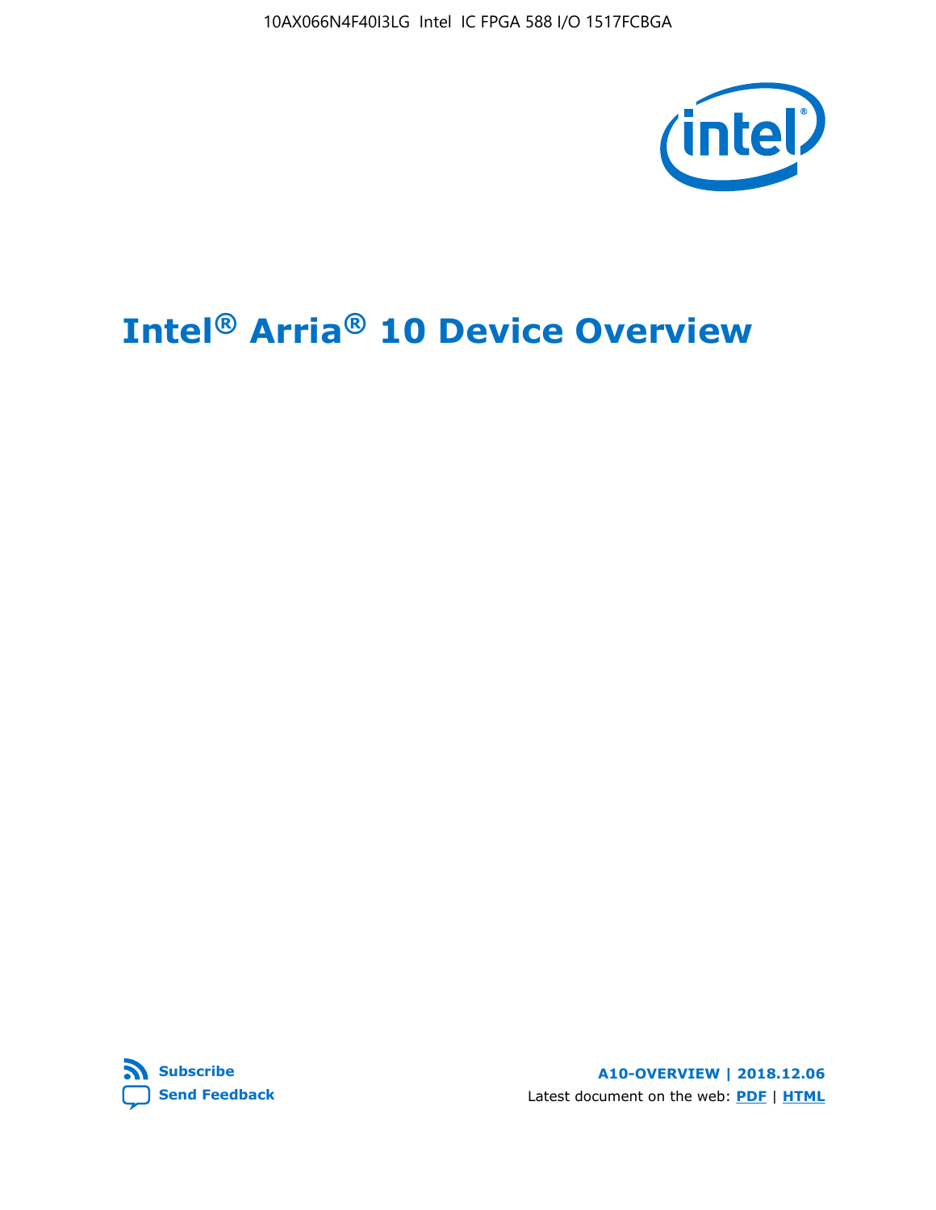# Intel® Arria® 10 Device Overview

**Subscribe**

**Send Feedback**

**A10-OVERVIEW | 2018.12.06**

Latest document on the web: **PDF** | **HTML**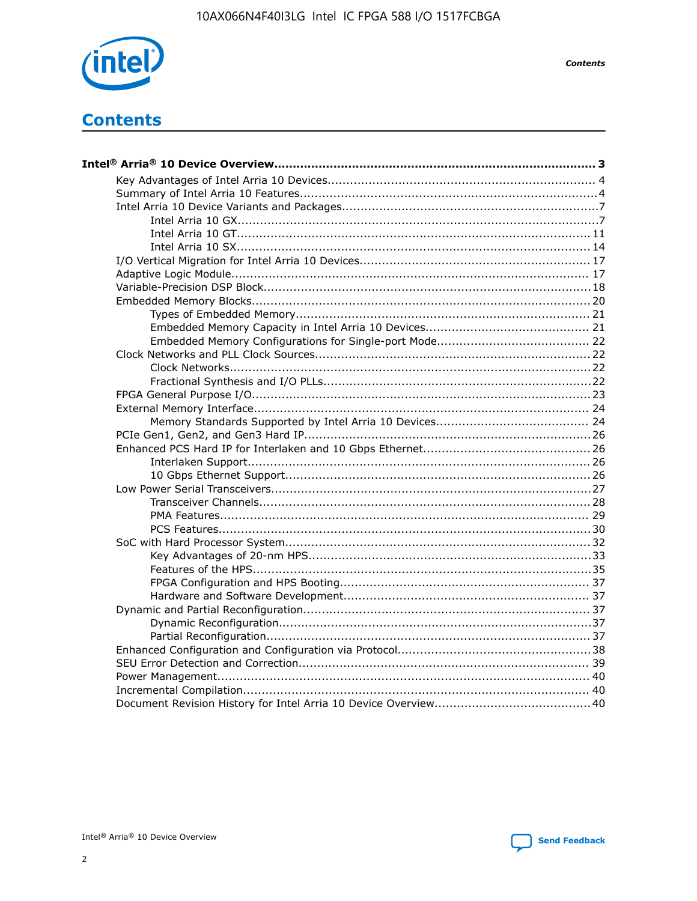# Contents

**Intel® Arria® 10 Device Overview...................................................................................... 3**

- Key Advantages of Intel Arria 10 Devices....................................................................... 4
- Summary of Intel Arria 10 Features................................................................................4
- Intel Arria 10 Device Variants and Packages....................................................................7
    - Intel Arria 10 GX.................................................................................................7
    - Intel Arria 10 GT............................................................................................... 11
    - Intel Arria 10 SX............................................................................................... 14
- I/O Vertical Migration for Intel Arria 10 Devices............................................................. 17
- Adaptive Logic Module................................................................................................ 17
- Variable-Precision DSP Block....................................................................................... 18
- Embedded Memory Blocks.......................................................................................... 20
    - Types of Embedded Memory............................................................................... 21
    - Embedded Memory Capacity in Intel Arria 10 Devices............................................ 21
    - Embedded Memory Configurations for Single-port Mode......................................... 22
- Clock Networks and PLL Clock Sources......................................................................... 22
    - Clock Networks.................................................................................................22
    - Fractional Synthesis and I/O PLLs........................................................................22
- FPGA General Purpose I/O.......................................................................................... 23
- External Memory Interface.......................................................................................... 24
    - Memory Standards Supported by Intel Arria 10 Devices......................................... 24
- PCIe Gen1, Gen2, and Gen3 Hard IP............................................................................ 26
- Enhanced PCS Hard IP for Interlaken and 10 Gbps Ethernet............................................. 26
    - Interlaken Support............................................................................................ 26
    - 10 Gbps Ethernet Support.................................................................................. 26
- Low Power Serial Transceivers.....................................................................................27
    - Transceiver Channels......................................................................................... 28
    - PMA Features................................................................................................... 29
    - PCS Features....................................................................................................30
- SoC with Hard Processor System................................................................................. 32
    - Key Advantages of 20-nm HPS............................................................................33
    - Features of the HPS...........................................................................................35
    - FPGA Configuration and HPS Booting................................................................... 37
    - Hardware and Software Development.................................................................. 37
- Dynamic and Partial Reconfiguration............................................................................ 37
    - Dynamic Reconfiguration....................................................................................37
    - Partial Reconfiguration.......................................................................................37
- Enhanced Configuration and Configuration via Protocol....................................................38
- SEU Error Detection and Correction............................................................................. 39
- Power Management................................................................................................... 40
- Incremental Compilation............................................................................................ 40
- Document Revision History for Intel Arria 10 Device Overview.......................................... 40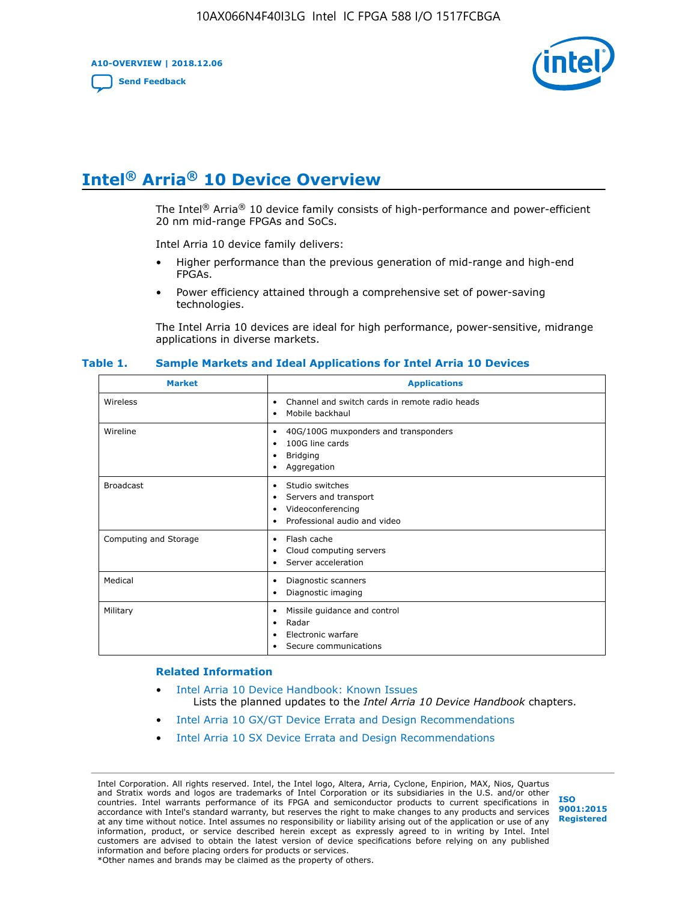# Intel® Arria® 10 Device Overview

The Intel® Arria® 10 device family consists of high-performance and power-efficient 20 nm mid-range FPGAs and SoCs.

Intel Arria 10 device family delivers:

- Higher performance than the previous generation of mid-range and high-end FPGAs.
- Power efficiency attained through a comprehensive set of power-saving technologies.

The Intel Arria 10 devices are ideal for high performance, power-sensitive, midrange applications in diverse markets.

**Table 1. Sample Markets and Ideal Applications for Intel Arria 10 Devices**

| Market | Applications |
| --- | --- |
| Wireless | • Channel and switch cards in remote radio heads<br>• Mobile backhaul |
| Wireline | • 40G/100G muxponders and transponders<br>• 100G line cards<br>• Bridging<br>• Aggregation |
| Broadcast | • Studio switches<br>• Servers and transport<br>• Videoconferencing<br>• Professional audio and video |
| Computing and Storage | • Flash cache<br>• Cloud computing servers<br>• Server acceleration |
| Medical | • Diagnostic scanners<br>• Diagnostic imaging |
| Military | • Missile guidance and control<br>• Radar<br>• Electronic warfare<br>• Secure communications |

**Related Information**

- Intel Arria 10 Device Handbook: Known Issues
  Lists the planned updates to the *Intel Arria 10 Device Handbook* chapters.
- Intel Arria 10 GX/GT Device Errata and Design Recommendations
- Intel Arria 10 SX Device Errata and Design Recommendations

Intel Corporation. All rights reserved. Intel, the Intel logo, Altera, Arria, Cyclone, Enpirion, MAX, Nios, Quartus and Stratix words and logos are trademarks of Intel Corporation or its subsidiaries in the U.S. and/or other countries. Intel warrants performance of its FPGA and semiconductor products to current specifications in accordance with Intel's standard warranty, but reserves the right to make changes to any products and services at any time without notice. Intel assumes no responsibility or liability arising out of the application or use of any information, product, or service described herein except as expressly agreed to in writing by Intel. Intel customers are advised to obtain the latest version of device specifications before relying on any published information and before placing orders for products or services.
*Other names and brands may be claimed as the property of others.

ISO 9001:2015 Registered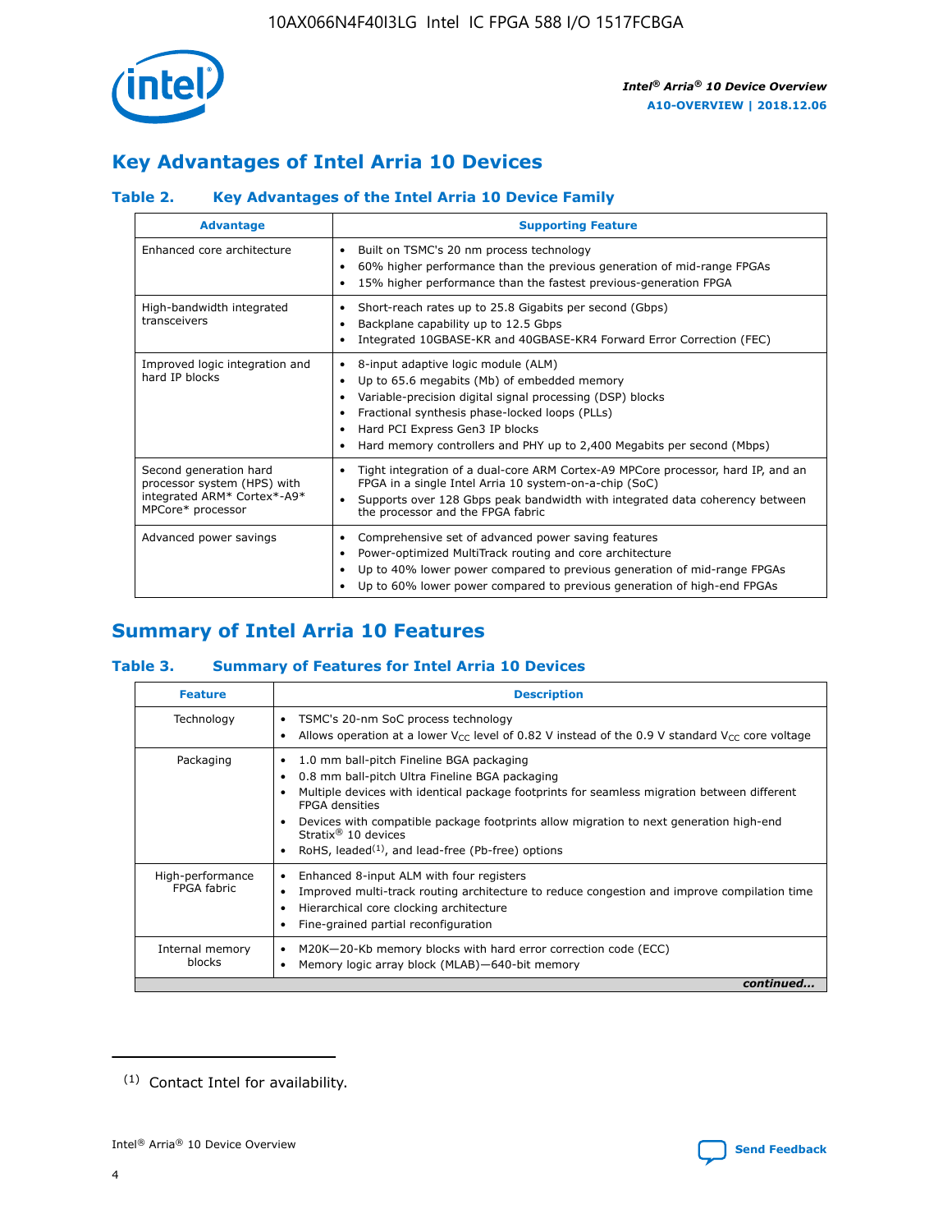## Key Advantages of Intel Arria 10 Devices

### Table 2. Key Advantages of the Intel Arria 10 Device Family

| Advantage | Supporting Feature |
|---|---|
| Enhanced core architecture | • Built on TSMC's 20 nm process technology<br>• 60% higher performance than the previous generation of mid-range FPGAs<br>• 15% higher performance than the fastest previous-generation FPGA |
| High-bandwidth integrated transceivers | • Short-reach rates up to 25.8 Gigabits per second (Gbps)<br>• Backplane capability up to 12.5 Gbps<br>• Integrated 10GBASE-KR and 40GBASE-KR4 Forward Error Correction (FEC) |
| Improved logic integration and hard IP blocks | • 8-input adaptive logic module (ALM)<br>• Up to 65.6 megabits (Mb) of embedded memory<br>• Variable-precision digital signal processing (DSP) blocks<br>• Fractional synthesis phase-locked loops (PLLs)<br>• Hard PCI Express Gen3 IP blocks<br>• Hard memory controllers and PHY up to 2,400 Megabits per second (Mbps) |
| Second generation hard processor system (HPS) with integrated ARM* Cortex*-A9* MPCore* processor | • Tight integration of a dual-core ARM Cortex-A9 MPCore processor, hard IP, and an FPGA in a single Intel Arria 10 system-on-a-chip (SoC)<br>• Supports over 128 Gbps peak bandwidth with integrated data coherency between the processor and the FPGA fabric |
| Advanced power savings | • Comprehensive set of advanced power saving features<br>• Power-optimized MultiTrack routing and core architecture<br>• Up to 40% lower power compared to previous generation of mid-range FPGAs<br>• Up to 60% lower power compared to previous generation of high-end FPGAs |

## Summary of Intel Arria 10 Features

### Table 3. Summary of Features for Intel Arria 10 Devices

| Feature | Description |
|---|---|
| Technology | • TSMC's 20-nm SoC process technology<br>• Allows operation at a lower $V_{CC}$ level of 0.82 V instead of the 0.9 V standard $V_{CC}$ core voltage |
| Packaging | • 1.0 mm ball-pitch Fineline BGA packaging<br>• 0.8 mm ball-pitch Ultra Fineline BGA packaging<br>• Multiple devices with identical package footprints for seamless migration between different FPGA densities<br>• Devices with compatible package footprints allow migration to next generation high-end Stratix® 10 devices<br>• RoHS, leaded[1], and lead-free (Pb-free) options |
| High-performance FPGA fabric | • Enhanced 8-input ALM with four registers<br>• Improved multi-track routing architecture to reduce congestion and improve compilation time<br>• Hierarchical core clocking architecture<br>• Fine-grained partial reconfiguration |
| Internal memory blocks | • M20K—20-Kb memory blocks with hard error correction code (ECC)<br>• Memory logic array block (MLAB)—640-bit memory |

*continued...*

(1) Contact Intel for availability.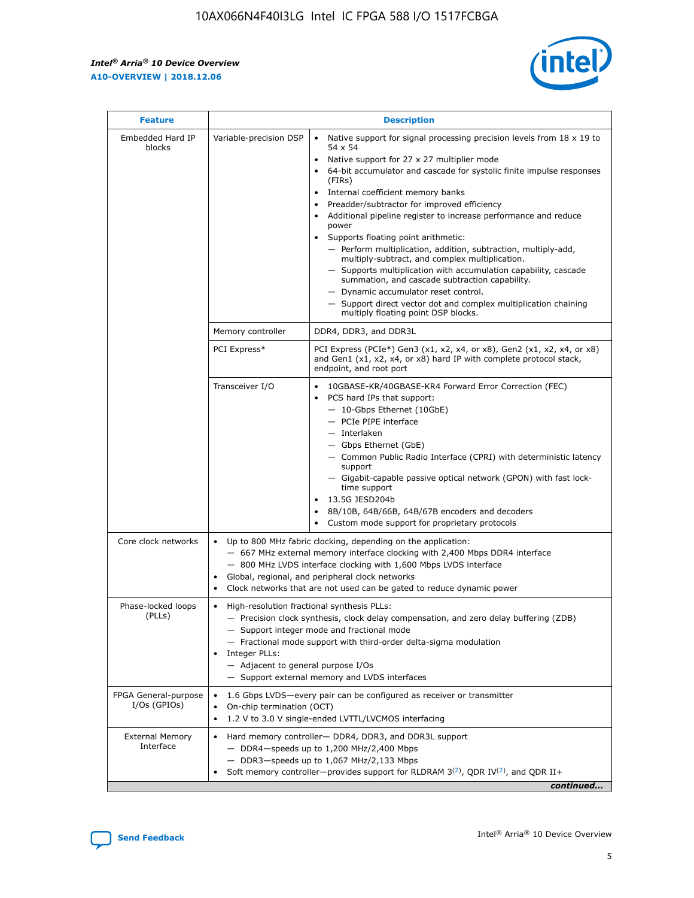| Feature | Description | |
|---|---|---|
| Embedded Hard IP blocks | Variable-precision DSP | • Native support for signal processing precision levels from 18 x 19 to 54 x 54<br>• Native support for 27 x 27 multiplier mode<br>• 64-bit accumulator and cascade for systolic finite impulse responses (FIRs)<br>• Internal coefficient memory banks<br>• Preadder/subtractor for improved efficiency<br>• Additional pipeline register to increase performance and reduce power<br>• Supports floating point arithmetic:<br>— Perform multiplication, addition, subtraction, multiply-add, multiply-subtract, and complex multiplication.<br>— Supports multiplication with accumulation capability, cascade summation, and cascade subtraction capability.<br>— Dynamic accumulator reset control.<br>— Support direct vector dot and complex multiplication chaining multiply floating point DSP blocks. |
| | Memory controller | DDR4, DDR3, and DDR3L |
| | PCI Express* | PCI Express (PCIe*) Gen3 (x1, x2, x4, or x8), Gen2 (x1, x2, x4, or x8) and Gen1 (x1, x2, x4, or x8) hard IP with complete protocol stack, endpoint, and root port |
| | Transceiver I/O | • 10GBASE-KR/40GBASE-KR4 Forward Error Correction (FEC)<br>• PCS hard IPs that support:<br>— 10-Gbps Ethernet (10GbE)<br>— PCIe PIPE interface<br>— Interlaken<br>— Gbps Ethernet (GbE)<br>— Common Public Radio Interface (CPRI) with deterministic latency support<br>— Gigabit-capable passive optical network (GPON) with fast lock-time support<br>• 13.5G JESD204b<br>• 8B/10B, 64B/66B, 64B/67B encoders and decoders<br>• Custom mode support for proprietary protocols |
| Core clock networks | • Up to 800 MHz fabric clocking, depending on the application:<br>— 667 MHz external memory interface clocking with 2,400 Mbps DDR4 interface<br>— 800 MHz LVDS interface clocking with 1,600 Mbps LVDS interface<br>• Global, regional, and peripheral clock networks<br>• Clock networks that are not used can be gated to reduce dynamic power | |
| Phase-locked loops (PLLs) | • High-resolution fractional synthesis PLLs:<br>— Precision clock synthesis, clock delay compensation, and zero delay buffering (ZDB)<br>— Support integer mode and fractional mode<br>— Fractional mode support with third-order delta-sigma modulation<br>• Integer PLLs:<br>— Adjacent to general purpose I/Os<br>— Support external memory and LVDS interfaces | |
| FPGA General-purpose I/Os (GPIOs) | • 1.6 Gbps LVDS—every pair can be configured as receiver or transmitter<br>• On-chip termination (OCT)<br>• 1.2 V to 3.0 V single-ended LVTTL/LVCMOS interfacing | |
| External Memory Interface | • Hard memory controller— DDR4, DDR3, and DDR3L support<br>— DDR4—speeds up to 1,200 MHz/2,400 Mbps<br>— DDR3—speeds up to 1,067 MHz/2,133 Mbps<br>• Soft memory controller—provides support for RLDRAM 3[(2)], QDR IV[(2)], and QDR II+ | |

*continued...*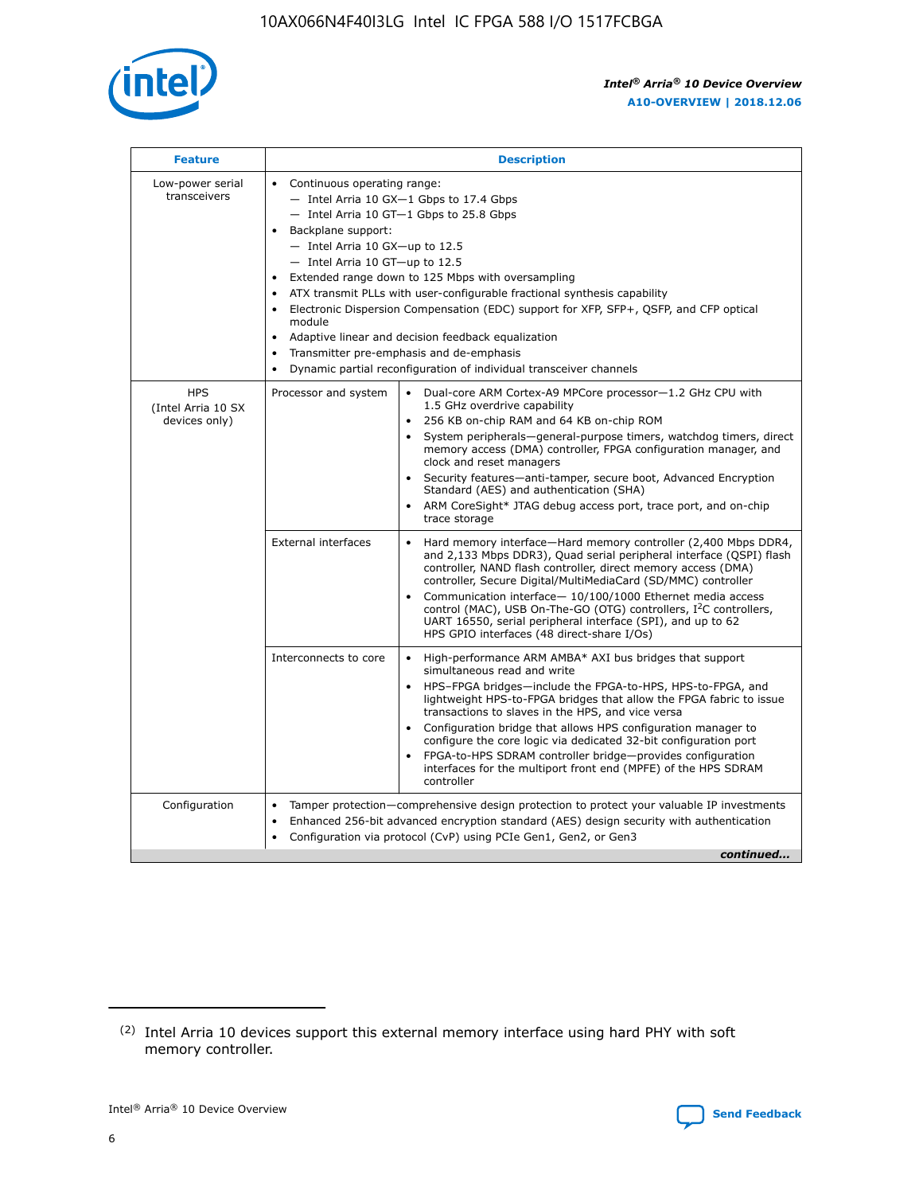| Feature | Description | |
|---|---|---|
| Low-power serial transceivers | • Continuous operating range:<br>— Intel Arria 10 GX—1 Gbps to 17.4 Gbps<br>— Intel Arria 10 GT—1 Gbps to 25.8 Gbps<br>• Backplane support:<br>— Intel Arria 10 GX—up to 12.5<br>— Intel Arria 10 GT—up to 12.5<br>• Extended range down to 125 Mbps with oversampling<br>• ATX transmit PLLs with user-configurable fractional synthesis capability<br>• Electronic Dispersion Compensation (EDC) support for XFP, SFP+, QSFP, and CFP optical module<br>• Adaptive linear and decision feedback equalization<br>• Transmitter pre-emphasis and de-emphasis<br>• Dynamic partial reconfiguration of individual transceiver channels | |
| HPS (Intel Arria 10 SX devices only) | Processor and system | • Dual-core ARM Cortex-A9 MPCore processor—1.2 GHz CPU with 1.5 GHz overdrive capability<br>• 256 KB on-chip RAM and 64 KB on-chip ROM<br>• System peripherals—general-purpose timers, watchdog timers, direct memory access (DMA) controller, FPGA configuration manager, and clock and reset managers<br>• Security features—anti-tamper, secure boot, Advanced Encryption Standard (AES) and authentication (SHA)<br>• ARM CoreSight* JTAG debug access port, trace port, and on-chip trace storage |
| | External interfaces | • Hard memory interface—Hard memory controller (2,400 Mbps DDR4, and 2,133 Mbps DDR3), Quad serial peripheral interface (QSPI) flash controller, NAND flash controller, direct memory access (DMA) controller, Secure Digital/MultiMediaCard (SD/MMC) controller<br>• Communication interface— 10/100/1000 Ethernet media access control (MAC), USB On-The-GO (OTG) controllers, I²C controllers, UART 16550, serial peripheral interface (SPI), and up to 62 HPS GPIO interfaces (48 direct-share I/Os) |
| | Interconnects to core | • High-performance ARM AMBA* AXI bus bridges that support simultaneous read and write<br>• HPS–FPGA bridges—include the FPGA-to-HPS, HPS-to-FPGA, and lightweight HPS-to-FPGA bridges that allow the FPGA fabric to issue transactions to slaves in the HPS, and vice versa<br>• Configuration bridge that allows HPS configuration manager to configure the core logic via dedicated 32-bit configuration port<br>• FPGA-to-HPS SDRAM controller bridge—provides configuration interfaces for the multiport front end (MPFE) of the HPS SDRAM controller |
| Configuration | • Tamper protection—comprehensive design protection to protect your valuable IP investments<br>• Enhanced 256-bit advanced encryption standard (AES) design security with authentication<br>• Configuration via protocol (CvP) using PCIe Gen1, Gen2, or Gen3 | |

*continued...*

(2) Intel Arria 10 devices support this external memory interface using hard PHY with soft memory controller.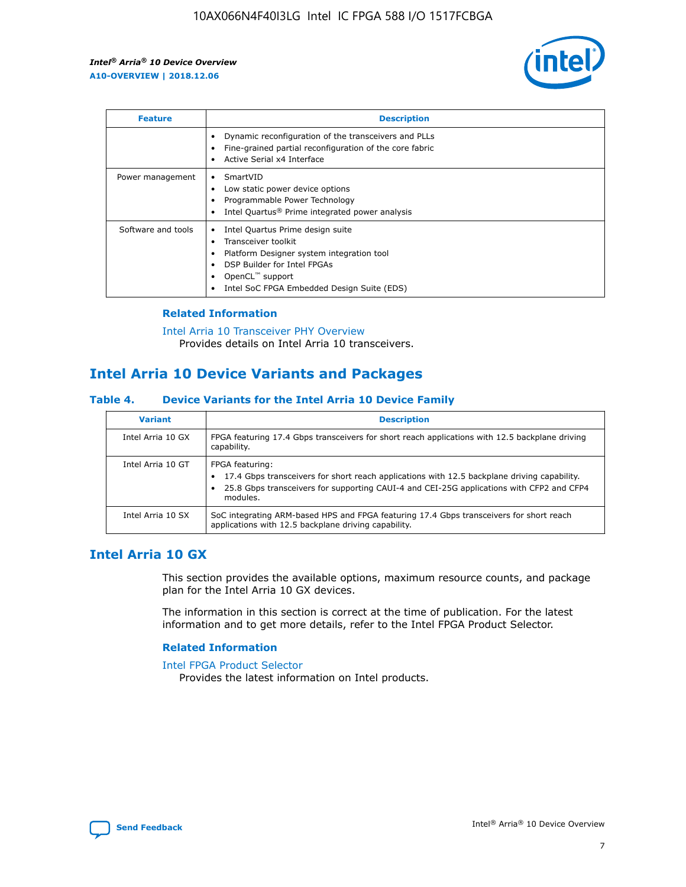| Feature | Description |
| --- | --- |
|  | • Dynamic reconfiguration of the transceivers and PLLs<br>• Fine-grained partial reconfiguration of the core fabric<br>• Active Serial x4 Interface |
| Power management | • SmartVID<br>• Low static power device options<br>• Programmable Power Technology<br>• Intel Quartus® Prime integrated power analysis |
| Software and tools | • Intel Quartus Prime design suite<br>• Transceiver toolkit<br>• Platform Designer system integration tool<br>• DSP Builder for Intel FPGAs<br>• OpenCL™ support<br>• Intel SoC FPGA Embedded Design Suite (EDS) |

### Related Information

Intel Arria 10 Transceiver PHY Overview
Provides details on Intel Arria 10 transceivers.

## Intel Arria 10 Device Variants and Packages

### Table 4. Device Variants for the Intel Arria 10 Device Family

| Variant | Description |
| --- | --- |
| Intel Arria 10 GX | FPGA featuring 17.4 Gbps transceivers for short reach applications with 12.5 backplane driving capability. |
| Intel Arria 10 GT | FPGA featuring:<br>• 17.4 Gbps transceivers for short reach applications with 12.5 backplane driving capability.<br>• 25.8 Gbps transceivers for supporting CAUI-4 and CEI-25G applications with CFP2 and CFP4 modules. |
| Intel Arria 10 SX | SoC integrating ARM-based HPS and FPGA featuring 17.4 Gbps transceivers for short reach applications with 12.5 backplane driving capability. |

## Intel Arria 10 GX

This section provides the available options, maximum resource counts, and package plan for the Intel Arria 10 GX devices.

The information in this section is correct at the time of publication. For the latest information and to get more details, refer to the Intel FPGA Product Selector.

### Related Information

Intel FPGA Product Selector
Provides the latest information on Intel products.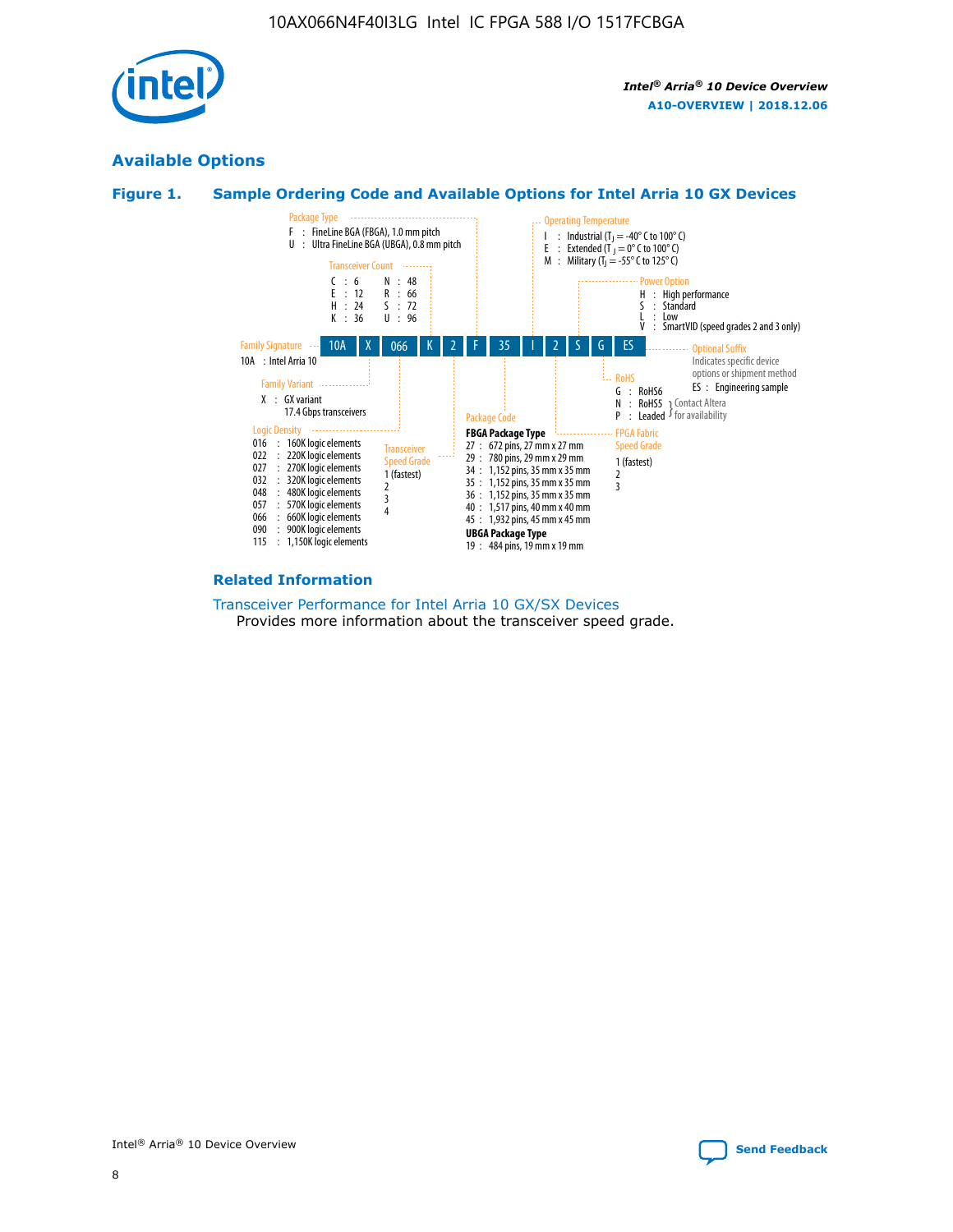## Available Options

### Figure 1. Sample Ordering Code and Available Options for Intel Arria 10 GX Devices

Sample ordering code: 10A X 066 K 2 F 35 I 2 S G ES

**Family Signature**
- 10A : Intel Arria 10

**Family Variant**
- X : GX variant 17.4 Gbps transceivers

**Logic Density**
- 016 : 160K logic elements
- 022 : 220K logic elements
- 027 : 270K logic elements
- 032 : 320K logic elements
- 048 : 480K logic elements
- 057 : 570K logic elements
- 066 : 660K logic elements
- 090 : 900K logic elements
- 115 : 1,150K logic elements

**Transceiver Count**
- C : 6
- E : 12
- H : 24
- K : 36
- N : 48
- R : 66
- S : 72
- U : 96

**Transceiver Speed Grade**
- 1 (fastest)
- 2
- 3
- 4

**Package Type**
- F : FineLine BGA (FBGA), 1.0 mm pitch
- U : Ultra FineLine BGA (UBGA), 0.8 mm pitch

**Package Code**

**FBGA Package Type**
- 27 : 672 pins, 27 mm x 27 mm
- 29 : 780 pins, 29 mm x 29 mm
- 34 : 1,152 pins, 35 mm x 35 mm
- 35 : 1,152 pins, 35 mm x 35 mm
- 36 : 1,152 pins, 35 mm x 35 mm
- 40 : 1,517 pins, 40 mm x 40 mm
- 45 : 1,932 pins, 45 mm x 45 mm

**UBGA Package Type**
- 19 : 484 pins, 19 mm x 19 mm

**Operating Temperature**
- I : Industrial ($T_J$ = -40° C to 100° C)
- E : Extended ($T_J$ = 0° C to 100° C)
- M : Military ($T_J$ = -55° C to 125° C)

**FPGA Fabric Speed Grade**
- 1 (fastest)
- 2
- 3

**Power Option**
- H : High performance
- S : Standard
- L : Low
- V : SmartVID (speed grades 2 and 3 only)

**RoHS**
- G : RoHS6
- N : RoHS5 (Contact Altera for availability)
- P : Leaded (Contact Altera for availability)

**Optional Suffix**

Indicates specific device options or shipment method
- ES : Engineering sample

### Related Information

Transceiver Performance for Intel Arria 10 GX/SX Devices

Provides more information about the transceiver speed grade.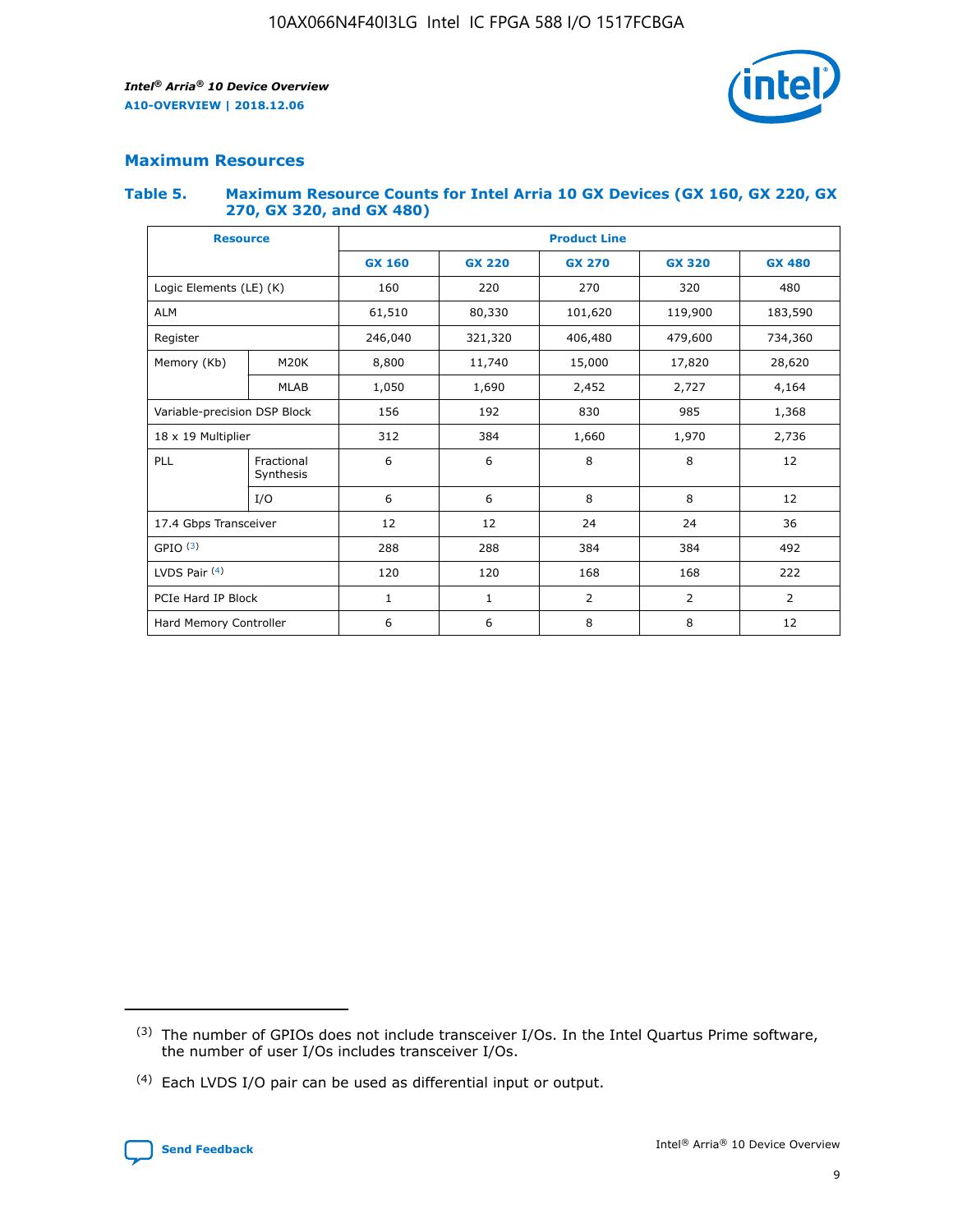## Maximum Resources

### Table 5. Maximum Resource Counts for Intel Arria 10 GX Devices (GX 160, GX 220, GX 270, GX 320, and GX 480)

| Resource | | Product Line | | | | |
|---|---|---|---|---|---|---|
| | | GX 160 | GX 220 | GX 270 | GX 320 | GX 480 |
| Logic Elements (LE) (K) | | 160 | 220 | 270 | 320 | 480 |
| ALM | | 61,510 | 80,330 | 101,620 | 119,900 | 183,590 |
| Register | | 246,040 | 321,320 | 406,480 | 479,600 | 734,360 |
| Memory (Kb) | M20K | 8,800 | 11,740 | 15,000 | 17,820 | 28,620 |
| | MLAB | 1,050 | 1,690 | 2,452 | 2,727 | 4,164 |
| Variable-precision DSP Block | | 156 | 192 | 830 | 985 | 1,368 |
| 18 x 19 Multiplier | | 312 | 384 | 1,660 | 1,970 | 2,736 |
| PLL | Fractional Synthesis | 6 | 6 | 8 | 8 | 12 |
| | I/O | 6 | 6 | 8 | 8 | 12 |
| 17.4 Gbps Transceiver | | 12 | 12 | 24 | 24 | 36 |
| GPIO [(3)] | | 288 | 288 | 384 | 384 | 492 |
| LVDS Pair [(4)] | | 120 | 120 | 168 | 168 | 222 |
| PCIe Hard IP Block | | 1 | 1 | 2 | 2 | 2 |
| Hard Memory Controller | | 6 | 6 | 8 | 8 | 12 |

(3) The number of GPIOs does not include transceiver I/Os. In the Intel Quartus Prime software, the number of user I/Os includes transceiver I/Os.

(4) Each LVDS I/O pair can be used as differential input or output.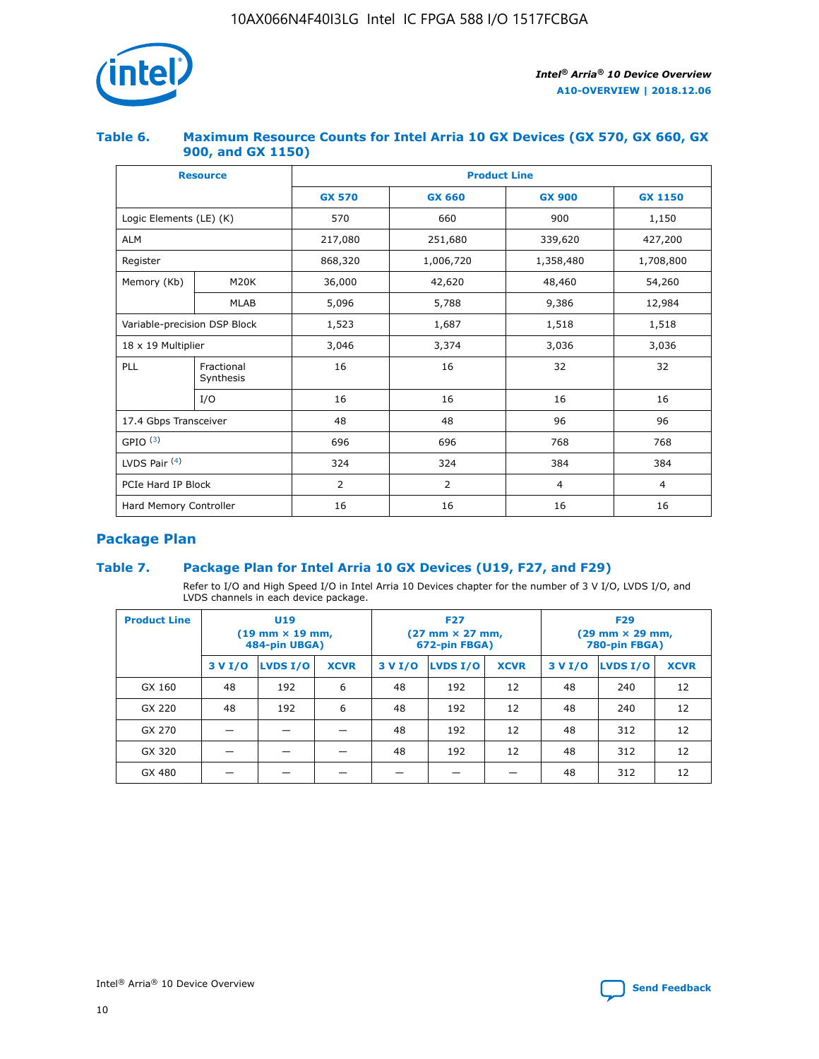### Table 6. Maximum Resource Counts for Intel Arria 10 GX Devices (GX 570, GX 660, GX 900, and GX 1150)

| Resource | | Product Line | | | |
|---|---|---|---|---|---|
| | | GX 570 | GX 660 | GX 900 | GX 1150 |
| Logic Elements (LE) (K) | | 570 | 660 | 900 | 1,150 |
| ALM | | 217,080 | 251,680 | 339,620 | 427,200 |
| Register | | 868,320 | 1,006,720 | 1,358,480 | 1,708,800 |
| Memory (Kb) | M20K | 36,000 | 42,620 | 48,460 | 54,260 |
| | MLAB | 5,096 | 5,788 | 9,386 | 12,984 |
| Variable-precision DSP Block | | 1,523 | 1,687 | 1,518 | 1,518 |
| 18 x 19 Multiplier | | 3,046 | 3,374 | 3,036 | 3,036 |
| PLL | Fractional Synthesis | 16 | 16 | 32 | 32 |
| | I/O | 16 | 16 | 16 | 16 |
| 17.4 Gbps Transceiver | | 48 | 48 | 96 | 96 |
| GPIO [(3)] | | 696 | 696 | 768 | 768 |
| LVDS Pair [(4)] | | 324 | 324 | 384 | 384 |
| PCIe Hard IP Block | | 2 | 2 | 4 | 4 |
| Hard Memory Controller | | 16 | 16 | 16 | 16 |

## Package Plan

### Table 7. Package Plan for Intel Arria 10 GX Devices (U19, F27, and F29)

Refer to I/O and High Speed I/O in Intel Arria 10 Devices chapter for the number of 3 V I/O, LVDS I/O, and LVDS channels in each device package.

| Product Line | U19 (19 mm × 19 mm, 484-pin UBGA) | | | F27 (27 mm × 27 mm, 672-pin FBGA) | | | F29 (29 mm × 29 mm, 780-pin FBGA) | | |
|---|---|---|---|---|---|---|---|---|---|
| | 3 V I/O | LVDS I/O | XCVR | 3 V I/O | LVDS I/O | XCVR | 3 V I/O | LVDS I/O | XCVR |
| GX 160 | 48 | 192 | 6 | 48 | 192 | 12 | 48 | 240 | 12 |
| GX 220 | 48 | 192 | 6 | 48 | 192 | 12 | 48 | 240 | 12 |
| GX 270 | — | — | — | 48 | 192 | 12 | 48 | 312 | 12 |
| GX 320 | — | — | — | 48 | 192 | 12 | 48 | 312 | 12 |
| GX 480 | — | — | — | — | — | — | 48 | 312 | 12 |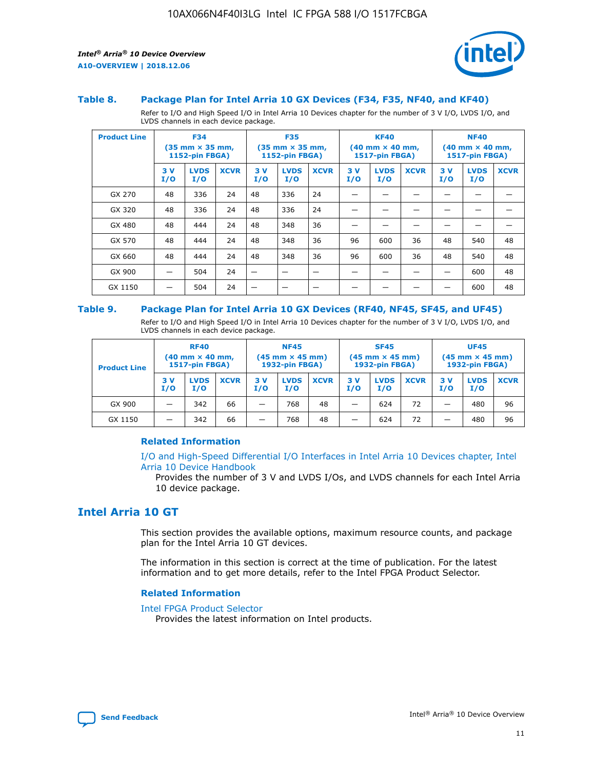### Table 8. Package Plan for Intel Arria 10 GX Devices (F34, F35, NF40, and KF40)

Refer to I/O and High Speed I/O in Intel Arria 10 Devices chapter for the number of 3 V I/O, LVDS I/O, and LVDS channels in each device package.

| Product Line | F34 (35 mm × 35 mm, 1152-pin FBGA) | | | F35 (35 mm × 35 mm, 1152-pin FBGA) | | | KF40 (40 mm × 40 mm, 1517-pin FBGA) | | | NF40 (40 mm × 40 mm, 1517-pin FBGA) | | |
|---|---|---|---|---|---|---|---|---|---|---|---|---|
| | 3 V I/O | LVDS I/O | XCVR | 3 V I/O | LVDS I/O | XCVR | 3 V I/O | LVDS I/O | XCVR | 3 V I/O | LVDS I/O | XCVR |
| GX 270 | 48 | 336 | 24 | 48 | 336 | 24 | — | — | — | — | — | — |
| GX 320 | 48 | 336 | 24 | 48 | 336 | 24 | — | — | — | — | — | — |
| GX 480 | 48 | 444 | 24 | 48 | 348 | 36 | — | — | — | — | — | — |
| GX 570 | 48 | 444 | 24 | 48 | 348 | 36 | 96 | 600 | 36 | 48 | 540 | 48 |
| GX 660 | 48 | 444 | 24 | 48 | 348 | 36 | 96 | 600 | 36 | 48 | 540 | 48 |
| GX 900 | — | 504 | 24 | — | — | — | — | — | — | — | 600 | 48 |
| GX 1150 | — | 504 | 24 | — | — | — | — | — | — | — | 600 | 48 |

### Table 9. Package Plan for Intel Arria 10 GX Devices (RF40, NF45, SF45, and UF45)

Refer to I/O and High Speed I/O in Intel Arria 10 Devices chapter for the number of 3 V I/O, LVDS I/O, and LVDS channels in each device package.

| Product Line | RF40 (40 mm × 40 mm, 1517-pin FBGA) | | | NF45 (45 mm × 45 mm) 1932-pin FBGA) | | | SF45 (45 mm × 45 mm) 1932-pin FBGA) | | | UF45 (45 mm × 45 mm) 1932-pin FBGA) | | |
|---|---|---|---|---|---|---|---|---|---|---|---|---|
| | 3 V I/O | LVDS I/O | XCVR | 3 V I/O | LVDS I/O | XCVR | 3 V I/O | LVDS I/O | XCVR | 3 V I/O | LVDS I/O | XCVR |
| GX 900 | — | 342 | 66 | — | 768 | 48 | — | 624 | 72 | — | 480 | 96 |
| GX 1150 | — | 342 | 66 | — | 768 | 48 | — | 624 | 72 | — | 480 | 96 |

#### Related Information

I/O and High-Speed Differential I/O Interfaces in Intel Arria 10 Devices chapter, Intel Arria 10 Device Handbook
Provides the number of 3 V and LVDS I/Os, and LVDS channels for each Intel Arria 10 device package.

## Intel Arria 10 GT

This section provides the available options, maximum resource counts, and package plan for the Intel Arria 10 GT devices.

The information in this section is correct at the time of publication. For the latest information and to get more details, refer to the Intel FPGA Product Selector.

#### Related Information

Intel FPGA Product Selector
Provides the latest information on Intel products.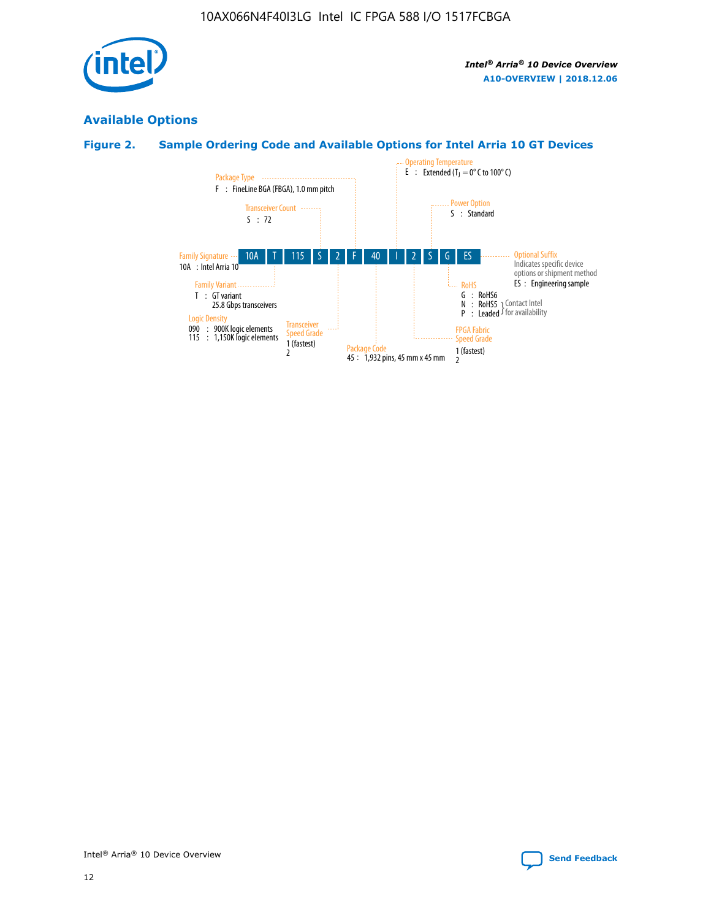## Available Options

### Figure 2. Sample Ordering Code and Available Options for Intel Arria 10 GT Devices

| 10A | T | 115 | S | 2 | F | 40 | I | 2 | S | G | ES |
|---|---|---|---|---|---|---|---|---|---|---|---|

**Family Signature**
10A : Intel Arria 10

**Family Variant**
T : GT variant
25.8 Gbps transceivers

**Logic Density**
090 : 900K logic elements
115 : 1,150K logic elements

**Transceiver Count**
S : 72

**Transceiver Speed Grade**
1 (fastest)
2

**Package Type**
F : FineLine BGA (FBGA), 1.0 mm pitch

**Package Code**
45 : 1,932 pins, 45 mm x 45 mm

**Operating Temperature**
E : Extended ($T_J$ = 0° C to 100° C)

**FPGA Fabric Speed Grade**
1 (fastest)
2

**Power Option**
S : Standard

**RoHS**
G : RoHS6
N : RoHS5 } Contact Intel for availability
P : Leaded } Contact Intel for availability

**Optional Suffix**
Indicates specific device options or shipment method
ES : Engineering sample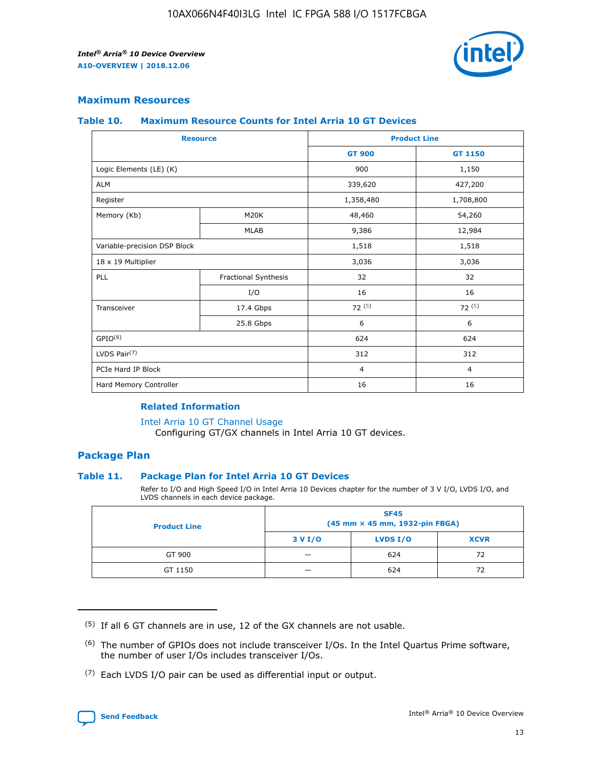## Maximum Resources

### Table 10. Maximum Resource Counts for Intel Arria 10 GT Devices

| Resource | | Product Line | |
|---|---|---|---|
| | | GT 900 | GT 1150 |
| Logic Elements (LE) (K) | | 900 | 1,150 |
| ALM | | 339,620 | 427,200 |
| Register | | 1,358,480 | 1,708,800 |
| Memory (Kb) | M20K | 48,460 | 54,260 |
| | MLAB | 9,386 | 12,984 |
| Variable-precision DSP Block | | 1,518 | 1,518 |
| 18 x 19 Multiplier | | 3,036 | 3,036 |
| PLL | Fractional Synthesis | 32 | 32 |
| | I/O | 16 | 16 |
| Transceiver | 17.4 Gbps | 72 (5) | 72 (5) |
| | 25.8 Gbps | 6 | 6 |
| GPIO(6) | | 624 | 624 |
| LVDS Pair(7) | | 312 | 312 |
| PCIe Hard IP Block | | 4 | 4 |
| Hard Memory Controller | | 16 | 16 |

#### Related Information

Intel Arria 10 GT Channel Usage
Configuring GT/GX channels in Intel Arria 10 GT devices.

## Package Plan

### Table 11. Package Plan for Intel Arria 10 GT Devices

Refer to I/O and High Speed I/O in Intel Arria 10 Devices chapter for the number of 3 V I/O, LVDS I/O, and LVDS channels in each device package.

| Product Line | SF45 (45 mm × 45 mm, 1932-pin FBGA) | | |
|---|---|---|---|
| | 3 V I/O | LVDS I/O | XCVR |
| GT 900 | — | 624 | 72 |
| GT 1150 | — | 624 | 72 |

(5) If all 6 GT channels are in use, 12 of the GX channels are not usable.

(6) The number of GPIOs does not include transceiver I/Os. In the Intel Quartus Prime software, the number of user I/Os includes transceiver I/Os.

(7) Each LVDS I/O pair can be used as differential input or output.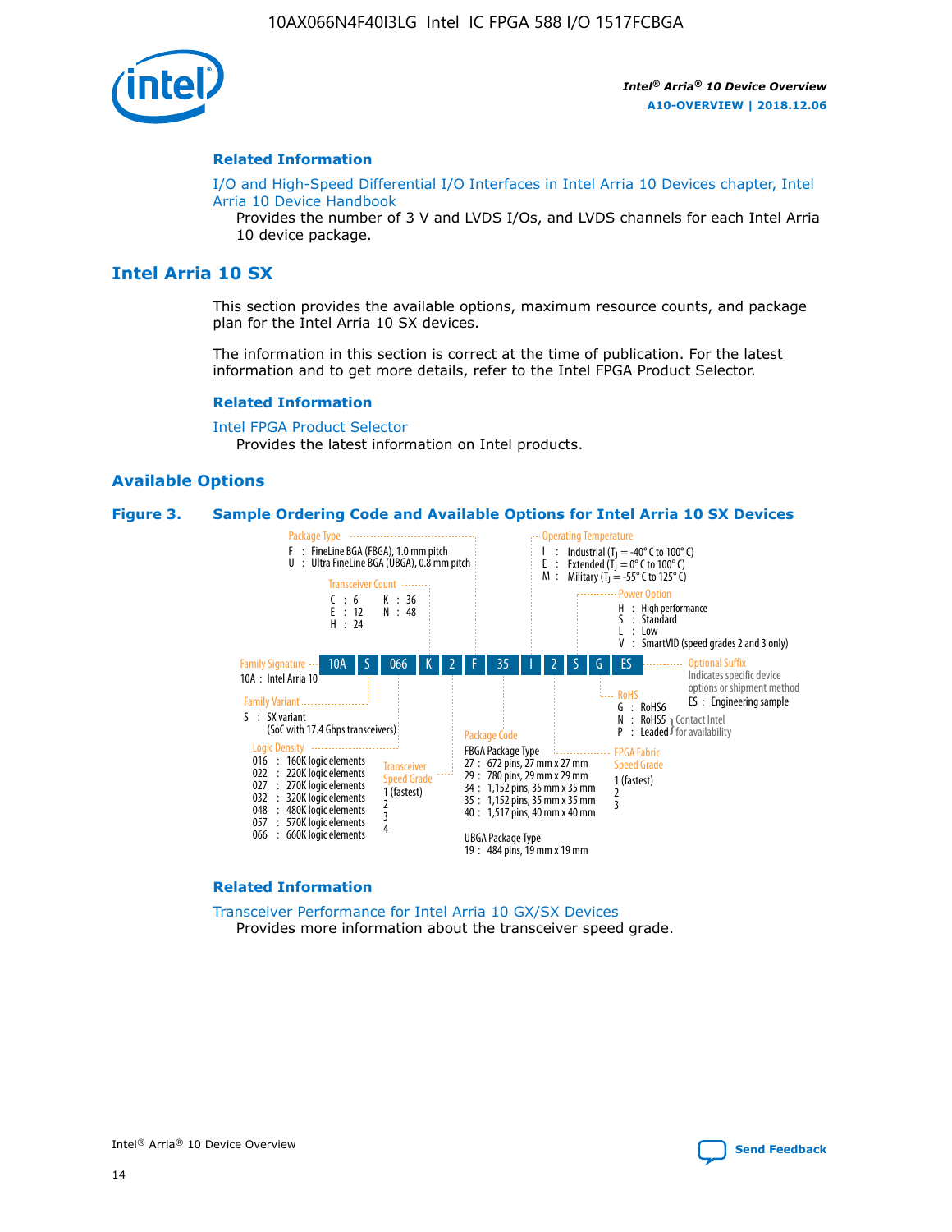#### Related Information

I/O and High-Speed Differential I/O Interfaces in Intel Arria 10 Devices chapter, Intel Arria 10 Device Handbook

Provides the number of 3 V and LVDS I/Os, and LVDS channels for each Intel Arria 10 device package.

## Intel Arria 10 SX

This section provides the available options, maximum resource counts, and package plan for the Intel Arria 10 SX devices.

The information in this section is correct at the time of publication. For the latest information and to get more details, refer to the Intel FPGA Product Selector.

#### Related Information

Intel FPGA Product Selector

Provides the latest information on Intel products.

### Available Options

**Figure 3. Sample Ordering Code and Available Options for Intel Arria 10 SX Devices**

Sample ordering code: 10A S 066 K 2 F 35 I 2 S G ES

- **Family Signature**
  - 10A : Intel Arria 10
- **Family Variant**
  - S : SX variant (SoC with 17.4 Gbps transceivers)
- **Logic Density**
  - 016 : 160K logic elements
  - 022 : 220K logic elements
  - 027 : 270K logic elements
  - 032 : 320K logic elements
  - 048 : 480K logic elements
  - 057 : 570K logic elements
  - 066 : 660K logic elements
- **Transceiver Count**
  - C : 6
  - E : 12
  - H : 24
  - K : 36
  - N : 48
- **Transceiver Speed Grade**
  - 1 (fastest)
  - 2
  - 3
  - 4
- **Package Type**
  - F : FineLine BGA (FBGA), 1.0 mm pitch
  - U : Ultra FineLine BGA (UBGA), 0.8 mm pitch
- **Package Code**
  - FBGA Package Type
    - 27 : 672 pins, 27 mm x 27 mm
    - 29 : 780 pins, 29 mm x 29 mm
    - 34 : 1,152 pins, 35 mm x 35 mm
    - 35 : 1,152 pins, 35 mm x 35 mm
    - 40 : 1,517 pins, 40 mm x 40 mm
  - UBGA Package Type
    - 19 : 484 pins, 19 mm x 19 mm
- **Operating Temperature**
  - I : Industrial ($T_J$ = -40° C to 100° C)
  - E : Extended ($T_J$ = 0° C to 100° C)
  - M : Military ($T_J$ = -55° C to 125° C)
- **FPGA Fabric Speed Grade**
  - 1 (fastest)
  - 2
  - 3
- **Power Option**
  - H : High performance
  - S : Standard
  - L : Low
  - V : SmartVID (speed grades 2 and 3 only)
- **RoHS**
  - G : RoHS6
  - N : RoHS5 (Contact Intel for availability)
  - P : Leaded (Contact Intel for availability)
- **Optional Suffix**
  - Indicates specific device options or shipment method
  - ES : Engineering sample

#### Related Information

Transceiver Performance for Intel Arria 10 GX/SX Devices

Provides more information about the transceiver speed grade.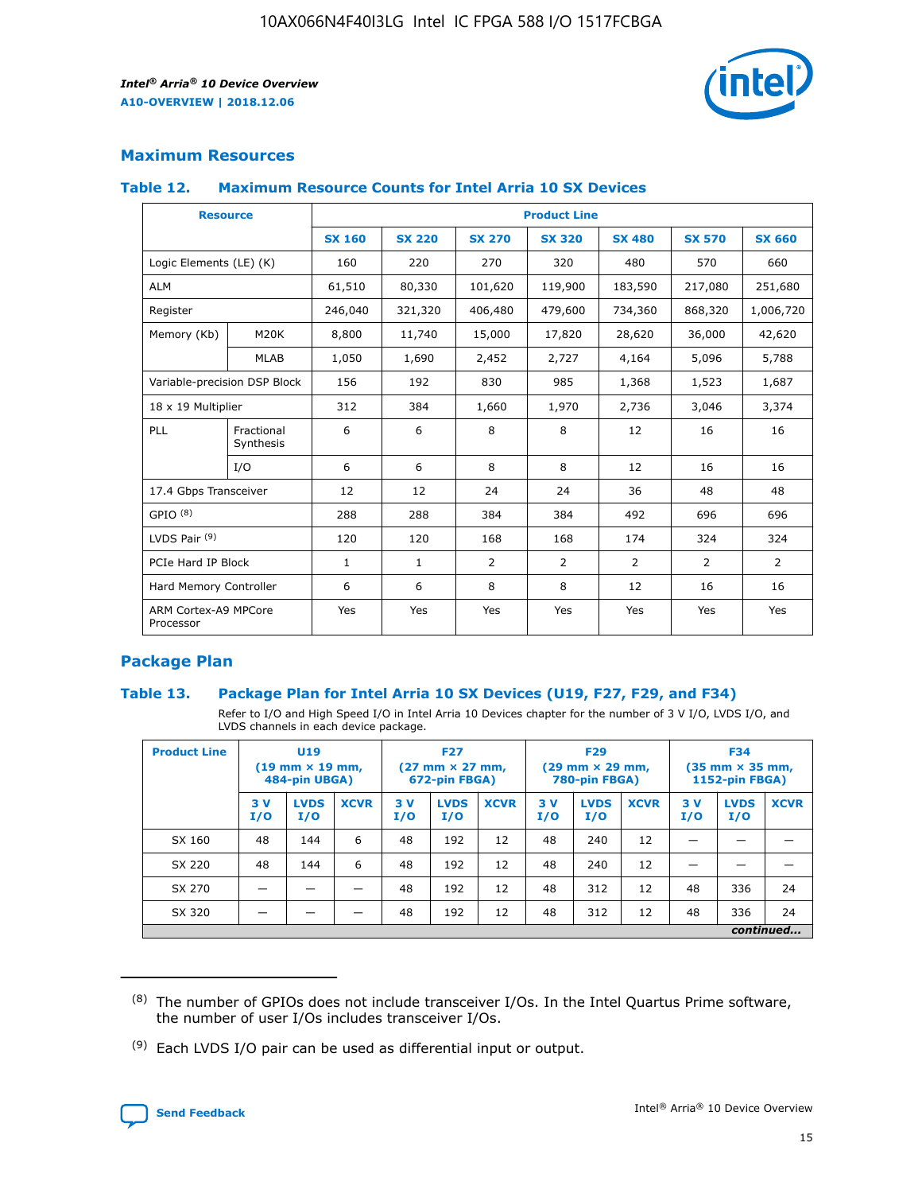## Maximum Resources

### Table 12. Maximum Resource Counts for Intel Arria 10 SX Devices

| Resource | | Product Line | | | | | | |
|---|---|---|---|---|---|---|---|---|
| | | SX 160 | SX 220 | SX 270 | SX 320 | SX 480 | SX 570 | SX 660 |
| Logic Elements (LE) (K) | | 160 | 220 | 270 | 320 | 480 | 570 | 660 |
| ALM | | 61,510 | 80,330 | 101,620 | 119,900 | 183,590 | 217,080 | 251,680 |
| Register | | 246,040 | 321,320 | 406,480 | 479,600 | 734,360 | 868,320 | 1,006,720 |
| Memory (Kb) | M20K | 8,800 | 11,740 | 15,000 | 17,820 | 28,620 | 36,000 | 42,620 |
| | MLAB | 1,050 | 1,690 | 2,452 | 2,727 | 4,164 | 5,096 | 5,788 |
| Variable-precision DSP Block | | 156 | 192 | 830 | 985 | 1,368 | 1,523 | 1,687 |
| 18 x 19 Multiplier | | 312 | 384 | 1,660 | 1,970 | 2,736 | 3,046 | 3,374 |
| PLL | Fractional Synthesis | 6 | 6 | 8 | 8 | 12 | 16 | 16 |
| | I/O | 6 | 6 | 8 | 8 | 12 | 16 | 16 |
| 17.4 Gbps Transceiver | | 12 | 12 | 24 | 24 | 36 | 48 | 48 |
| GPIO [8] | | 288 | 288 | 384 | 384 | 492 | 696 | 696 |
| LVDS Pair [9] | | 120 | 120 | 168 | 168 | 174 | 324 | 324 |
| PCIe Hard IP Block | | 1 | 1 | 2 | 2 | 2 | 2 | 2 |
| Hard Memory Controller | | 6 | 6 | 8 | 8 | 12 | 16 | 16 |
| ARM Cortex-A9 MPCore Processor | | Yes | Yes | Yes | Yes | Yes | Yes | Yes |

## Package Plan

### Table 13. Package Plan for Intel Arria 10 SX Devices (U19, F27, F29, and F34)

Refer to I/O and High Speed I/O in Intel Arria 10 Devices chapter for the number of 3 V I/O, LVDS I/O, and LVDS channels in each device package.

| Product Line | U19 (19 mm × 19 mm, 484-pin UBGA) | | | F27 (27 mm × 27 mm, 672-pin FBGA) | | | F29 (29 mm × 29 mm, 780-pin FBGA) | | | F34 (35 mm × 35 mm, 1152-pin FBGA) | | |
|---|---|---|---|---|---|---|---|---|---|---|---|---|
| | 3 V I/O | LVDS I/O | XCVR | 3 V I/O | LVDS I/O | XCVR | 3 V I/O | LVDS I/O | XCVR | 3 V I/O | LVDS I/O | XCVR |
| SX 160 | 48 | 144 | 6 | 48 | 192 | 12 | 48 | 240 | 12 | — | — | — |
| SX 220 | 48 | 144 | 6 | 48 | 192 | 12 | 48 | 240 | 12 | — | — | — |
| SX 270 | — | — | — | 48 | 192 | 12 | 48 | 312 | 12 | 48 | 336 | 24 |
| SX 320 | — | — | — | 48 | 192 | 12 | 48 | 312 | 12 | 48 | 336 | 24 |

*continued...*

(8) The number of GPIOs does not include transceiver I/Os. In the Intel Quartus Prime software, the number of user I/Os includes transceiver I/Os.

(9) Each LVDS I/O pair can be used as differential input or output.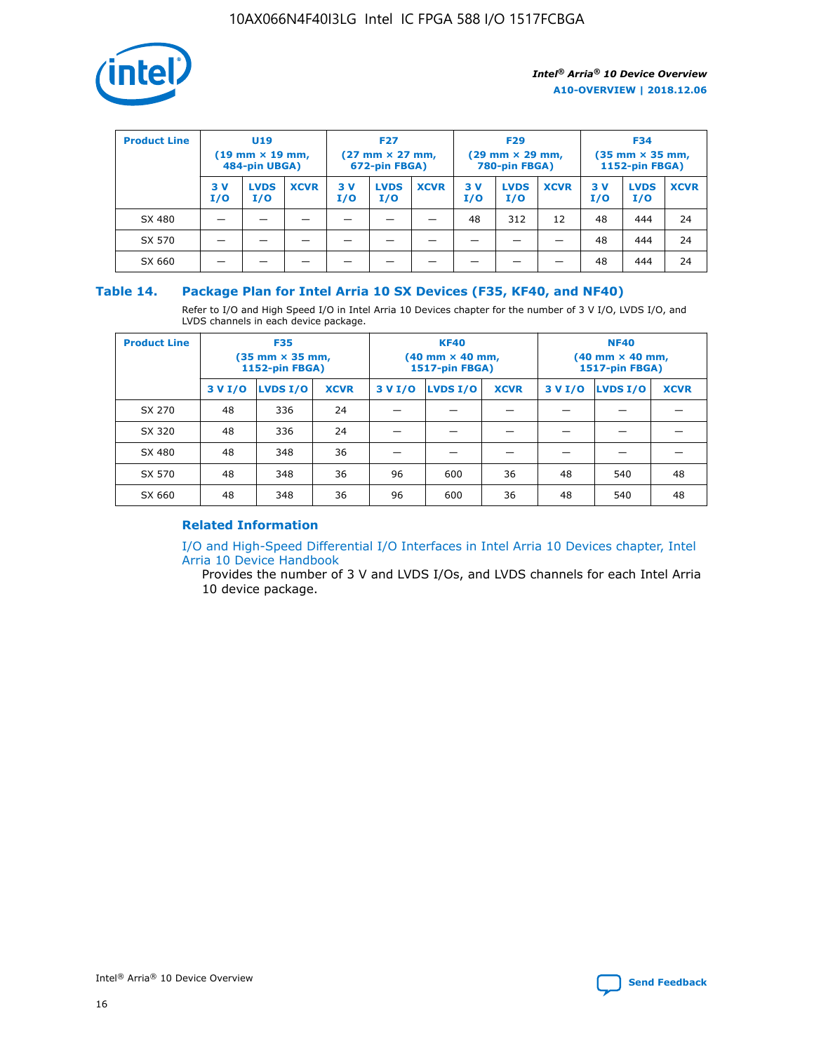| Product Line | U19 (19 mm × 19 mm, 484-pin UBGA) | | | F27 (27 mm × 27 mm, 672-pin FBGA) | | | F29 (29 mm × 29 mm, 780-pin FBGA) | | | F34 (35 mm × 35 mm, 1152-pin FBGA) | | |
|---|---|---|---|---|---|---|---|---|---|---|---|---|
| | 3 V I/O | LVDS I/O | XCVR | 3 V I/O | LVDS I/O | XCVR | 3 V I/O | LVDS I/O | XCVR | 3 V I/O | LVDS I/O | XCVR |
| SX 480 | — | — | — | — | — | — | 48 | 312 | 12 | 48 | 444 | 24 |
| SX 570 | — | — | — | — | — | — | — | — | — | 48 | 444 | 24 |
| SX 660 | — | — | — | — | — | — | — | — | — | 48 | 444 | 24 |

### Table 14. Package Plan for Intel Arria 10 SX Devices (F35, KF40, and NF40)

Refer to I/O and High Speed I/O in Intel Arria 10 Devices chapter for the number of 3 V I/O, LVDS I/O, and LVDS channels in each device package.

| Product Line | F35 (35 mm × 35 mm, 1152-pin FBGA) | | | KF40 (40 mm × 40 mm, 1517-pin FBGA) | | | NF40 (40 mm × 40 mm, 1517-pin FBGA) | | |
|---|---|---|---|---|---|---|---|---|---|
| | 3 V I/O | LVDS I/O | XCVR | 3 V I/O | LVDS I/O | XCVR | 3 V I/O | LVDS I/O | XCVR |
| SX 270 | 48 | 336 | 24 | — | — | — | — | — | — |
| SX 320 | 48 | 336 | 24 | — | — | — | — | — | — |
| SX 480 | 48 | 348 | 36 | — | — | — | — | — | — |
| SX 570 | 48 | 348 | 36 | 96 | 600 | 36 | 48 | 540 | 48 |
| SX 660 | 48 | 348 | 36 | 96 | 600 | 36 | 48 | 540 | 48 |

#### Related Information

I/O and High-Speed Differential I/O Interfaces in Intel Arria 10 Devices chapter, Intel Arria 10 Device Handbook

Provides the number of 3 V and LVDS I/Os, and LVDS channels for each Intel Arria 10 device package.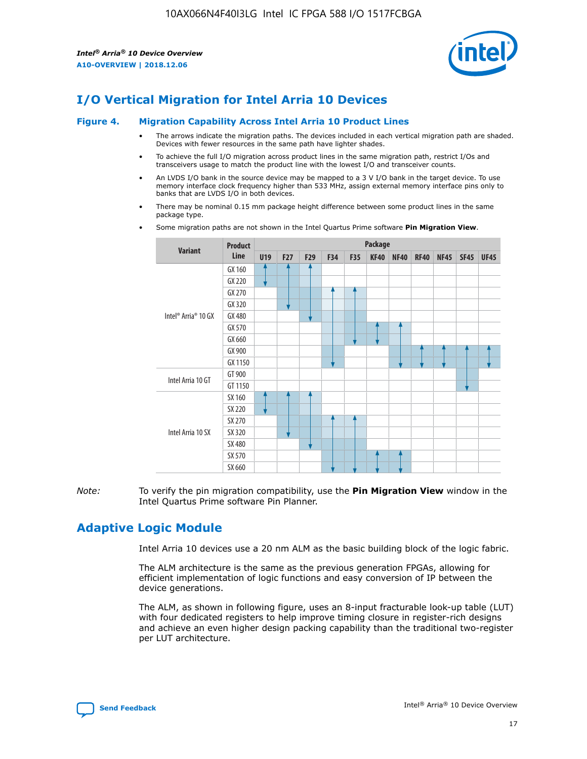# I/O Vertical Migration for Intel Arria 10 Devices

**Figure 4. Migration Capability Across Intel Arria 10 Product Lines**

- The arrows indicate the migration paths. The devices included in each vertical migration path are shaded. Devices with fewer resources in the same path have lighter shades.
- To achieve the full I/O migration across product lines in the same migration path, restrict I/Os and transceivers usage to match the product line with the lowest I/O and transceiver counts.
- An LVDS I/O bank in the source device may be mapped to a 3 V I/O bank in the target device. To use memory interface clock frequency higher than 533 MHz, assign external memory interface pins only to banks that are LVDS I/O in both devices.
- There may be nominal 0.15 mm package height difference between some product lines in the same package type.
- Some migration paths are not shown in the Intel Quartus Prime software **Pin Migration View**.

| Variant | Product Line | U19 | F27 | F29 | F34 | F35 | KF40 | NF40 | RF40 | NF45 | SF45 | UF45 |
|---|---|---|---|---|---|---|---|---|---|---|---|---|
| Intel® Arria® 10 GX | GX 160 | | | | | | | | | | | |
| | GX 220 | | | | | | | | | | | |
| | GX 270 | | | | | | | | | | | |
| | GX 320 | | | | | | | | | | | |
| | GX 480 | | | | | | | | | | | |
| | GX 570 | | | | | | | | | | | |
| | GX 660 | | | | | | | | | | | |
| | GX 900 | | | | | | | | | | | |
| | GX 1150 | | | | | | | | | | | |
| Intel Arria 10 GT | GT 900 | | | | | | | | | | | |
| | GT 1150 | | | | | | | | | | | |
| Intel Arria 10 SX | SX 160 | | | | | | | | | | | |
| | SX 220 | | | | | | | | | | | |
| | SX 270 | | | | | | | | | | | |
| | SX 320 | | | | | | | | | | | |
| | SX 480 | | | | | | | | | | | |
| | SX 570 | | | | | | | | | | | |
| | SX 660 | | | | | | | | | | | |

*Note:* To verify the pin migration compatibility, use the **Pin Migration View** window in the Intel Quartus Prime software Pin Planner.

# Adaptive Logic Module

Intel Arria 10 devices use a 20 nm ALM as the basic building block of the logic fabric.

The ALM architecture is the same as the previous generation FPGAs, allowing for efficient implementation of logic functions and easy conversion of IP between the device generations.

The ALM, as shown in following figure, uses an 8-input fracturable look-up table (LUT) with four dedicated registers to help improve timing closure in register-rich designs and achieve an even higher design packing capability than the traditional two-register per LUT architecture.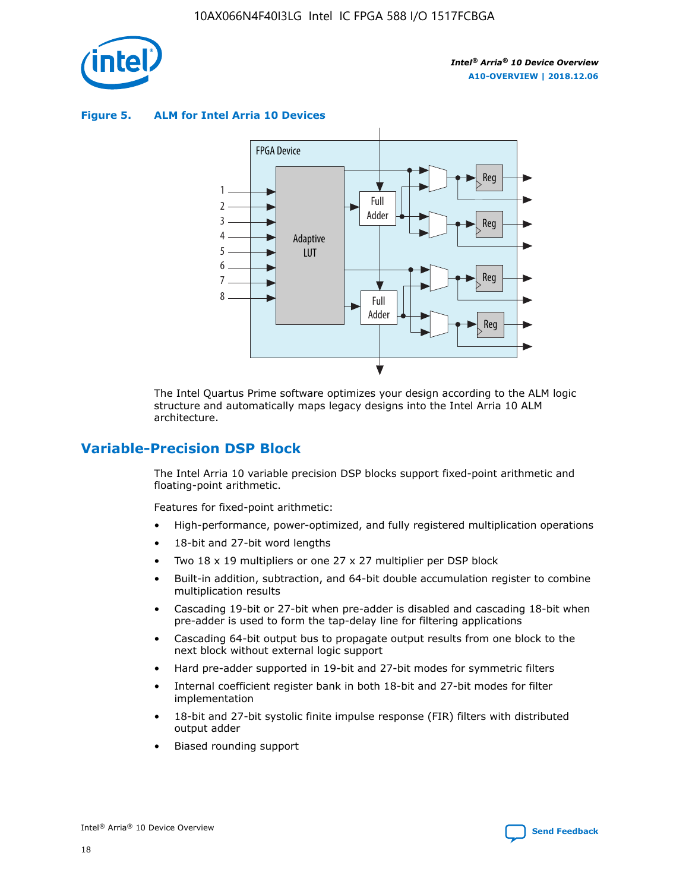**Figure 5. ALM for Intel Arria 10 Devices**

The Intel Quartus Prime software optimizes your design according to the ALM logic structure and automatically maps legacy designs into the Intel Arria 10 ALM architecture.

## Variable-Precision DSP Block

The Intel Arria 10 variable precision DSP blocks support fixed-point arithmetic and floating-point arithmetic.

Features for fixed-point arithmetic:

- High-performance, power-optimized, and fully registered multiplication operations
- 18-bit and 27-bit word lengths
- Two 18 x 19 multipliers or one 27 x 27 multiplier per DSP block
- Built-in addition, subtraction, and 64-bit double accumulation register to combine multiplication results
- Cascading 19-bit or 27-bit when pre-adder is disabled and cascading 18-bit when pre-adder is used to form the tap-delay line for filtering applications
- Cascading 64-bit output bus to propagate output results from one block to the next block without external logic support
- Hard pre-adder supported in 19-bit and 27-bit modes for symmetric filters
- Internal coefficient register bank in both 18-bit and 27-bit modes for filter implementation
- 18-bit and 27-bit systolic finite impulse response (FIR) filters with distributed output adder
- Biased rounding support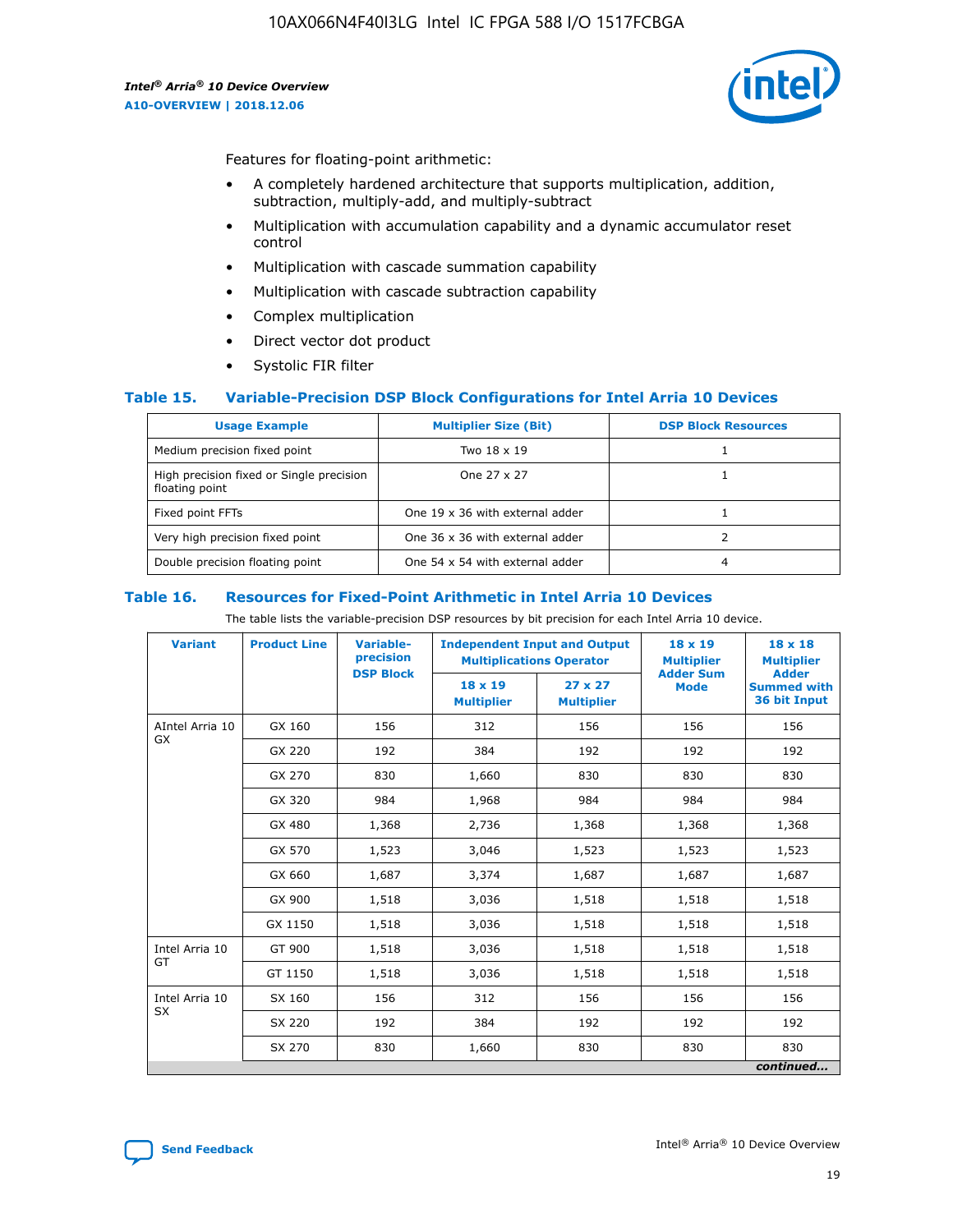Features for floating-point arithmetic:

- A completely hardened architecture that supports multiplication, addition, subtraction, multiply-add, and multiply-subtract
- Multiplication with accumulation capability and a dynamic accumulator reset control
- Multiplication with cascade summation capability
- Multiplication with cascade subtraction capability
- Complex multiplication
- Direct vector dot product
- Systolic FIR filter

### Table 15. Variable-Precision DSP Block Configurations for Intel Arria 10 Devices

| Usage Example | Multiplier Size (Bit) | DSP Block Resources |
|---|---|---|
| Medium precision fixed point | Two 18 x 19 | 1 |
| High precision fixed or Single precision floating point | One 27 x 27 | 1 |
| Fixed point FFTs | One 19 x 36 with external adder | 1 |
| Very high precision fixed point | One 36 x 36 with external adder | 2 |
| Double precision floating point | One 54 x 54 with external adder | 4 |

### Table 16. Resources for Fixed-Point Arithmetic in Intel Arria 10 Devices

The table lists the variable-precision DSP resources by bit precision for each Intel Arria 10 device.

| Variant | Product Line | Variable-precision DSP Block | Independent Input and Output Multiplications Operator | | 18 x 19 Multiplier Adder Sum Mode | 18 x 18 Multiplier Adder Summed with 36 bit Input |
|---|---|---|---|---|---|---|
| | | | 18 x 19 Multiplier | 27 x 27 Multiplier | | |
| AIntel Arria 10 GX | GX 160 | 156 | 312 | 156 | 156 | 156 |
| | GX 220 | 192 | 384 | 192 | 192 | 192 |
| | GX 270 | 830 | 1,660 | 830 | 830 | 830 |
| | GX 320 | 984 | 1,968 | 984 | 984 | 984 |
| | GX 480 | 1,368 | 2,736 | 1,368 | 1,368 | 1,368 |
| | GX 570 | 1,523 | 3,046 | 1,523 | 1,523 | 1,523 |
| | GX 660 | 1,687 | 3,374 | 1,687 | 1,687 | 1,687 |
| | GX 900 | 1,518 | 3,036 | 1,518 | 1,518 | 1,518 |
| | GX 1150 | 1,518 | 3,036 | 1,518 | 1,518 | 1,518 |
| Intel Arria 10 GT | GT 900 | 1,518 | 3,036 | 1,518 | 1,518 | 1,518 |
| | GT 1150 | 1,518 | 3,036 | 1,518 | 1,518 | 1,518 |
| Intel Arria 10 SX | SX 160 | 156 | 312 | 156 | 156 | 156 |
| | SX 220 | 192 | 384 | 192 | 192 | 192 |
| | SX 270 | 830 | 1,660 | 830 | 830 | 830 |

*continued...*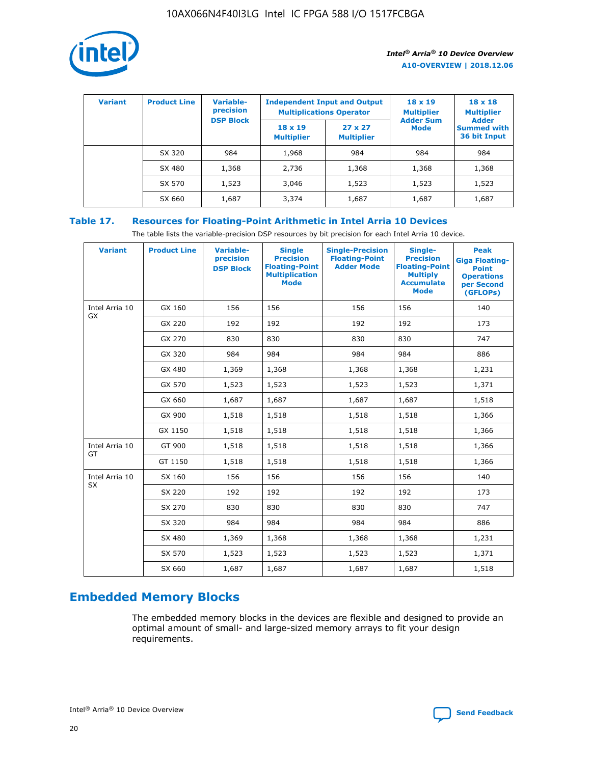| Variant | Product Line | Variable-precision DSP Block | Independent Input and Output Multiplications Operator | | 18 x 19 Multiplier Adder Sum Mode | 18 x 18 Multiplier Adder Summed with 36 bit Input |
|---|---|---|---|---|---|---|
| | | | 18 x 19 Multiplier | 27 x 27 Multiplier | | |
| | SX 320 | 984 | 1,968 | 984 | 984 | 984 |
| | SX 480 | 1,368 | 2,736 | 1,368 | 1,368 | 1,368 |
| | SX 570 | 1,523 | 3,046 | 1,523 | 1,523 | 1,523 |
| | SX 660 | 1,687 | 3,374 | 1,687 | 1,687 | 1,687 |

## Table 17. Resources for Floating-Point Arithmetic in Intel Arria 10 Devices

The table lists the variable-precision DSP resources by bit precision for each Intel Arria 10 device.

| Variant | Product Line | Variable-precision DSP Block | Single Precision Floating-Point Multiplication Mode | Single-Precision Floating-Point Adder Mode | Single-Precision Floating-Point Multiply Accumulate Mode | Peak Giga Floating-Point Operations per Second (GFLOPs) |
|---|---|---|---|---|---|---|
| Intel Arria 10 GX | GX 160 | 156 | 156 | 156 | 156 | 140 |
| | GX 220 | 192 | 192 | 192 | 192 | 173 |
| | GX 270 | 830 | 830 | 830 | 830 | 747 |
| | GX 320 | 984 | 984 | 984 | 984 | 886 |
| | GX 480 | 1,369 | 1,368 | 1,368 | 1,368 | 1,231 |
| | GX 570 | 1,523 | 1,523 | 1,523 | 1,523 | 1,371 |
| | GX 660 | 1,687 | 1,687 | 1,687 | 1,687 | 1,518 |
| | GX 900 | 1,518 | 1,518 | 1,518 | 1,518 | 1,366 |
| | GX 1150 | 1,518 | 1,518 | 1,518 | 1,518 | 1,366 |
| Intel Arria 10 GT | GT 900 | 1,518 | 1,518 | 1,518 | 1,518 | 1,366 |
| | GT 1150 | 1,518 | 1,518 | 1,518 | 1,518 | 1,366 |
| Intel Arria 10 SX | SX 160 | 156 | 156 | 156 | 156 | 140 |
| | SX 220 | 192 | 192 | 192 | 192 | 173 |
| | SX 270 | 830 | 830 | 830 | 830 | 747 |
| | SX 320 | 984 | 984 | 984 | 984 | 886 |
| | SX 480 | 1,369 | 1,368 | 1,368 | 1,368 | 1,231 |
| | SX 570 | 1,523 | 1,523 | 1,523 | 1,523 | 1,371 |
| | SX 660 | 1,687 | 1,687 | 1,687 | 1,687 | 1,518 |

# Embedded Memory Blocks

The embedded memory blocks in the devices are flexible and designed to provide an optimal amount of small- and large-sized memory arrays to fit your design requirements.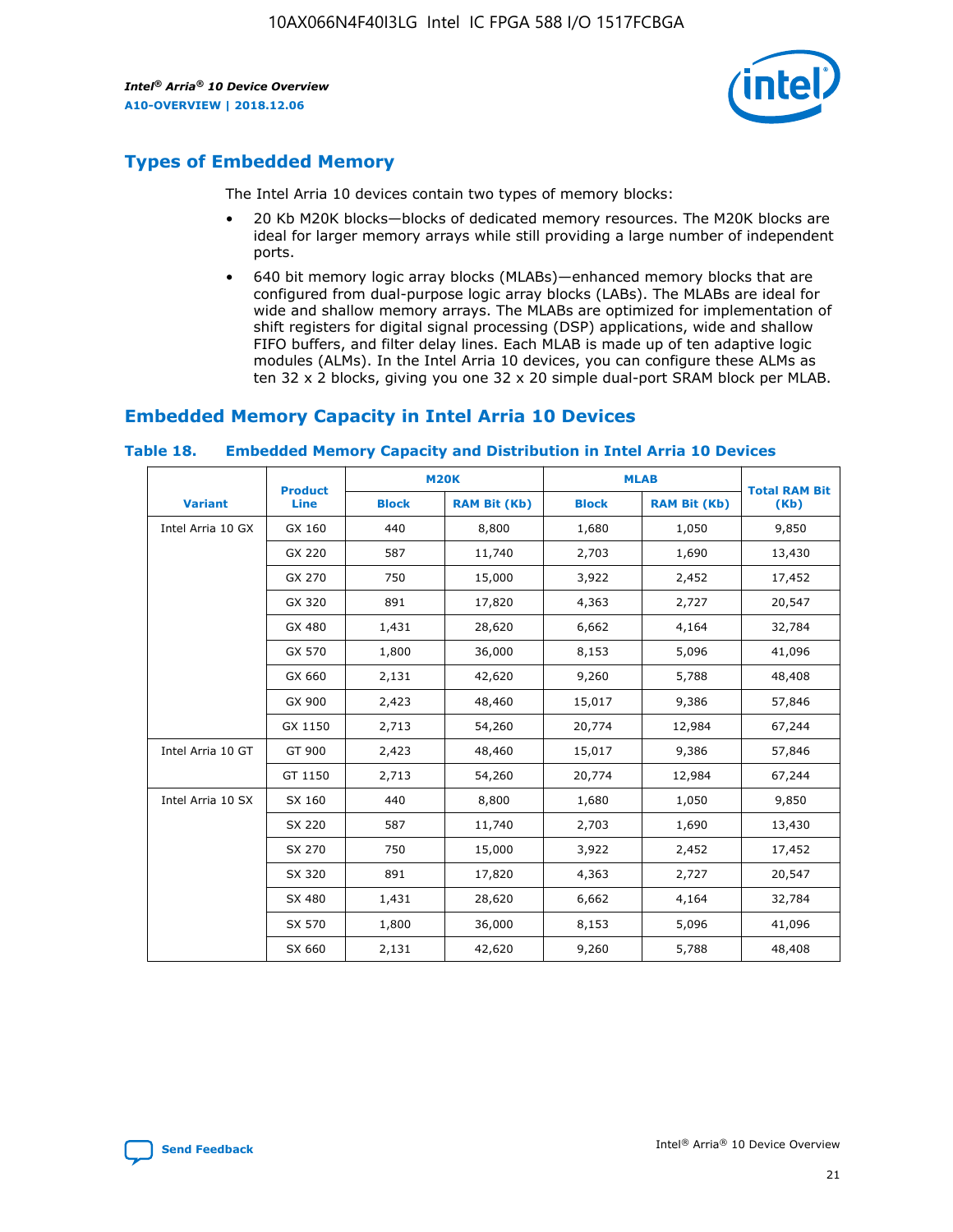## Types of Embedded Memory

The Intel Arria 10 devices contain two types of memory blocks:

- 20 Kb M20K blocks—blocks of dedicated memory resources. The M20K blocks are ideal for larger memory arrays while still providing a large number of independent ports.
- 640 bit memory logic array blocks (MLABs)—enhanced memory blocks that are configured from dual-purpose logic array blocks (LABs). The MLABs are ideal for wide and shallow memory arrays. The MLABs are optimized for implementation of shift registers for digital signal processing (DSP) applications, wide and shallow FIFO buffers, and filter delay lines. Each MLAB is made up of ten adaptive logic modules (ALMs). In the Intel Arria 10 devices, you can configure these ALMs as ten 32 x 2 blocks, giving you one 32 x 20 simple dual-port SRAM block per MLAB.

## Embedded Memory Capacity in Intel Arria 10 Devices

**Table 18. Embedded Memory Capacity and Distribution in Intel Arria 10 Devices**

| Variant | Product Line | M20K | | MLAB | | Total RAM Bit (Kb) |
|---|---|---|---|---|---|---|
| | | Block | RAM Bit (Kb) | Block | RAM Bit (Kb) | |
| Intel Arria 10 GX | GX 160 | 440 | 8,800 | 1,680 | 1,050 | 9,850 |
| | GX 220 | 587 | 11,740 | 2,703 | 1,690 | 13,430 |
| | GX 270 | 750 | 15,000 | 3,922 | 2,452 | 17,452 |
| | GX 320 | 891 | 17,820 | 4,363 | 2,727 | 20,547 |
| | GX 480 | 1,431 | 28,620 | 6,662 | 4,164 | 32,784 |
| | GX 570 | 1,800 | 36,000 | 8,153 | 5,096 | 41,096 |
| | GX 660 | 2,131 | 42,620 | 9,260 | 5,788 | 48,408 |
| | GX 900 | 2,423 | 48,460 | 15,017 | 9,386 | 57,846 |
| | GX 1150 | 2,713 | 54,260 | 20,774 | 12,984 | 67,244 |
| Intel Arria 10 GT | GT 900 | 2,423 | 48,460 | 15,017 | 9,386 | 57,846 |
| | GT 1150 | 2,713 | 54,260 | 20,774 | 12,984 | 67,244 |
| Intel Arria 10 SX | SX 160 | 440 | 8,800 | 1,680 | 1,050 | 9,850 |
| | SX 220 | 587 | 11,740 | 2,703 | 1,690 | 13,430 |
| | SX 270 | 750 | 15,000 | 3,922 | 2,452 | 17,452 |
| | SX 320 | 891 | 17,820 | 4,363 | 2,727 | 20,547 |
| | SX 480 | 1,431 | 28,620 | 6,662 | 4,164 | 32,784 |
| | SX 570 | 1,800 | 36,000 | 8,153 | 5,096 | 41,096 |
| | SX 660 | 2,131 | 42,620 | 9,260 | 5,788 | 48,408 |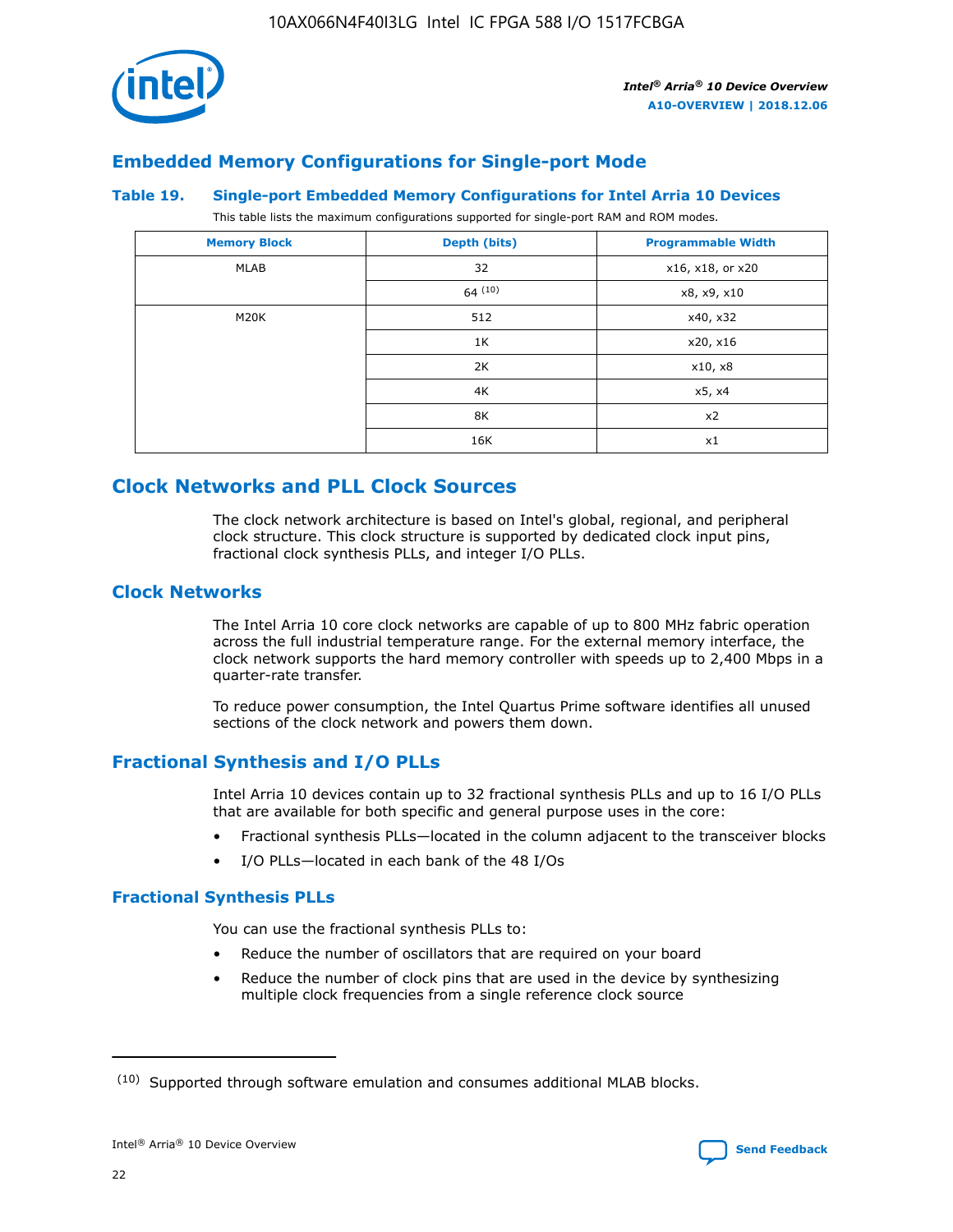## Embedded Memory Configurations for Single-port Mode

### Table 19. Single-port Embedded Memory Configurations for Intel Arria 10 Devices

This table lists the maximum configurations supported for single-port RAM and ROM modes.

| Memory Block | Depth (bits) | Programmable Width |
| --- | --- | --- |
| MLAB | 32 | x16, x18, or x20 |
| | 64 [10] | x8, x9, x10 |
| M20K | 512 | x40, x32 |
| | 1K | x20, x16 |
| | 2K | x10, x8 |
| | 4K | x5, x4 |
| | 8K | x2 |
| | 16K | x1 |

## Clock Networks and PLL Clock Sources

The clock network architecture is based on Intel's global, regional, and peripheral clock structure. This clock structure is supported by dedicated clock input pins, fractional clock synthesis PLLs, and integer I/O PLLs.

### Clock Networks

The Intel Arria 10 core clock networks are capable of up to 800 MHz fabric operation across the full industrial temperature range. For the external memory interface, the clock network supports the hard memory controller with speeds up to 2,400 Mbps in a quarter-rate transfer.

To reduce power consumption, the Intel Quartus Prime software identifies all unused sections of the clock network and powers them down.

### Fractional Synthesis and I/O PLLs

Intel Arria 10 devices contain up to 32 fractional synthesis PLLs and up to 16 I/O PLLs that are available for both specific and general purpose uses in the core:

- Fractional synthesis PLLs—located in the column adjacent to the transceiver blocks
- I/O PLLs—located in each bank of the 48 I/Os

#### Fractional Synthesis PLLs

You can use the fractional synthesis PLLs to:

- Reduce the number of oscillators that are required on your board
- Reduce the number of clock pins that are used in the device by synthesizing multiple clock frequencies from a single reference clock source

---

(10) Supported through software emulation and consumes additional MLAB blocks.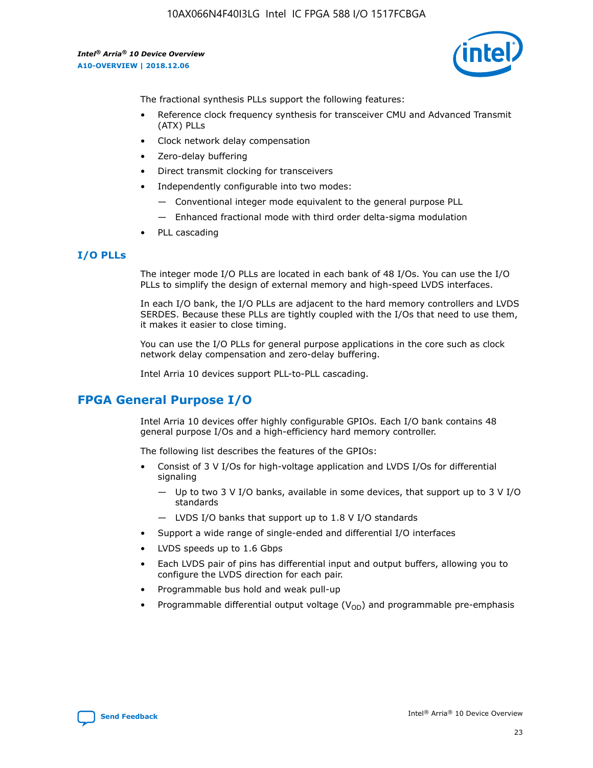The fractional synthesis PLLs support the following features:

- Reference clock frequency synthesis for transceiver CMU and Advanced Transmit (ATX) PLLs
- Clock network delay compensation
- Zero-delay buffering
- Direct transmit clocking for transceivers
- Independently configurable into two modes:
  - — Conventional integer mode equivalent to the general purpose PLL
  - — Enhanced fractional mode with third order delta-sigma modulation
- PLL cascading

### I/O PLLs

The integer mode I/O PLLs are located in each bank of 48 I/Os. You can use the I/O PLLs to simplify the design of external memory and high-speed LVDS interfaces.

In each I/O bank, the I/O PLLs are adjacent to the hard memory controllers and LVDS SERDES. Because these PLLs are tightly coupled with the I/Os that need to use them, it makes it easier to close timing.

You can use the I/O PLLs for general purpose applications in the core such as clock network delay compensation and zero-delay buffering.

Intel Arria 10 devices support PLL-to-PLL cascading.

## FPGA General Purpose I/O

Intel Arria 10 devices offer highly configurable GPIOs. Each I/O bank contains 48 general purpose I/Os and a high-efficiency hard memory controller.

The following list describes the features of the GPIOs:

- Consist of 3 V I/Os for high-voltage application and LVDS I/Os for differential signaling
  - — Up to two 3 V I/O banks, available in some devices, that support up to 3 V I/O standards
  - — LVDS I/O banks that support up to 1.8 V I/O standards
- Support a wide range of single-ended and differential I/O interfaces
- LVDS speeds up to 1.6 Gbps
- Each LVDS pair of pins has differential input and output buffers, allowing you to configure the LVDS direction for each pair.
- Programmable bus hold and weak pull-up
- Programmable differential output voltage ($V_{OD}$) and programmable pre-emphasis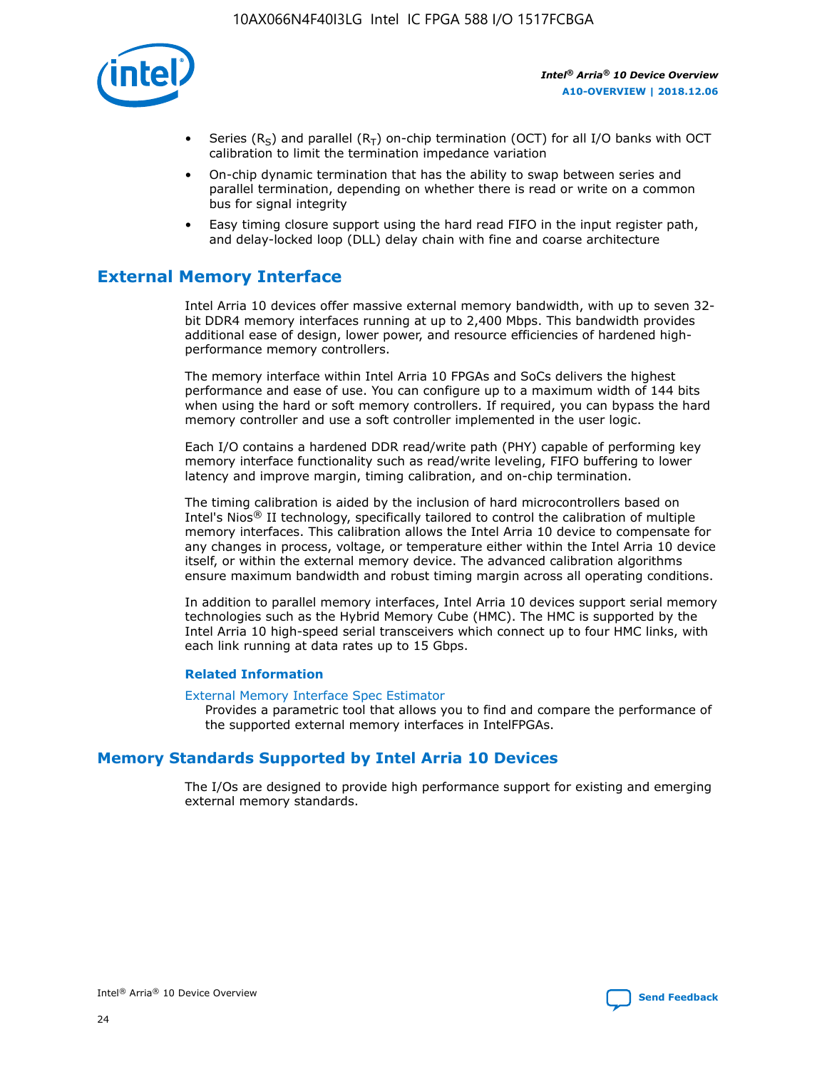- Series ($R_S$) and parallel ($R_T$) on-chip termination (OCT) for all I/O banks with OCT calibration to limit the termination impedance variation
- On-chip dynamic termination that has the ability to swap between series and parallel termination, depending on whether there is read or write on a common bus for signal integrity
- Easy timing closure support using the hard read FIFO in the input register path, and delay-locked loop (DLL) delay chain with fine and coarse architecture

## External Memory Interface

Intel Arria 10 devices offer massive external memory bandwidth, with up to seven 32-bit DDR4 memory interfaces running at up to 2,400 Mbps. This bandwidth provides additional ease of design, lower power, and resource efficiencies of hardened high-performance memory controllers.

The memory interface within Intel Arria 10 FPGAs and SoCs delivers the highest performance and ease of use. You can configure up to a maximum width of 144 bits when using the hard or soft memory controllers. If required, you can bypass the hard memory controller and use a soft controller implemented in the user logic.

Each I/O contains a hardened DDR read/write path (PHY) capable of performing key memory interface functionality such as read/write leveling, FIFO buffering to lower latency and improve margin, timing calibration, and on-chip termination.

The timing calibration is aided by the inclusion of hard microcontrollers based on Intel's Nios® II technology, specifically tailored to control the calibration of multiple memory interfaces. This calibration allows the Intel Arria 10 device to compensate for any changes in process, voltage, or temperature either within the Intel Arria 10 device itself, or within the external memory device. The advanced calibration algorithms ensure maximum bandwidth and robust timing margin across all operating conditions.

In addition to parallel memory interfaces, Intel Arria 10 devices support serial memory technologies such as the Hybrid Memory Cube (HMC). The HMC is supported by the Intel Arria 10 high-speed serial transceivers which connect up to four HMC links, with each link running at data rates up to 15 Gbps.

### Related Information

External Memory Interface Spec Estimator
Provides a parametric tool that allows you to find and compare the performance of the supported external memory interfaces in IntelFPGAs.

## Memory Standards Supported by Intel Arria 10 Devices

The I/Os are designed to provide high performance support for existing and emerging external memory standards.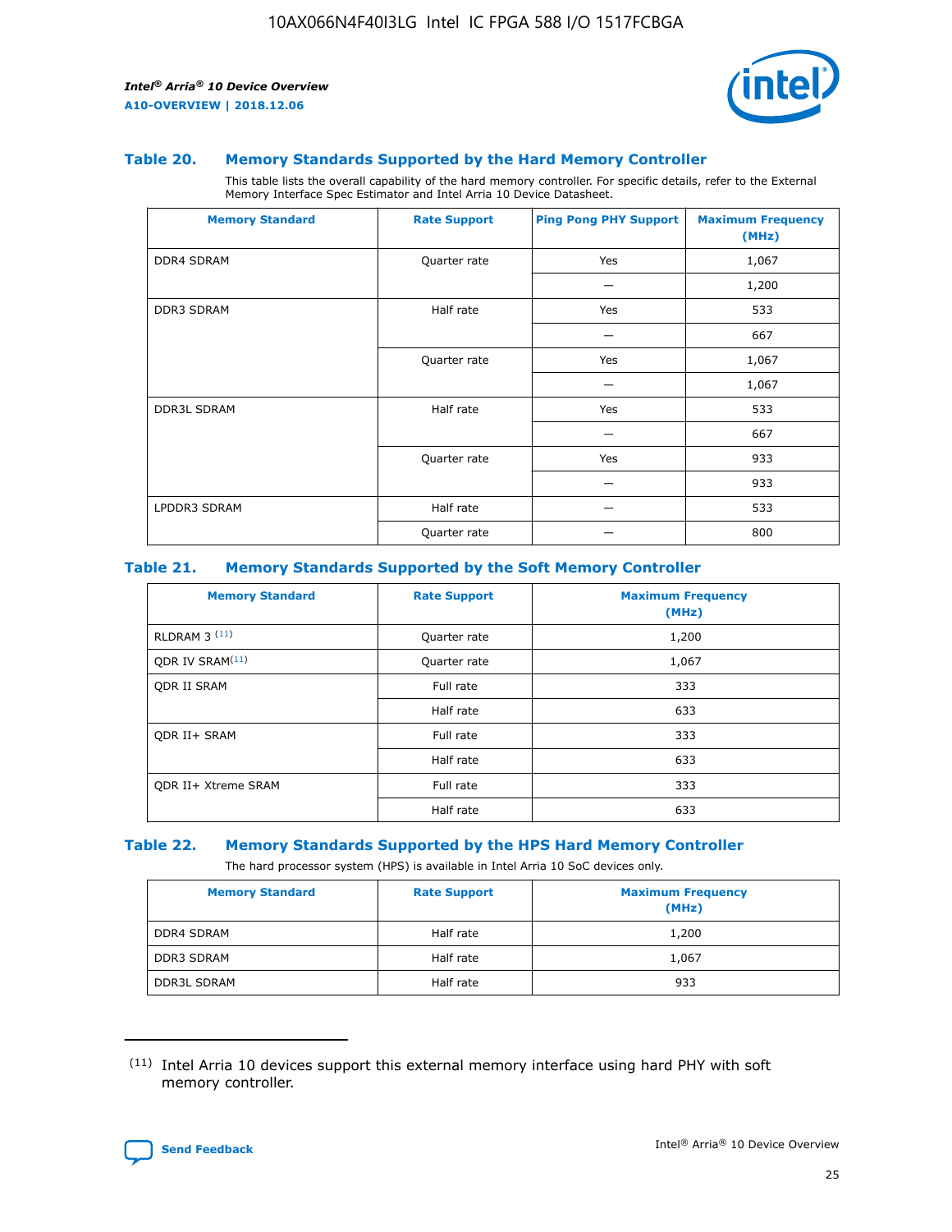### Table 20. Memory Standards Supported by the Hard Memory Controller

This table lists the overall capability of the hard memory controller. For specific details, refer to the External Memory Interface Spec Estimator and Intel Arria 10 Device Datasheet.

| Memory Standard | Rate Support | Ping Pong PHY Support | Maximum Frequency (MHz) |
| --- | --- | --- | --- |
| DDR4 SDRAM | Quarter rate | Yes | 1,067 |
| | | — | 1,200 |
| DDR3 SDRAM | Half rate | Yes | 533 |
| | | — | 667 |
| | Quarter rate | Yes | 1,067 |
| | | — | 1,067 |
| DDR3L SDRAM | Half rate | Yes | 533 |
| | | — | 667 |
| | Quarter rate | Yes | 933 |
| | | — | 933 |
| LPDDR3 SDRAM | Half rate | — | 533 |
| | Quarter rate | — | 800 |

### Table 21. Memory Standards Supported by the Soft Memory Controller

| Memory Standard | Rate Support | Maximum Frequency (MHz) |
| --- | --- | --- |
| RLDRAM 3 (11) | Quarter rate | 1,200 |
| QDR IV SRAM(11) | Quarter rate | 1,067 |
| QDR II SRAM | Full rate | 333 |
| | Half rate | 633 |
| QDR II+ SRAM | Full rate | 333 |
| | Half rate | 633 |
| QDR II+ Xtreme SRAM | Full rate | 333 |
| | Half rate | 633 |

### Table 22. Memory Standards Supported by the HPS Hard Memory Controller

The hard processor system (HPS) is available in Intel Arria 10 SoC devices only.

| Memory Standard | Rate Support | Maximum Frequency (MHz) |
| --- | --- | --- |
| DDR4 SDRAM | Half rate | 1,200 |
| DDR3 SDRAM | Half rate | 1,067 |
| DDR3L SDRAM | Half rate | 933 |

(11) Intel Arria 10 devices support this external memory interface using hard PHY with soft memory controller.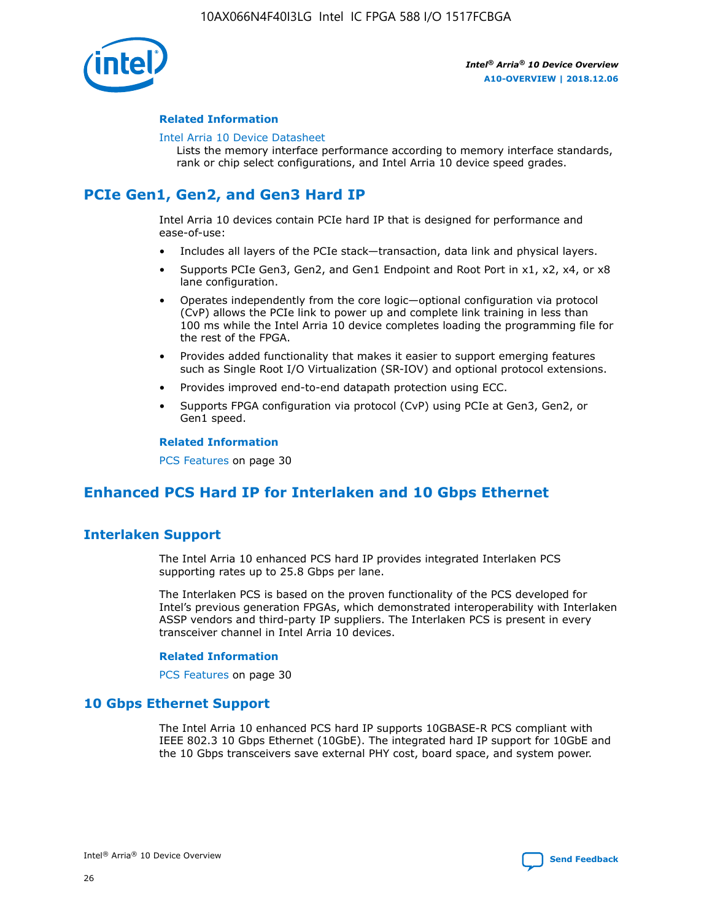### Related Information

Intel Arria 10 Device Datasheet

Lists the memory interface performance according to memory interface standards, rank or chip select configurations, and Intel Arria 10 device speed grades.

## PCIe Gen1, Gen2, and Gen3 Hard IP

Intel Arria 10 devices contain PCIe hard IP that is designed for performance and ease-of-use:

- Includes all layers of the PCIe stack—transaction, data link and physical layers.
- Supports PCIe Gen3, Gen2, and Gen1 Endpoint and Root Port in x1, x2, x4, or x8 lane configuration.
- Operates independently from the core logic—optional configuration via protocol (CvP) allows the PCIe link to power up and complete link training in less than 100 ms while the Intel Arria 10 device completes loading the programming file for the rest of the FPGA.
- Provides added functionality that makes it easier to support emerging features such as Single Root I/O Virtualization (SR-IOV) and optional protocol extensions.
- Provides improved end-to-end datapath protection using ECC.
- Supports FPGA configuration via protocol (CvP) using PCIe at Gen3, Gen2, or Gen1 speed.

### Related Information

PCS Features on page 30

## Enhanced PCS Hard IP for Interlaken and 10 Gbps Ethernet

### Interlaken Support

The Intel Arria 10 enhanced PCS hard IP provides integrated Interlaken PCS supporting rates up to 25.8 Gbps per lane.

The Interlaken PCS is based on the proven functionality of the PCS developed for Intel's previous generation FPGAs, which demonstrated interoperability with Interlaken ASSP vendors and third-party IP suppliers. The Interlaken PCS is present in every transceiver channel in Intel Arria 10 devices.

### Related Information

PCS Features on page 30

### 10 Gbps Ethernet Support

The Intel Arria 10 enhanced PCS hard IP supports 10GBASE-R PCS compliant with IEEE 802.3 10 Gbps Ethernet (10GbE). The integrated hard IP support for 10GbE and the 10 Gbps transceivers save external PHY cost, board space, and system power.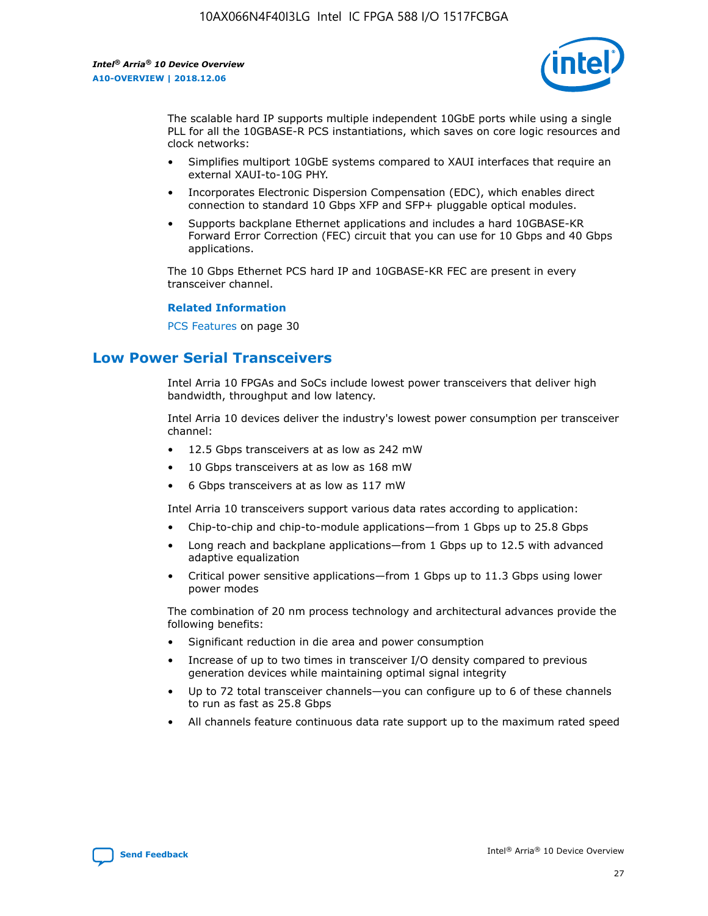The scalable hard IP supports multiple independent 10GbE ports while using a single PLL for all the 10GBASE-R PCS instantiations, which saves on core logic resources and clock networks:

- Simplifies multiport 10GbE systems compared to XAUI interfaces that require an external XAUI-to-10G PHY.
- Incorporates Electronic Dispersion Compensation (EDC), which enables direct connection to standard 10 Gbps XFP and SFP+ pluggable optical modules.
- Supports backplane Ethernet applications and includes a hard 10GBASE-KR Forward Error Correction (FEC) circuit that you can use for 10 Gbps and 40 Gbps applications.

The 10 Gbps Ethernet PCS hard IP and 10GBASE-KR FEC are present in every transceiver channel.

**Related Information**

PCS Features on page 30

## Low Power Serial Transceivers

Intel Arria 10 FPGAs and SoCs include lowest power transceivers that deliver high bandwidth, throughput and low latency.

Intel Arria 10 devices deliver the industry's lowest power consumption per transceiver channel:

- 12.5 Gbps transceivers at as low as 242 mW
- 10 Gbps transceivers at as low as 168 mW
- 6 Gbps transceivers at as low as 117 mW

Intel Arria 10 transceivers support various data rates according to application:

- Chip-to-chip and chip-to-module applications—from 1 Gbps up to 25.8 Gbps
- Long reach and backplane applications—from 1 Gbps up to 12.5 with advanced adaptive equalization
- Critical power sensitive applications—from 1 Gbps up to 11.3 Gbps using lower power modes

The combination of 20 nm process technology and architectural advances provide the following benefits:

- Significant reduction in die area and power consumption
- Increase of up to two times in transceiver I/O density compared to previous generation devices while maintaining optimal signal integrity
- Up to 72 total transceiver channels—you can configure up to 6 of these channels to run as fast as 25.8 Gbps
- All channels feature continuous data rate support up to the maximum rated speed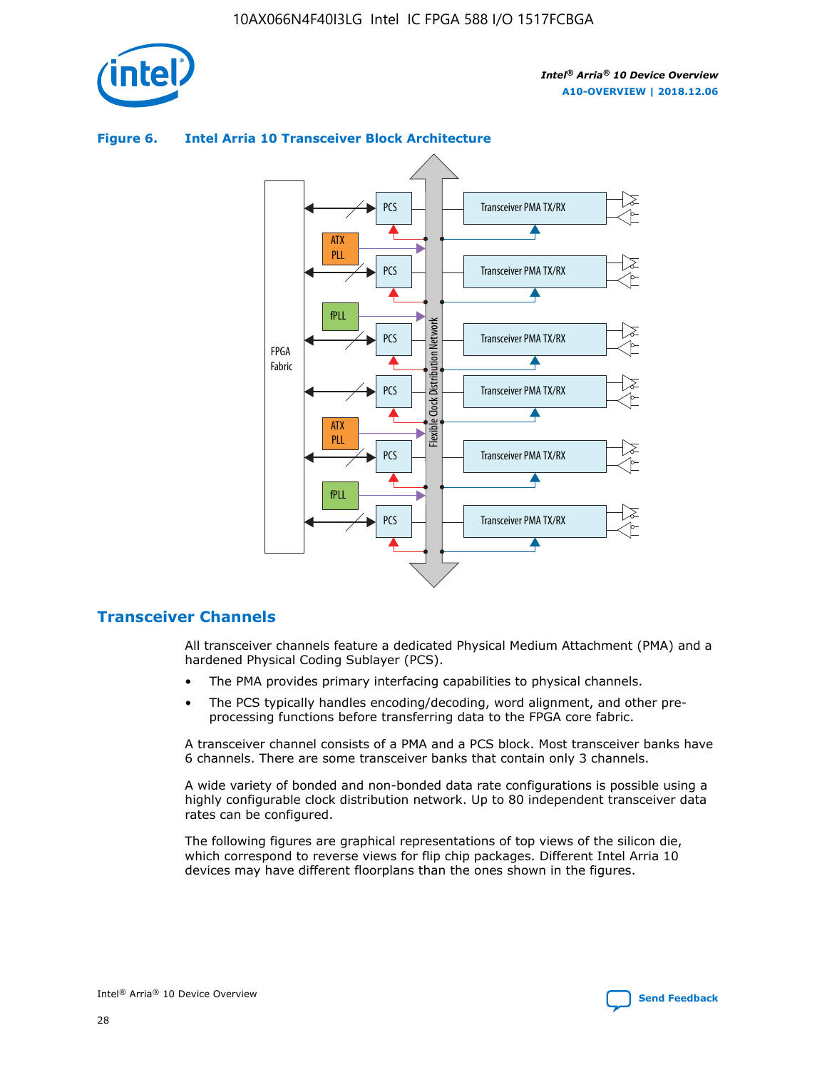**Figure 6. Intel Arria 10 Transceiver Block Architecture**

## Transceiver Channels

All transceiver channels feature a dedicated Physical Medium Attachment (PMA) and a hardened Physical Coding Sublayer (PCS).

- The PMA provides primary interfacing capabilities to physical channels.
- The PCS typically handles encoding/decoding, word alignment, and other pre-processing functions before transferring data to the FPGA core fabric.

A transceiver channel consists of a PMA and a PCS block. Most transceiver banks have 6 channels. There are some transceiver banks that contain only 3 channels.

A wide variety of bonded and non-bonded data rate configurations is possible using a highly configurable clock distribution network. Up to 80 independent transceiver data rates can be configured.

The following figures are graphical representations of top views of the silicon die, which correspond to reverse views for flip chip packages. Different Intel Arria 10 devices may have different floorplans than the ones shown in the figures.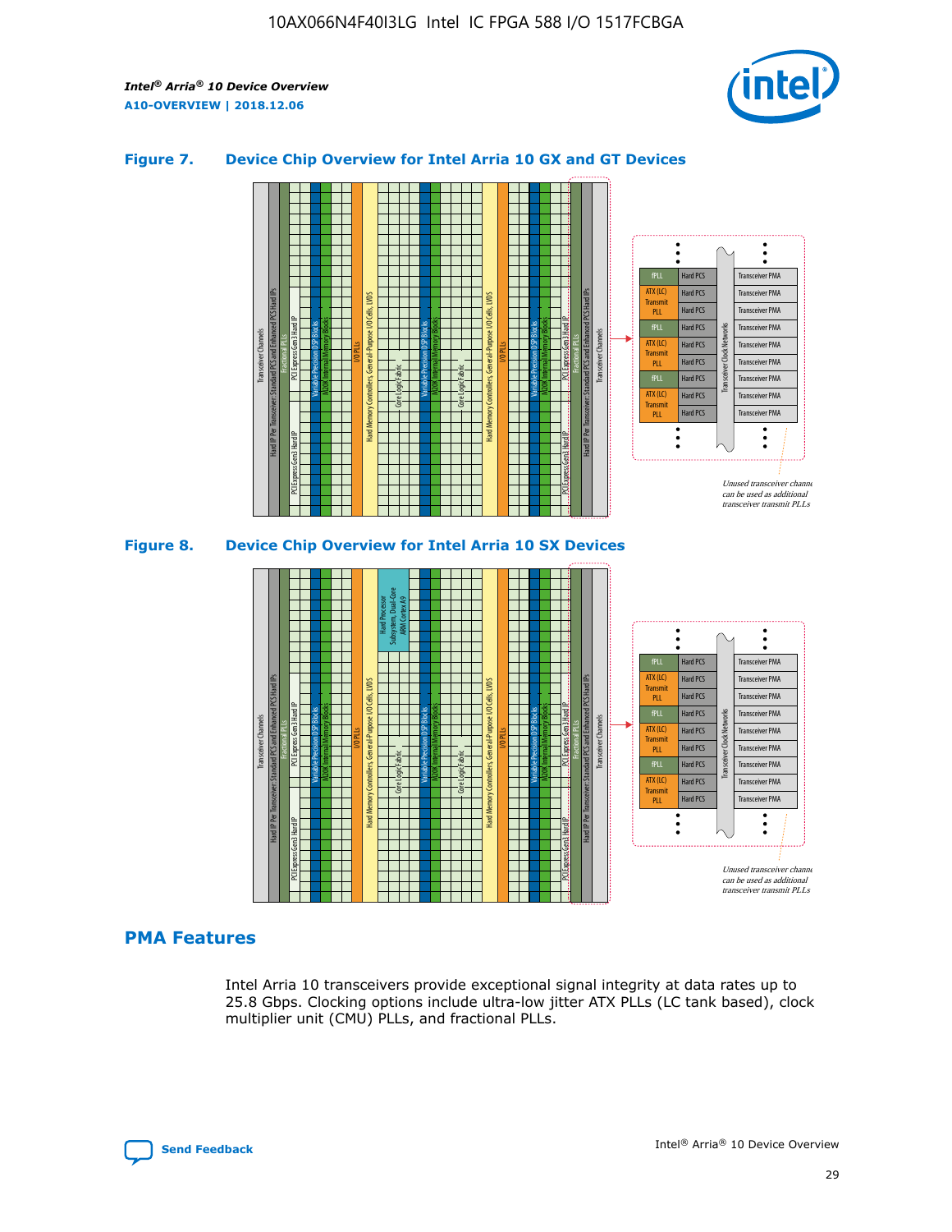### Figure 7. Device Chip Overview for Intel Arria 10 GX and GT Devices

### Figure 8. Device Chip Overview for Intel Arria 10 SX Devices

## PMA Features

Intel Arria 10 transceivers provide exceptional signal integrity at data rates up to 25.8 Gbps. Clocking options include ultra-low jitter ATX PLLs (LC tank based), clock multiplier unit (CMU) PLLs, and fractional PLLs.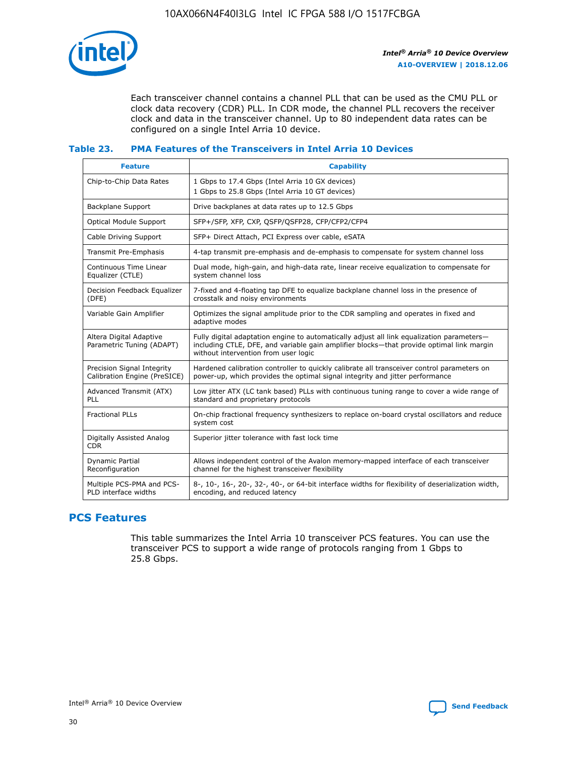Each transceiver channel contains a channel PLL that can be used as the CMU PLL or clock data recovery (CDR) PLL. In CDR mode, the channel PLL recovers the receiver clock and data in the transceiver channel. Up to 80 independent data rates can be configured on a single Intel Arria 10 device.

### Table 23. PMA Features of the Transceivers in Intel Arria 10 Devices

| Feature | Capability |
| --- | --- |
| Chip-to-Chip Data Rates | 1 Gbps to 17.4 Gbps (Intel Arria 10 GX devices)<br>1 Gbps to 25.8 Gbps (Intel Arria 10 GT devices) |
| Backplane Support | Drive backplanes at data rates up to 12.5 Gbps |
| Optical Module Support | SFP+/SFP, XFP, CXP, QSFP/QSFP28, CFP/CFP2/CFP4 |
| Cable Driving Support | SFP+ Direct Attach, PCI Express over cable, eSATA |
| Transmit Pre-Emphasis | 4-tap transmit pre-emphasis and de-emphasis to compensate for system channel loss |
| Continuous Time Linear Equalizer (CTLE) | Dual mode, high-gain, and high-data rate, linear receive equalization to compensate for system channel loss |
| Decision Feedback Equalizer (DFE) | 7-fixed and 4-floating tap DFE to equalize backplane channel loss in the presence of crosstalk and noisy environments |
| Variable Gain Amplifier | Optimizes the signal amplitude prior to the CDR sampling and operates in fixed and adaptive modes |
| Altera Digital Adaptive Parametric Tuning (ADAPT) | Fully digital adaptation engine to automatically adjust all link equalization parameters—including CTLE, DFE, and variable gain amplifier blocks—that provide optimal link margin without intervention from user logic |
| Precision Signal Integrity Calibration Engine (PreSICE) | Hardened calibration controller to quickly calibrate all transceiver control parameters on power-up, which provides the optimal signal integrity and jitter performance |
| Advanced Transmit (ATX) PLL | Low jitter ATX (LC tank based) PLLs with continuous tuning range to cover a wide range of standard and proprietary protocols |
| Fractional PLLs | On-chip fractional frequency synthesizers to replace on-board crystal oscillators and reduce system cost |
| Digitally Assisted Analog CDR | Superior jitter tolerance with fast lock time |
| Dynamic Partial Reconfiguration | Allows independent control of the Avalon memory-mapped interface of each transceiver channel for the highest transceiver flexibility |
| Multiple PCS-PMA and PCS-PLD interface widths | 8-, 10-, 16-, 20-, 32-, 40-, or 64-bit interface widths for flexibility of deserialization width, encoding, and reduced latency |

## PCS Features

This table summarizes the Intel Arria 10 transceiver PCS features. You can use the transceiver PCS to support a wide range of protocols ranging from 1 Gbps to 25.8 Gbps.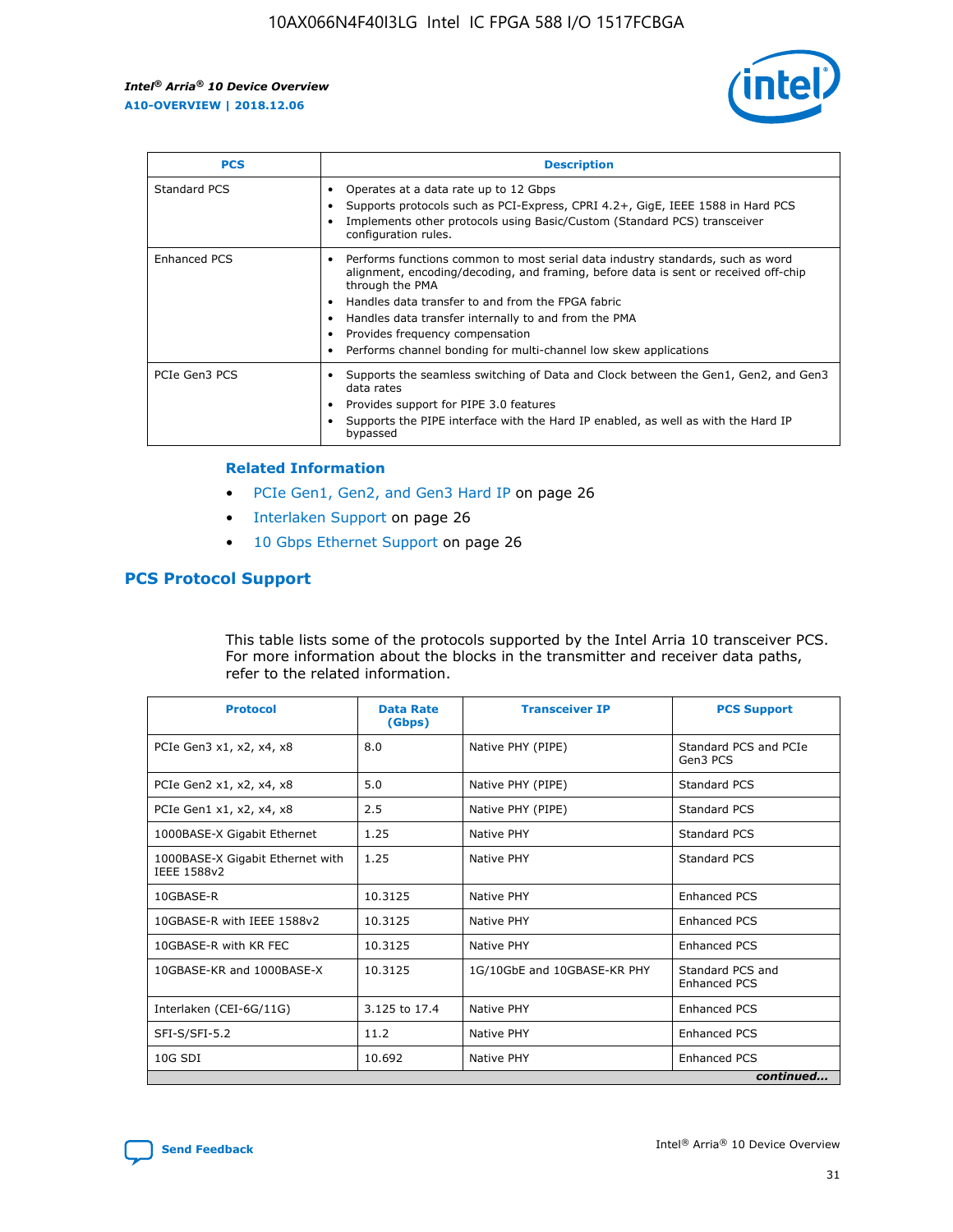| PCS | Description |
| --- | --- |
| Standard PCS | • Operates at a data rate up to 12 Gbps<br>• Supports protocols such as PCI-Express, CPRI 4.2+, GigE, IEEE 1588 in Hard PCS<br>• Implements other protocols using Basic/Custom (Standard PCS) transceiver configuration rules. |
| Enhanced PCS | • Performs functions common to most serial data industry standards, such as word alignment, encoding/decoding, and framing, before data is sent or received off-chip through the PMA<br>• Handles data transfer to and from the FPGA fabric<br>• Handles data transfer internally to and from the PMA<br>• Provides frequency compensation<br>• Performs channel bonding for multi-channel low skew applications |
| PCIe Gen3 PCS | • Supports the seamless switching of Data and Clock between the Gen1, Gen2, and Gen3 data rates<br>• Provides support for PIPE 3.0 features<br>• Supports the PIPE interface with the Hard IP enabled, as well as with the Hard IP bypassed |

### Related Information

- PCIe Gen1, Gen2, and Gen3 Hard IP on page 26
- Interlaken Support on page 26
- 10 Gbps Ethernet Support on page 26

## PCS Protocol Support

This table lists some of the protocols supported by the Intel Arria 10 transceiver PCS. For more information about the blocks in the transmitter and receiver data paths, refer to the related information.

| Protocol | Data Rate (Gbps) | Transceiver IP | PCS Support |
| --- | --- | --- | --- |
| PCIe Gen3 x1, x2, x4, x8 | 8.0 | Native PHY (PIPE) | Standard PCS and PCIe Gen3 PCS |
| PCIe Gen2 x1, x2, x4, x8 | 5.0 | Native PHY (PIPE) | Standard PCS |
| PCIe Gen1 x1, x2, x4, x8 | 2.5 | Native PHY (PIPE) | Standard PCS |
| 1000BASE-X Gigabit Ethernet | 1.25 | Native PHY | Standard PCS |
| 1000BASE-X Gigabit Ethernet with IEEE 1588v2 | 1.25 | Native PHY | Standard PCS |
| 10GBASE-R | 10.3125 | Native PHY | Enhanced PCS |
| 10GBASE-R with IEEE 1588v2 | 10.3125 | Native PHY | Enhanced PCS |
| 10GBASE-R with KR FEC | 10.3125 | Native PHY | Enhanced PCS |
| 10GBASE-KR and 1000BASE-X | 10.3125 | 1G/10GbE and 10GBASE-KR PHY | Standard PCS and Enhanced PCS |
| Interlaken (CEI-6G/11G) | 3.125 to 17.4 | Native PHY | Enhanced PCS |
| SFI-S/SFI-5.2 | 11.2 | Native PHY | Enhanced PCS |
| 10G SDI | 10.692 | Native PHY | Enhanced PCS |

*continued...*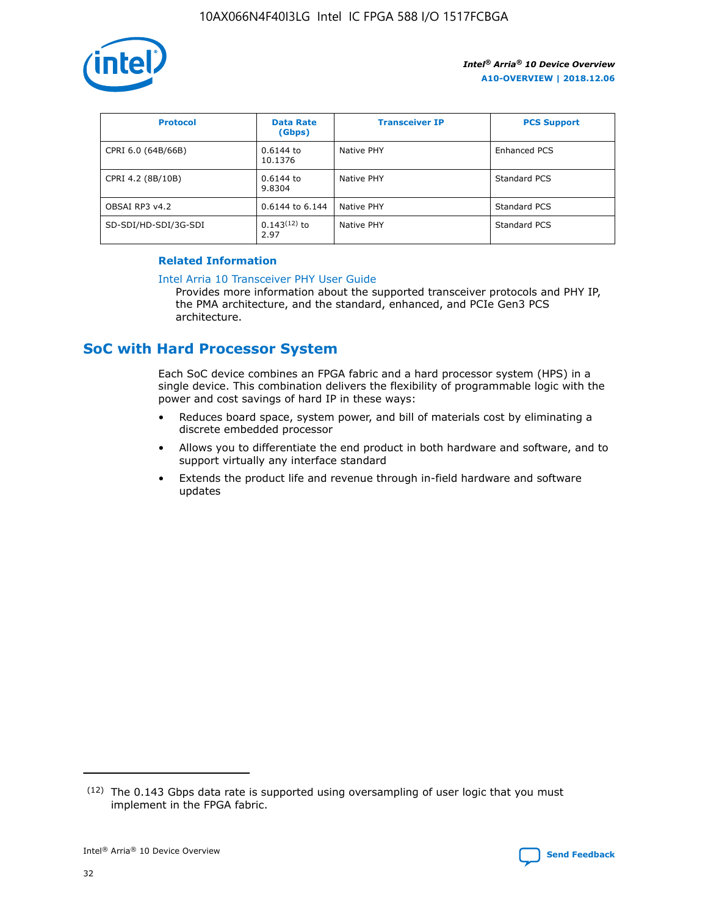| Protocol | Data Rate (Gbps) | Transceiver IP | PCS Support |
| --- | --- | --- | --- |
| CPRI 6.0 (64B/66B) | 0.6144 to 10.1376 | Native PHY | Enhanced PCS |
| CPRI 4.2 (8B/10B) | 0.6144 to 9.8304 | Native PHY | Standard PCS |
| OBSAI RP3 v4.2 | 0.6144 to 6.144 | Native PHY | Standard PCS |
| SD-SDI/HD-SDI/3G-SDI | 0.143[12] to 2.97 | Native PHY | Standard PCS |

**Related Information**

Intel Arria 10 Transceiver PHY User Guide

Provides more information about the supported transceiver protocols and PHY IP, the PMA architecture, and the standard, enhanced, and PCIe Gen3 PCS architecture.

## SoC with Hard Processor System

Each SoC device combines an FPGA fabric and a hard processor system (HPS) in a single device. This combination delivers the flexibility of programmable logic with the power and cost savings of hard IP in these ways:

- Reduces board space, system power, and bill of materials cost by eliminating a discrete embedded processor
- Allows you to differentiate the end product in both hardware and software, and to support virtually any interface standard
- Extends the product life and revenue through in-field hardware and software updates

(12) The 0.143 Gbps data rate is supported using oversampling of user logic that you must implement in the FPGA fabric.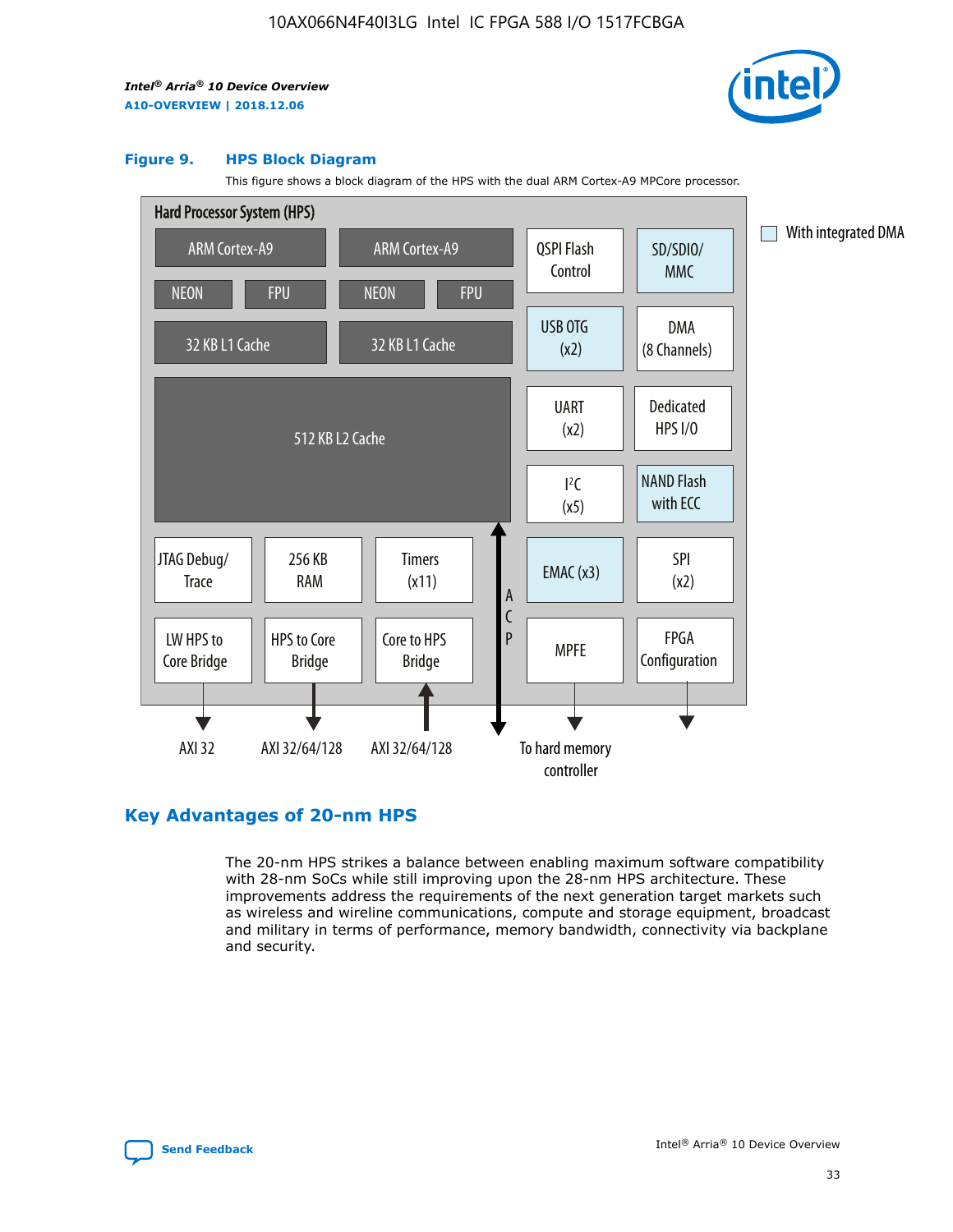**Figure 9. HPS Block Diagram**

This figure shows a block diagram of the HPS with the dual ARM Cortex-A9 MPCore processor.

Hard Processor System (HPS)

ARM Cortex-A9 | ARM Cortex-A9
NEON | FPU | NEON | FPU
32 KB L1 Cache | 32 KB L1 Cache
512 KB L2 Cache

QSPI Flash Control | SD/SDIO/MMC
USB OTG (x2) | DMA (8 Channels)
UART (x2) | Dedicated HPS I/O
I²C (x5) | NAND Flash with ECC
EMAC (x3) | SPI (x2)
MPFE | FPGA Configuration

JTAG Debug/Trace | 256 KB RAM | Timers (x11)
LW HPS to Core Bridge | HPS to Core Bridge | Core to HPS Bridge

ACP

AXI 32 | AXI 32/64/128 | AXI 32/64/128 | To hard memory controller

With integrated DMA

## Key Advantages of 20-nm HPS

The 20-nm HPS strikes a balance between enabling maximum software compatibility with 28-nm SoCs while still improving upon the 28-nm HPS architecture. These improvements address the requirements of the next generation target markets such as wireless and wireline communications, compute and storage equipment, broadcast and military in terms of performance, memory bandwidth, connectivity via backplane and security.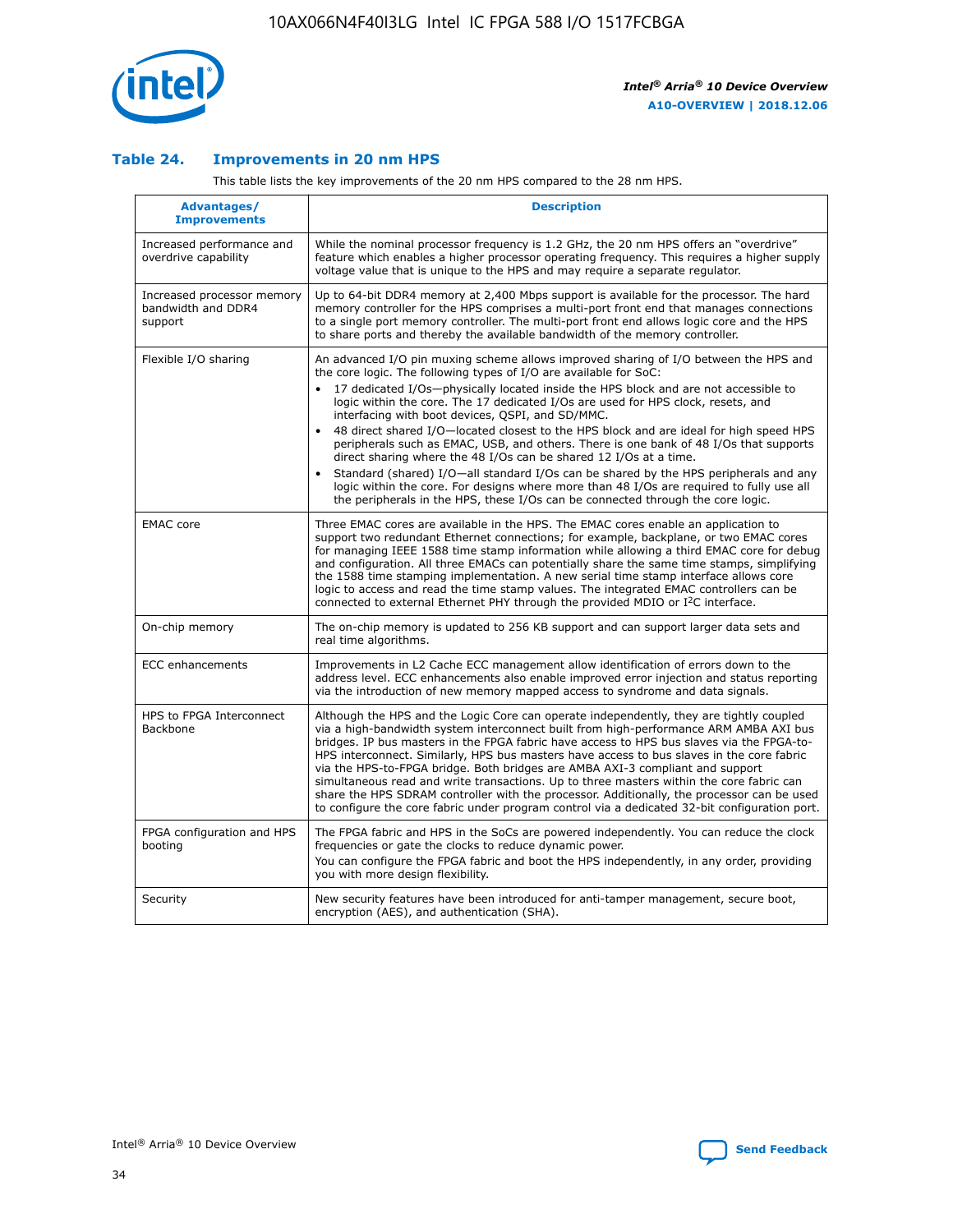### Table 24. Improvements in 20 nm HPS

This table lists the key improvements of the 20 nm HPS compared to the 28 nm HPS.

| Advantages/ Improvements | Description |
|---|---|
| Increased performance and overdrive capability | While the nominal processor frequency is 1.2 GHz, the 20 nm HPS offers an "overdrive" feature which enables a higher processor operating frequency. This requires a higher supply voltage value that is unique to the HPS and may require a separate regulator. |
| Increased processor memory bandwidth and DDR4 support | Up to 64-bit DDR4 memory at 2,400 Mbps support is available for the processor. The hard memory controller for the HPS comprises a multi-port front end that manages connections to a single port memory controller. The multi-port front end allows logic core and the HPS to share ports and thereby the available bandwidth of the memory controller. |
| Flexible I/O sharing | An advanced I/O pin muxing scheme allows improved sharing of I/O between the HPS and the core logic. The following types of I/O are available for SoC:<br>• 17 dedicated I/Os—physically located inside the HPS block and are not accessible to logic within the core. The 17 dedicated I/Os are used for HPS clock, resets, and interfacing with boot devices, QSPI, and SD/MMC.<br>• 48 direct shared I/O—located closest to the HPS block and are ideal for high speed HPS peripherals such as EMAC, USB, and others. There is one bank of 48 I/Os that supports direct sharing where the 48 I/Os can be shared 12 I/Os at a time.<br>• Standard (shared) I/O—all standard I/Os can be shared by the HPS peripherals and any logic within the core. For designs where more than 48 I/Os are required to fully use all the peripherals in the HPS, these I/Os can be connected through the core logic. |
| EMAC core | Three EMAC cores are available in the HPS. The EMAC cores enable an application to support two redundant Ethernet connections; for example, backplane, or two EMAC cores for managing IEEE 1588 time stamp information while allowing a third EMAC core for debug and configuration. All three EMACs can potentially share the same time stamps, simplifying the 1588 time stamping implementation. A new serial time stamp interface allows core logic to access and read the time stamp values. The integrated EMAC controllers can be connected to external Ethernet PHY through the provided MDIO or I²C interface. |
| On-chip memory | The on-chip memory is updated to 256 KB support and can support larger data sets and real time algorithms. |
| ECC enhancements | Improvements in L2 Cache ECC management allow identification of errors down to the address level. ECC enhancements also enable improved error injection and status reporting via the introduction of new memory mapped access to syndrome and data signals. |
| HPS to FPGA Interconnect Backbone | Although the HPS and the Logic Core can operate independently, they are tightly coupled via a high-bandwidth system interconnect built from high-performance ARM AMBA AXI bus bridges. IP bus masters in the FPGA fabric have access to HPS bus slaves via the FPGA-to-HPS interconnect. Similarly, HPS bus masters have access to bus slaves in the core fabric via the HPS-to-FPGA bridge. Both bridges are AMBA AXI-3 compliant and support simultaneous read and write transactions. Up to three masters within the core fabric can share the HPS SDRAM controller with the processor. Additionally, the processor can be used to configure the core fabric under program control via a dedicated 32-bit configuration port. |
| FPGA configuration and HPS booting | The FPGA fabric and HPS in the SoCs are powered independently. You can reduce the clock frequencies or gate the clocks to reduce dynamic power.<br>You can configure the FPGA fabric and boot the HPS independently, in any order, providing you with more design flexibility. |
| Security | New security features have been introduced for anti-tamper management, secure boot, encryption (AES), and authentication (SHA). |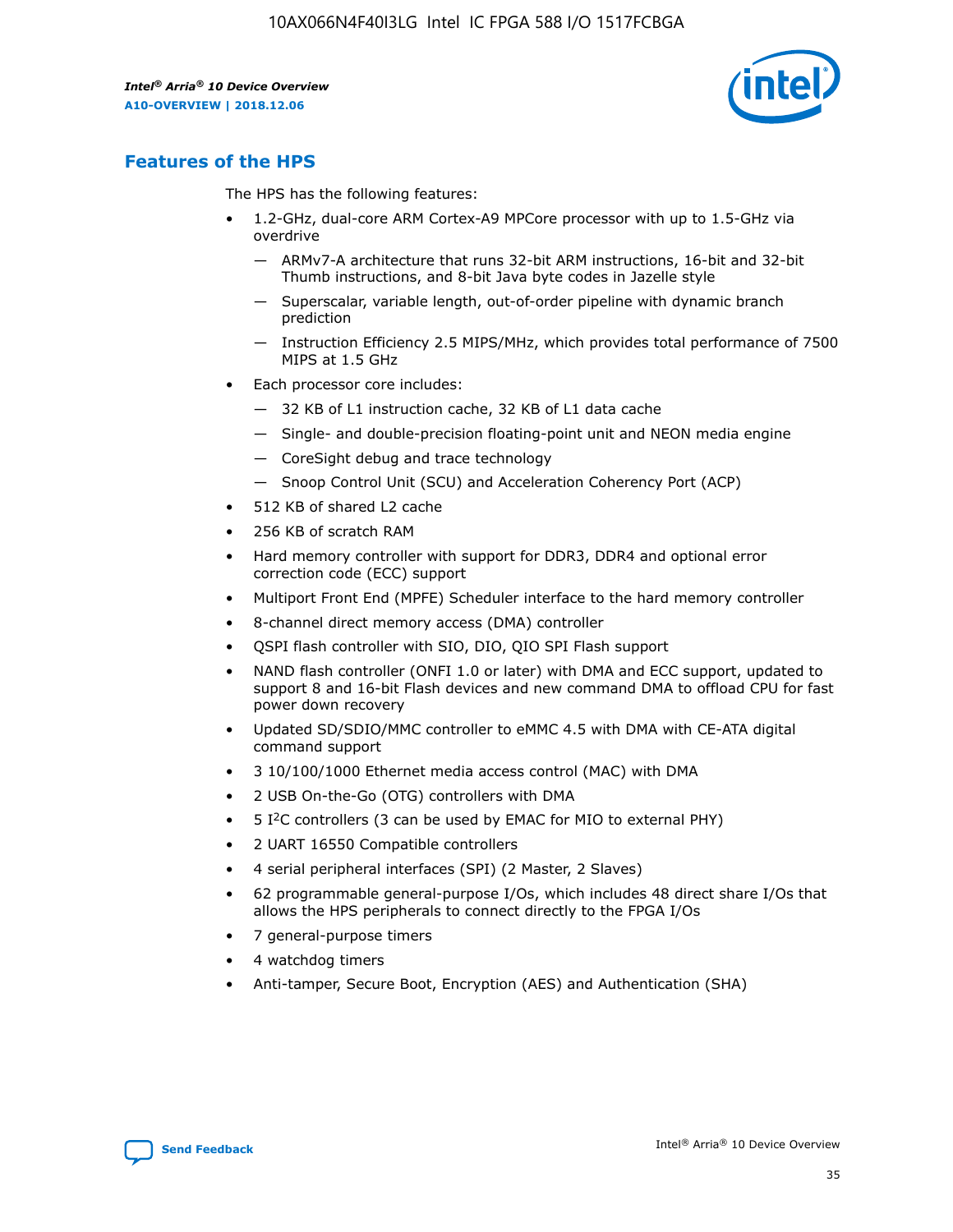## Features of the HPS

The HPS has the following features:

- 1.2-GHz, dual-core ARM Cortex-A9 MPCore processor with up to 1.5-GHz via overdrive
    - — ARMv7-A architecture that runs 32-bit ARM instructions, 16-bit and 32-bit Thumb instructions, and 8-bit Java byte codes in Jazelle style
    - — Superscalar, variable length, out-of-order pipeline with dynamic branch prediction
    - — Instruction Efficiency 2.5 MIPS/MHz, which provides total performance of 7500 MIPS at 1.5 GHz
- Each processor core includes:
    - — 32 KB of L1 instruction cache, 32 KB of L1 data cache
    - — Single- and double-precision floating-point unit and NEON media engine
    - — CoreSight debug and trace technology
    - — Snoop Control Unit (SCU) and Acceleration Coherency Port (ACP)
- 512 KB of shared L2 cache
- 256 KB of scratch RAM
- Hard memory controller with support for DDR3, DDR4 and optional error correction code (ECC) support
- Multiport Front End (MPFE) Scheduler interface to the hard memory controller
- 8-channel direct memory access (DMA) controller
- QSPI flash controller with SIO, DIO, QIO SPI Flash support
- NAND flash controller (ONFI 1.0 or later) with DMA and ECC support, updated to support 8 and 16-bit Flash devices and new command DMA to offload CPU for fast power down recovery
- Updated SD/SDIO/MMC controller to eMMC 4.5 with DMA with CE-ATA digital command support
- 3 10/100/1000 Ethernet media access control (MAC) with DMA
- 2 USB On-the-Go (OTG) controllers with DMA
- 5 I²C controllers (3 can be used by EMAC for MIO to external PHY)
- 2 UART 16550 Compatible controllers
- 4 serial peripheral interfaces (SPI) (2 Master, 2 Slaves)
- 62 programmable general-purpose I/Os, which includes 48 direct share I/Os that allows the HPS peripherals to connect directly to the FPGA I/Os
- 7 general-purpose timers
- 4 watchdog timers
- Anti-tamper, Secure Boot, Encryption (AES) and Authentication (SHA)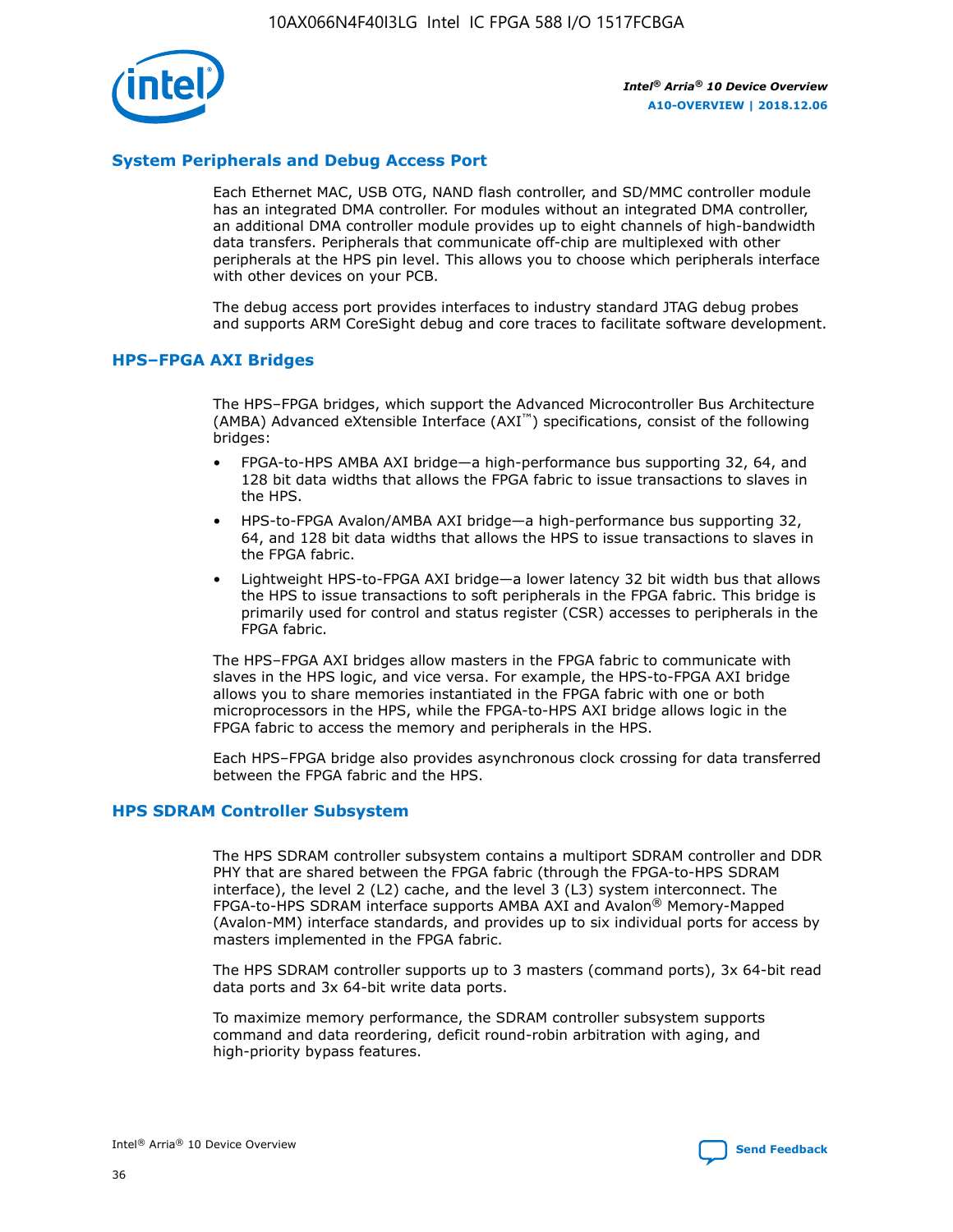## System Peripherals and Debug Access Port

Each Ethernet MAC, USB OTG, NAND flash controller, and SD/MMC controller module has an integrated DMA controller. For modules without an integrated DMA controller, an additional DMA controller module provides up to eight channels of high-bandwidth data transfers. Peripherals that communicate off-chip are multiplexed with other peripherals at the HPS pin level. This allows you to choose which peripherals interface with other devices on your PCB.

The debug access port provides interfaces to industry standard JTAG debug probes and supports ARM CoreSight debug and core traces to facilitate software development.

## HPS–FPGA AXI Bridges

The HPS–FPGA bridges, which support the Advanced Microcontroller Bus Architecture (AMBA) Advanced eXtensible Interface (AXI™) specifications, consist of the following bridges:

- FPGA-to-HPS AMBA AXI bridge—a high-performance bus supporting 32, 64, and 128 bit data widths that allows the FPGA fabric to issue transactions to slaves in the HPS.
- HPS-to-FPGA Avalon/AMBA AXI bridge—a high-performance bus supporting 32, 64, and 128 bit data widths that allows the HPS to issue transactions to slaves in the FPGA fabric.
- Lightweight HPS-to-FPGA AXI bridge—a lower latency 32 bit width bus that allows the HPS to issue transactions to soft peripherals in the FPGA fabric. This bridge is primarily used for control and status register (CSR) accesses to peripherals in the FPGA fabric.

The HPS–FPGA AXI bridges allow masters in the FPGA fabric to communicate with slaves in the HPS logic, and vice versa. For example, the HPS-to-FPGA AXI bridge allows you to share memories instantiated in the FPGA fabric with one or both microprocessors in the HPS, while the FPGA-to-HPS AXI bridge allows logic in the FPGA fabric to access the memory and peripherals in the HPS.

Each HPS–FPGA bridge also provides asynchronous clock crossing for data transferred between the FPGA fabric and the HPS.

## HPS SDRAM Controller Subsystem

The HPS SDRAM controller subsystem contains a multiport SDRAM controller and DDR PHY that are shared between the FPGA fabric (through the FPGA-to-HPS SDRAM interface), the level 2 (L2) cache, and the level 3 (L3) system interconnect. The FPGA-to-HPS SDRAM interface supports AMBA AXI and Avalon® Memory-Mapped (Avalon-MM) interface standards, and provides up to six individual ports for access by masters implemented in the FPGA fabric.

The HPS SDRAM controller supports up to 3 masters (command ports), 3x 64-bit read data ports and 3x 64-bit write data ports.

To maximize memory performance, the SDRAM controller subsystem supports command and data reordering, deficit round-robin arbitration with aging, and high-priority bypass features.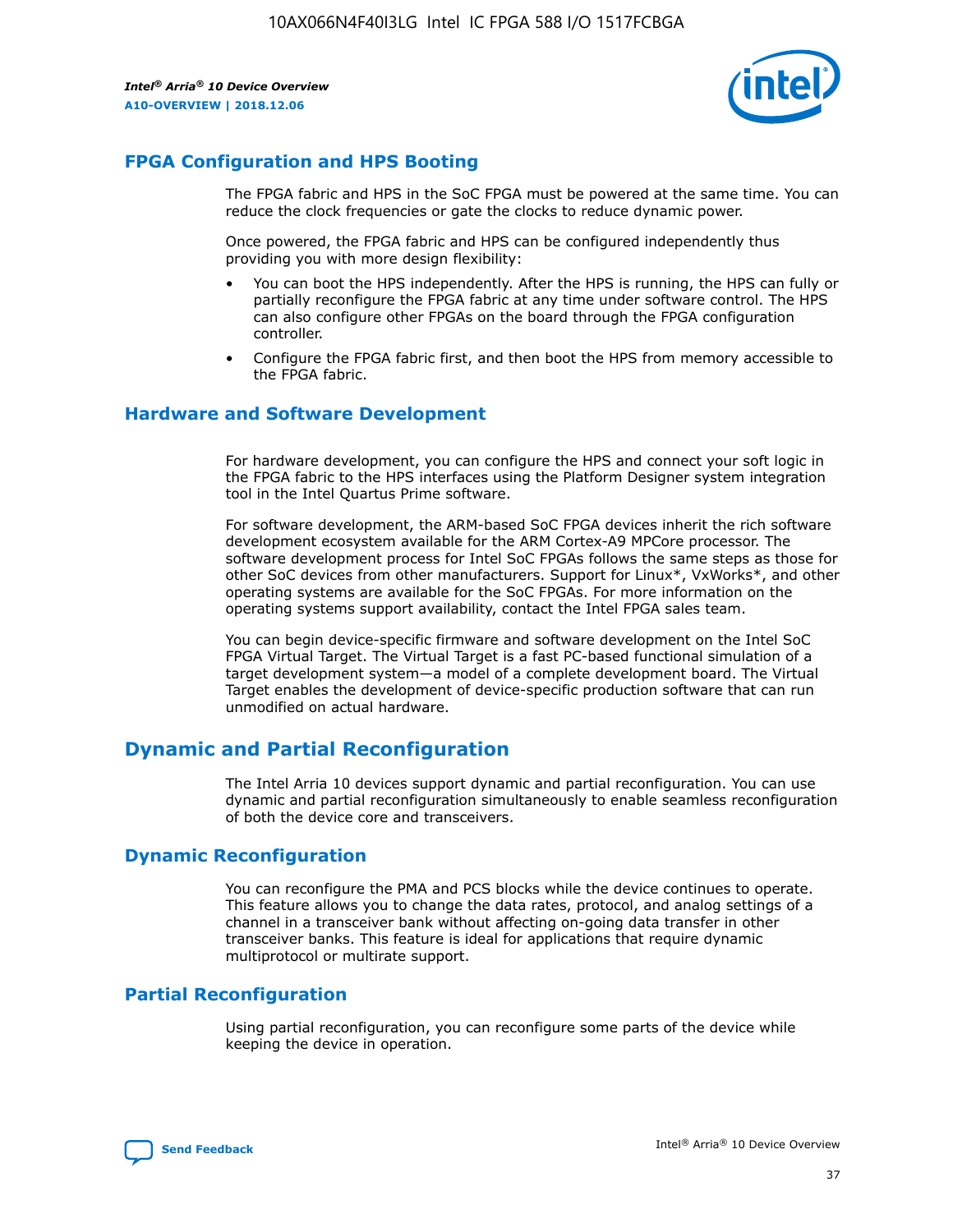## FPGA Configuration and HPS Booting

The FPGA fabric and HPS in the SoC FPGA must be powered at the same time. You can reduce the clock frequencies or gate the clocks to reduce dynamic power.

Once powered, the FPGA fabric and HPS can be configured independently thus providing you with more design flexibility:

- You can boot the HPS independently. After the HPS is running, the HPS can fully or partially reconfigure the FPGA fabric at any time under software control. The HPS can also configure other FPGAs on the board through the FPGA configuration controller.
- Configure the FPGA fabric first, and then boot the HPS from memory accessible to the FPGA fabric.

## Hardware and Software Development

For hardware development, you can configure the HPS and connect your soft logic in the FPGA fabric to the HPS interfaces using the Platform Designer system integration tool in the Intel Quartus Prime software.

For software development, the ARM-based SoC FPGA devices inherit the rich software development ecosystem available for the ARM Cortex-A9 MPCore processor. The software development process for Intel SoC FPGAs follows the same steps as those for other SoC devices from other manufacturers. Support for Linux*, VxWorks*, and other operating systems are available for the SoC FPGAs. For more information on the operating systems support availability, contact the Intel FPGA sales team.

You can begin device-specific firmware and software development on the Intel SoC FPGA Virtual Target. The Virtual Target is a fast PC-based functional simulation of a target development system—a model of a complete development board. The Virtual Target enables the development of device-specific production software that can run unmodified on actual hardware.

# Dynamic and Partial Reconfiguration

The Intel Arria 10 devices support dynamic and partial reconfiguration. You can use dynamic and partial reconfiguration simultaneously to enable seamless reconfiguration of both the device core and transceivers.

## Dynamic Reconfiguration

You can reconfigure the PMA and PCS blocks while the device continues to operate. This feature allows you to change the data rates, protocol, and analog settings of a channel in a transceiver bank without affecting on-going data transfer in other transceiver banks. This feature is ideal for applications that require dynamic multiprotocol or multirate support.

## Partial Reconfiguration

Using partial reconfiguration, you can reconfigure some parts of the device while keeping the device in operation.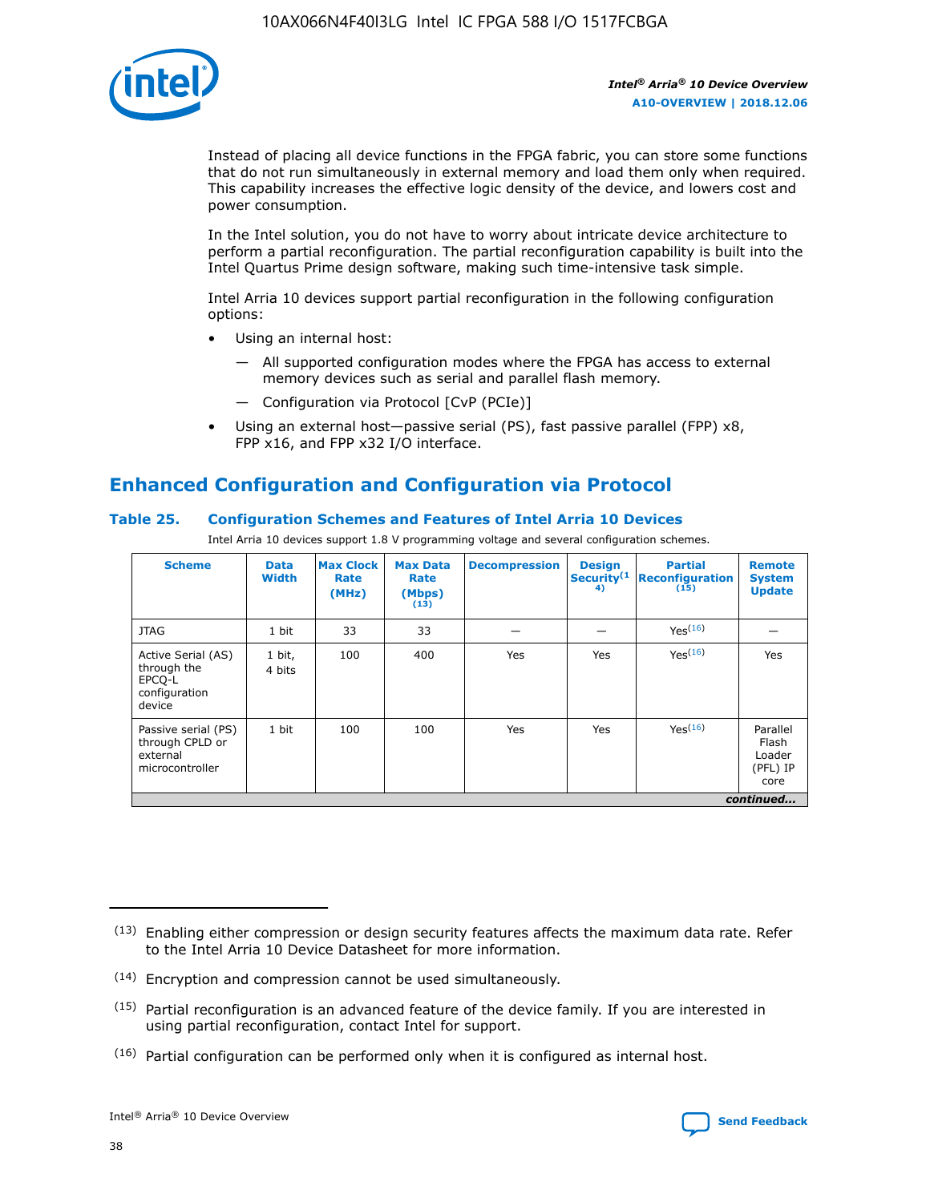Instead of placing all device functions in the FPGA fabric, you can store some functions that do not run simultaneously in external memory and load them only when required. This capability increases the effective logic density of the device, and lowers cost and power consumption.

In the Intel solution, you do not have to worry about intricate device architecture to perform a partial reconfiguration. The partial reconfiguration capability is built into the Intel Quartus Prime design software, making such time-intensive task simple.

Intel Arria 10 devices support partial reconfiguration in the following configuration options:

- Using an internal host:
  - All supported configuration modes where the FPGA has access to external memory devices such as serial and parallel flash memory.
  - Configuration via Protocol [CvP (PCIe)]
- Using an external host—passive serial (PS), fast passive parallel (FPP) x8, FPP x16, and FPP x32 I/O interface.

## Enhanced Configuration and Configuration via Protocol

### Table 25. Configuration Schemes and Features of Intel Arria 10 Devices

Intel Arria 10 devices support 1.8 V programming voltage and several configuration schemes.

| Scheme | Data Width | Max Clock Rate (MHz) | Max Data Rate (Mbps) [13] | Decompression | Design Security [14] | Partial Reconfiguration [15] | Remote System Update |
|---|---|---|---|---|---|---|---|
| JTAG | 1 bit | 33 | 33 | — | — | Yes [16] | — |
| Active Serial (AS) through the EPCQ-L configuration device | 1 bit, 4 bits | 100 | 400 | Yes | Yes | Yes [16] | Yes |
| Passive serial (PS) through CPLD or external microcontroller | 1 bit | 100 | 100 | Yes | Yes | Yes [16] | Parallel Flash Loader (PFL) IP core |

*continued...*

(13) Enabling either compression or design security features affects the maximum data rate. Refer to the Intel Arria 10 Device Datasheet for more information.

(14) Encryption and compression cannot be used simultaneously.

(15) Partial reconfiguration is an advanced feature of the device family. If you are interested in using partial reconfiguration, contact Intel for support.

(16) Partial configuration can be performed only when it is configured as internal host.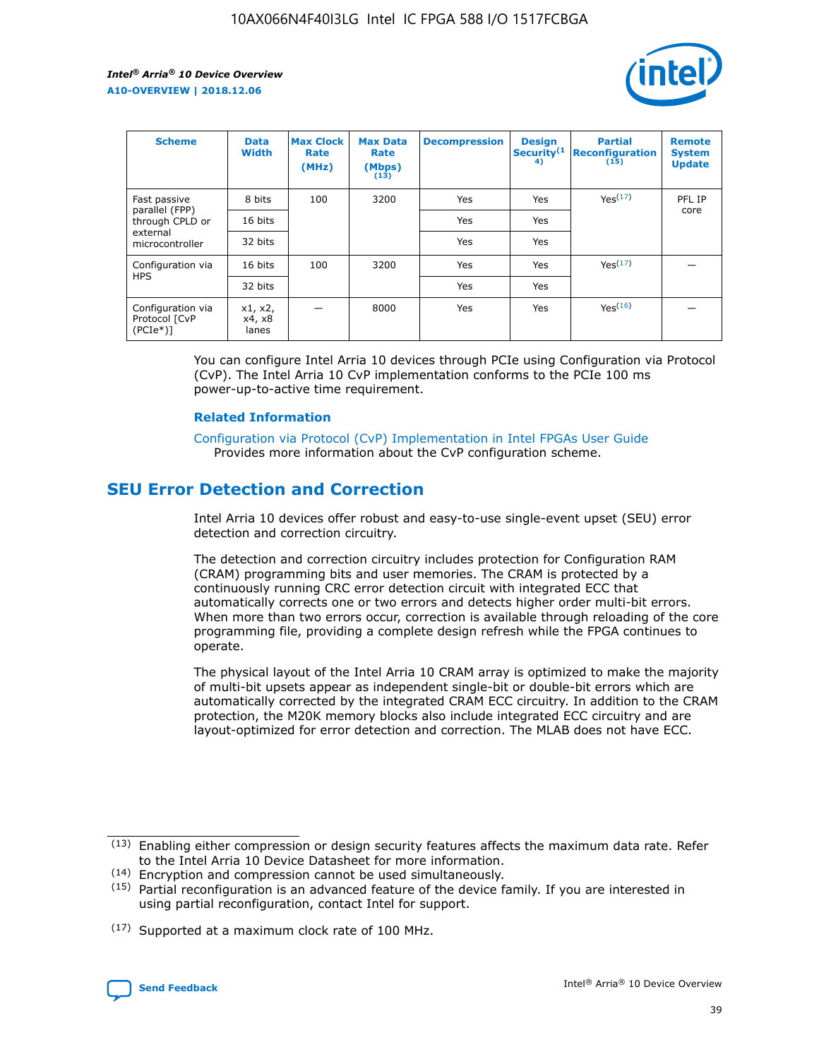| Scheme | Data Width | Max Clock Rate (MHz) | Max Data Rate (Mbps) (13) | Decompression | Design Security(14) | Partial Reconfiguration (15) | Remote System Update |
| --- | --- | --- | --- | --- | --- | --- | --- |
| Fast passive parallel (FPP) through CPLD or external microcontroller | 8 bits | 100 | 3200 | Yes | Yes | Yes(17) | PFL IP core |
| | 16 bits | | | Yes | Yes | | |
| | 32 bits | | | Yes | Yes | | |
| Configuration via HPS | 16 bits | 100 | 3200 | Yes | Yes | Yes(17) | — |
| | 32 bits | | | Yes | Yes | | |
| Configuration via Protocol [CvP (PCIe*)] | x1, x2, x4, x8 lanes | — | 8000 | Yes | Yes | Yes(16) | — |

You can configure Intel Arria 10 devices through PCIe using Configuration via Protocol (CvP). The Intel Arria 10 CvP implementation conforms to the PCIe 100 ms power-up-to-active time requirement.

### Related Information

Configuration via Protocol (CvP) Implementation in Intel FPGAs User Guide
Provides more information about the CvP configuration scheme.

## SEU Error Detection and Correction

Intel Arria 10 devices offer robust and easy-to-use single-event upset (SEU) error detection and correction circuitry.

The detection and correction circuitry includes protection for Configuration RAM (CRAM) programming bits and user memories. The CRAM is protected by a continuously running CRC error detection circuit with integrated ECC that automatically corrects one or two errors and detects higher order multi-bit errors. When more than two errors occur, correction is available through reloading of the core programming file, providing a complete design refresh while the FPGA continues to operate.

The physical layout of the Intel Arria 10 CRAM array is optimized to make the majority of multi-bit upsets appear as independent single-bit or double-bit errors which are automatically corrected by the integrated CRAM ECC circuitry. In addition to the CRAM protection, the M20K memory blocks also include integrated ECC circuitry and are layout-optimized for error detection and correction. The MLAB does not have ECC.

(13) Enabling either compression or design security features affects the maximum data rate. Refer to the Intel Arria 10 Device Datasheet for more information.

(14) Encryption and compression cannot be used simultaneously.

(15) Partial reconfiguration is an advanced feature of the device family. If you are interested in using partial reconfiguration, contact Intel for support.

(17) Supported at a maximum clock rate of 100 MHz.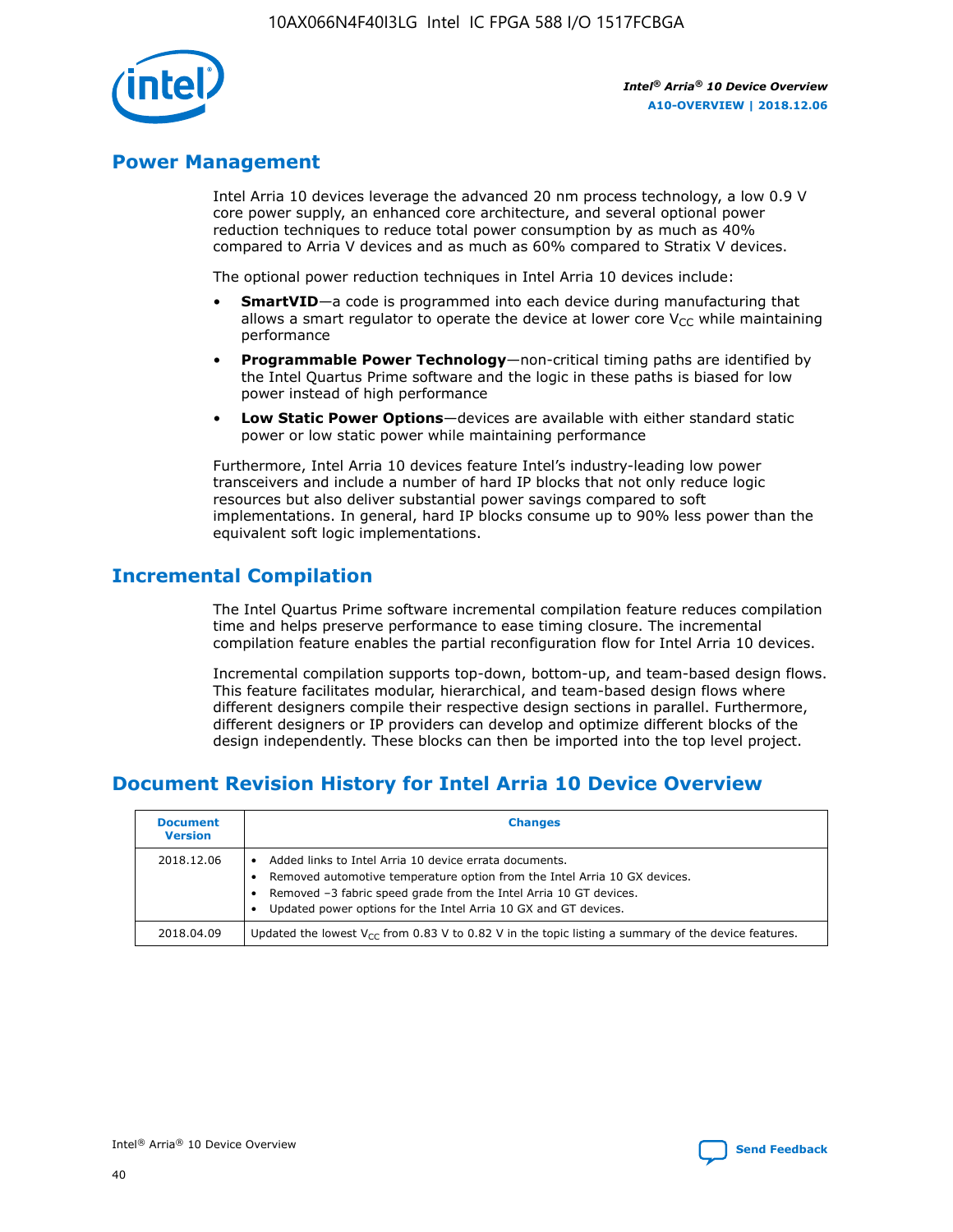## Power Management

Intel Arria 10 devices leverage the advanced 20 nm process technology, a low 0.9 V core power supply, an enhanced core architecture, and several optional power reduction techniques to reduce total power consumption by as much as 40% compared to Arria V devices and as much as 60% compared to Stratix V devices.

The optional power reduction techniques in Intel Arria 10 devices include:

- **SmartVID**—a code is programmed into each device during manufacturing that allows a smart regulator to operate the device at lower core $V_{CC}$ while maintaining performance
- **Programmable Power Technology**—non-critical timing paths are identified by the Intel Quartus Prime software and the logic in these paths is biased for low power instead of high performance
- **Low Static Power Options**—devices are available with either standard static power or low static power while maintaining performance

Furthermore, Intel Arria 10 devices feature Intel's industry-leading low power transceivers and include a number of hard IP blocks that not only reduce logic resources but also deliver substantial power savings compared to soft implementations. In general, hard IP blocks consume up to 90% less power than the equivalent soft logic implementations.

## Incremental Compilation

The Intel Quartus Prime software incremental compilation feature reduces compilation time and helps preserve performance to ease timing closure. The incremental compilation feature enables the partial reconfiguration flow for Intel Arria 10 devices.

Incremental compilation supports top-down, bottom-up, and team-based design flows. This feature facilitates modular, hierarchical, and team-based design flows where different designers compile their respective design sections in parallel. Furthermore, different designers or IP providers can develop and optimize different blocks of the design independently. These blocks can then be imported into the top level project.

## Document Revision History for Intel Arria 10 Device Overview

| Document Version | Changes |
| --- | --- |
| 2018.12.06 | • Added links to Intel Arria 10 device errata documents.<br>• Removed automotive temperature option from the Intel Arria 10 GX devices.<br>• Removed –3 fabric speed grade from the Intel Arria 10 GT devices.<br>• Updated power options for the Intel Arria 10 GX and GT devices. |
| 2018.04.09 | Updated the lowest $V_{CC}$ from 0.83 V to 0.82 V in the topic listing a summary of the device features. |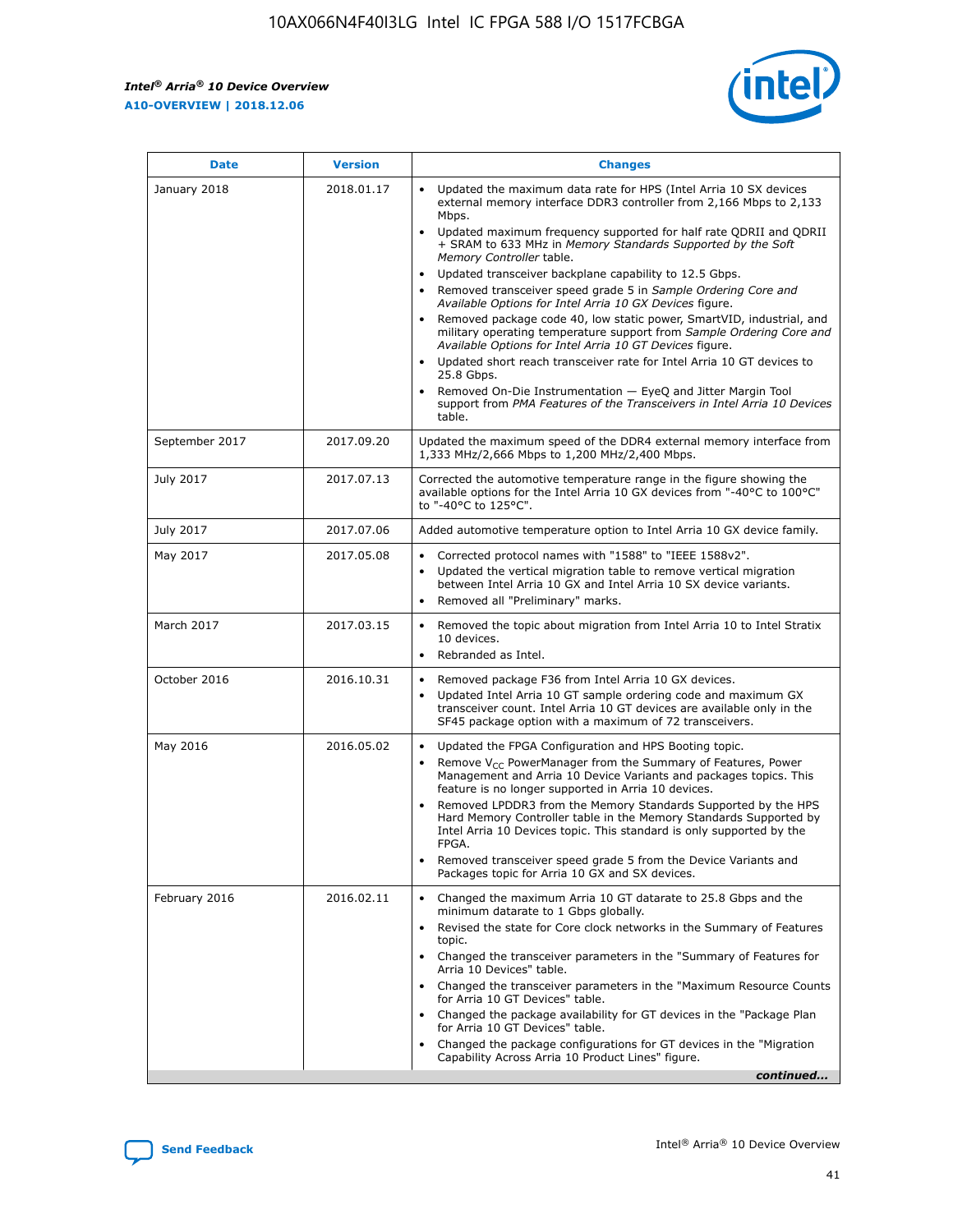| Date | Version | Changes |
| --- | --- | --- |
| January 2018 | 2018.01.17 | • Updated the maximum data rate for HPS (Intel Arria 10 SX devices external memory interface DDR3 controller from 2,166 Mbps to 2,133 Mbps.<br>• Updated maximum frequency supported for half rate QDRII and QDRII + SRAM to 633 MHz in *Memory Standards Supported by the Soft Memory Controller* table.<br>• Updated transceiver backplane capability to 12.5 Gbps.<br>• Removed transceiver speed grade 5 in *Sample Ordering Core and Available Options for Intel Arria 10 GX Devices* figure.<br>• Removed package code 40, low static power, SmartVID, industrial, and military operating temperature support from *Sample Ordering Core and Available Options for Intel Arria 10 GT Devices* figure.<br>• Updated short reach transceiver rate for Intel Arria 10 GT devices to 25.8 Gbps.<br>• Removed On-Die Instrumentation — EyeQ and Jitter Margin Tool support from *PMA Features of the Transceivers in Intel Arria 10 Devices* table. |
| September 2017 | 2017.09.20 | Updated the maximum speed of the DDR4 external memory interface from 1,333 MHz/2,666 Mbps to 1,200 MHz/2,400 Mbps. |
| July 2017 | 2017.07.13 | Corrected the automotive temperature range in the figure showing the available options for the Intel Arria 10 GX devices from "-40°C to 100°C" to "-40°C to 125°C". |
| July 2017 | 2017.07.06 | Added automotive temperature option to Intel Arria 10 GX device family. |
| May 2017 | 2017.05.08 | • Corrected protocol names with "1588" to "IEEE 1588v2".<br>• Updated the vertical migration table to remove vertical migration between Intel Arria 10 GX and Intel Arria 10 SX device variants.<br>• Removed all "Preliminary" marks. |
| March 2017 | 2017.03.15 | • Removed the topic about migration from Intel Arria 10 to Intel Stratix 10 devices.<br>• Rebranded as Intel. |
| October 2016 | 2016.10.31 | • Removed package F36 from Intel Arria 10 GX devices.<br>• Updated Intel Arria 10 GT sample ordering code and maximum GX transceiver count. Intel Arria 10 GT devices are available only in the SF45 package option with a maximum of 72 transceivers. |
| May 2016 | 2016.05.02 | • Updated the FPGA Configuration and HPS Booting topic.<br>• Remove $V_{CC}$ PowerManager from the Summary of Features, Power Management and Arria 10 Device Variants and packages topics. This feature is no longer supported in Arria 10 devices.<br>• Removed LPDDR3 from the Memory Standards Supported by the HPS Hard Memory Controller table in the Memory Standards Supported by Intel Arria 10 Devices topic. This standard is only supported by the FPGA.<br>• Removed transceiver speed grade 5 from the Device Variants and Packages topic for Arria 10 GX and SX devices. |
| February 2016 | 2016.02.11 | • Changed the maximum Arria 10 GT datarate to 25.8 Gbps and the minimum datarate to 1 Gbps globally.<br>• Revised the state for Core clock networks in the Summary of Features topic.<br>• Changed the transceiver parameters in the "Summary of Features for Arria 10 Devices" table.<br>• Changed the transceiver parameters in the "Maximum Resource Counts for Arria 10 GT Devices" table.<br>• Changed the package availability for GT devices in the "Package Plan for Arria 10 GT Devices" table.<br>• Changed the package configurations for GT devices in the "Migration Capability Across Arria 10 Product Lines" figure. |

*continued...*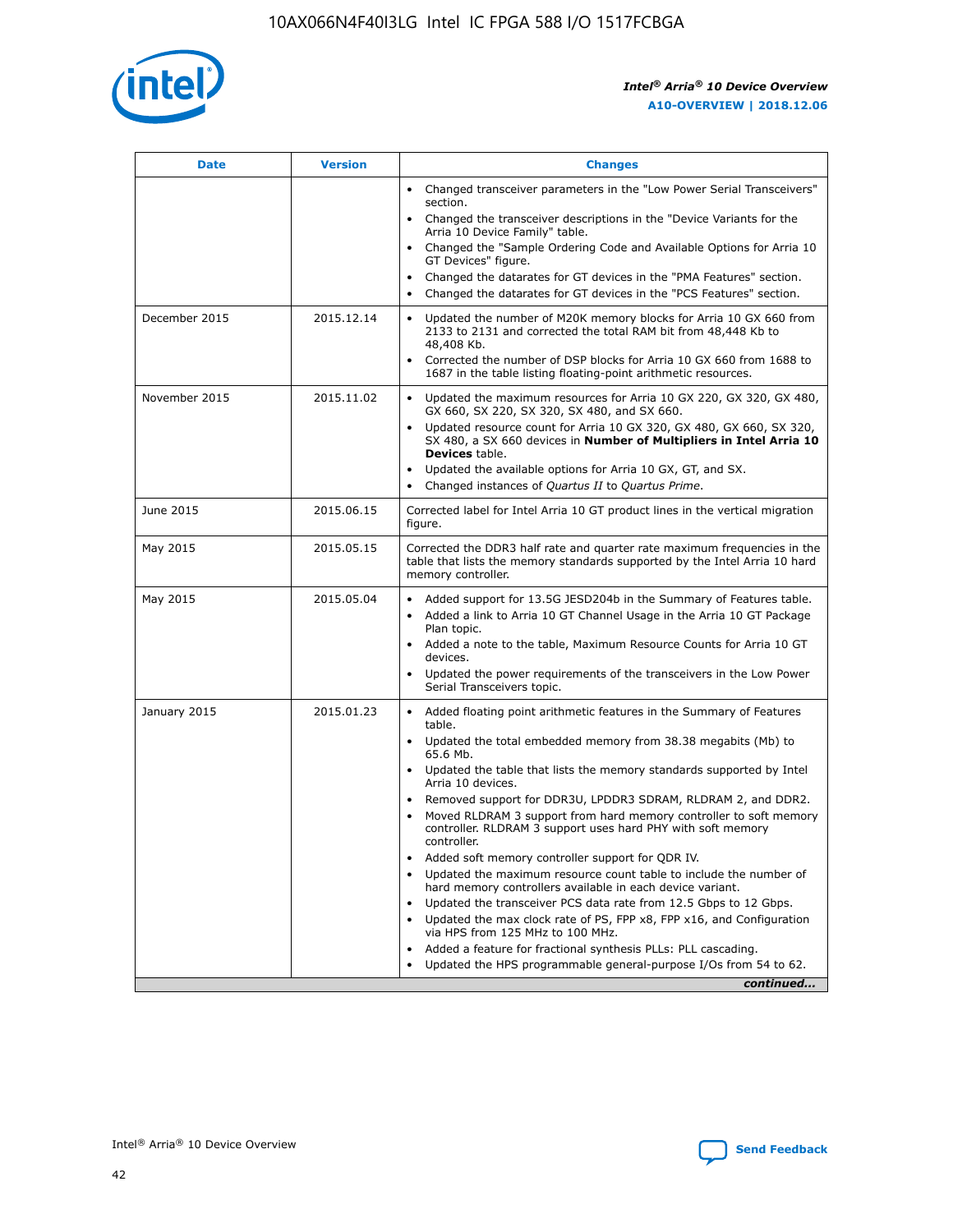| Date | Version | Changes |
| --- | --- | --- |
| | | • Changed transceiver parameters in the "Low Power Serial Transceivers" section.<br>• Changed the transceiver descriptions in the "Device Variants for the Arria 10 Device Family" table.<br>• Changed the "Sample Ordering Code and Available Options for Arria 10 GT Devices" figure.<br>• Changed the datarates for GT devices in the "PMA Features" section.<br>• Changed the datarates for GT devices in the "PCS Features" section. |
| December 2015 | 2015.12.14 | • Updated the number of M20K memory blocks for Arria 10 GX 660 from 2133 to 2131 and corrected the total RAM bit from 48,448 Kb to 48,408 Kb.<br>• Corrected the number of DSP blocks for Arria 10 GX 660 from 1688 to 1687 in the table listing floating-point arithmetic resources. |
| November 2015 | 2015.11.02 | • Updated the maximum resources for Arria 10 GX 220, GX 320, GX 480, GX 660, SX 220, SX 320, SX 480, and SX 660.<br>• Updated resource count for Arria 10 GX 320, GX 480, GX 660, SX 320, SX 480, a SX 660 devices in **Number of Multipliers in Intel Arria 10 Devices** table.<br>• Updated the available options for Arria 10 GX, GT, and SX.<br>• Changed instances of *Quartus II* to *Quartus Prime*. |
| June 2015 | 2015.06.15 | Corrected label for Intel Arria 10 GT product lines in the vertical migration figure. |
| May 2015 | 2015.05.15 | Corrected the DDR3 half rate and quarter rate maximum frequencies in the table that lists the memory standards supported by the Intel Arria 10 hard memory controller. |
| May 2015 | 2015.05.04 | • Added support for 13.5G JESD204b in the Summary of Features table.<br>• Added a link to Arria 10 GT Channel Usage in the Arria 10 GT Package Plan topic.<br>• Added a note to the table, Maximum Resource Counts for Arria 10 GT devices.<br>• Updated the power requirements of the transceivers in the Low Power Serial Transceivers topic. |
| January 2015 | 2015.01.23 | • Added floating point arithmetic features in the Summary of Features table.<br>• Updated the total embedded memory from 38.38 megabits (Mb) to 65.6 Mb.<br>• Updated the table that lists the memory standards supported by Intel Arria 10 devices.<br>• Removed support for DDR3U, LPDDR3 SDRAM, RLDRAM 2, and DDR2.<br>• Moved RLDRAM 3 support from hard memory controller to soft memory controller. RLDRAM 3 support uses hard PHY with soft memory controller.<br>• Added soft memory controller support for QDR IV.<br>• Updated the maximum resource count table to include the number of hard memory controllers available in each device variant.<br>• Updated the transceiver PCS data rate from 12.5 Gbps to 12 Gbps.<br>• Updated the max clock rate of PS, FPP x8, FPP x16, and Configuration via HPS from 125 MHz to 100 MHz.<br>• Added a feature for fractional synthesis PLLs: PLL cascading.<br>• Updated the HPS programmable general-purpose I/Os from 54 to 62. |

*continued...*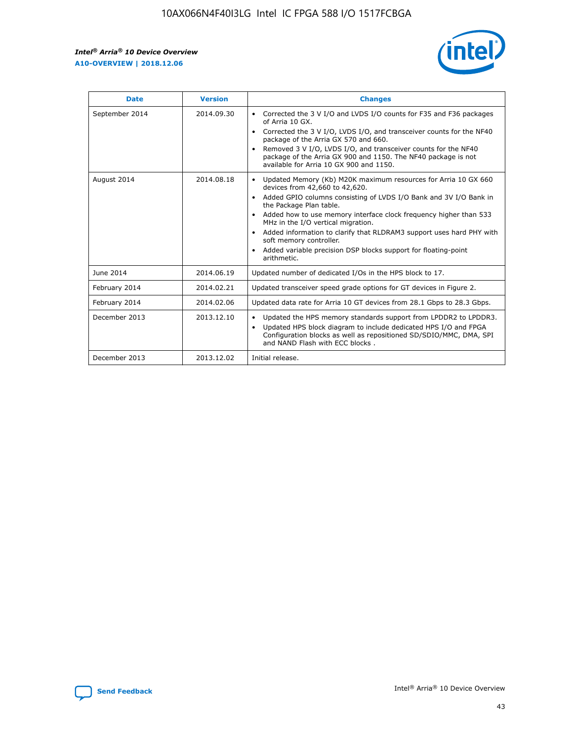| Date | Version | Changes |
| --- | --- | --- |
| September 2014 | 2014.09.30 | • Corrected the 3 V I/O and LVDS I/O counts for F35 and F36 packages of Arria 10 GX.<br>• Corrected the 3 V I/O, LVDS I/O, and transceiver counts for the NF40 package of the Arria GX 570 and 660.<br>• Removed 3 V I/O, LVDS I/O, and transceiver counts for the NF40 package of the Arria GX 900 and 1150. The NF40 package is not available for Arria 10 GX 900 and 1150. |
| August 2014 | 2014.08.18 | • Updated Memory (Kb) M20K maximum resources for Arria 10 GX 660 devices from 42,660 to 42,620.<br>• Added GPIO columns consisting of LVDS I/O Bank and 3V I/O Bank in the Package Plan table.<br>• Added how to use memory interface clock frequency higher than 533 MHz in the I/O vertical migration.<br>• Added information to clarify that RLDRAM3 support uses hard PHY with soft memory controller.<br>• Added variable precision DSP blocks support for floating-point arithmetic. |
| June 2014 | 2014.06.19 | Updated number of dedicated I/Os in the HPS block to 17. |
| February 2014 | 2014.02.21 | Updated transceiver speed grade options for GT devices in Figure 2. |
| February 2014 | 2014.02.06 | Updated data rate for Arria 10 GT devices from 28.1 Gbps to 28.3 Gbps. |
| December 2013 | 2013.12.10 | • Updated the HPS memory standards support from LPDDR2 to LPDDR3.<br>• Updated HPS block diagram to include dedicated HPS I/O and FPGA Configuration blocks as well as repositioned SD/SDIO/MMC, DMA, SPI and NAND Flash with ECC blocks . |
| December 2013 | 2013.12.02 | Initial release. |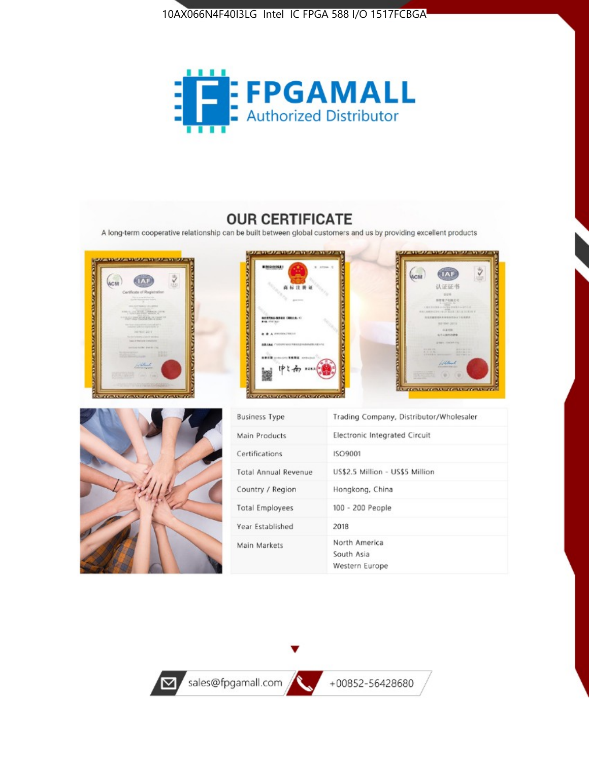FPGAMALL

Authorized Distributor

## OUR CERTIFICATE

A long-term cooperative relationship can be built between global customers and us by providing excellent products

| | |
|---|---|
| Business Type | Trading Company, Distributor/Wholesaler |
| Main Products | Electronic Integrated Circuit |
| Certifications | ISO9001 |
| Total Annual Revenue | US$2.5 Million - US$5 Million |
| Country / Region | Hongkong, China |
| Total Employees | 100 - 200 People |
| Year Established | 2018 |
| Main Markets | North America<br>South Asia<br>Western Europe |

sales@fpgamall.com

+00852-56428680